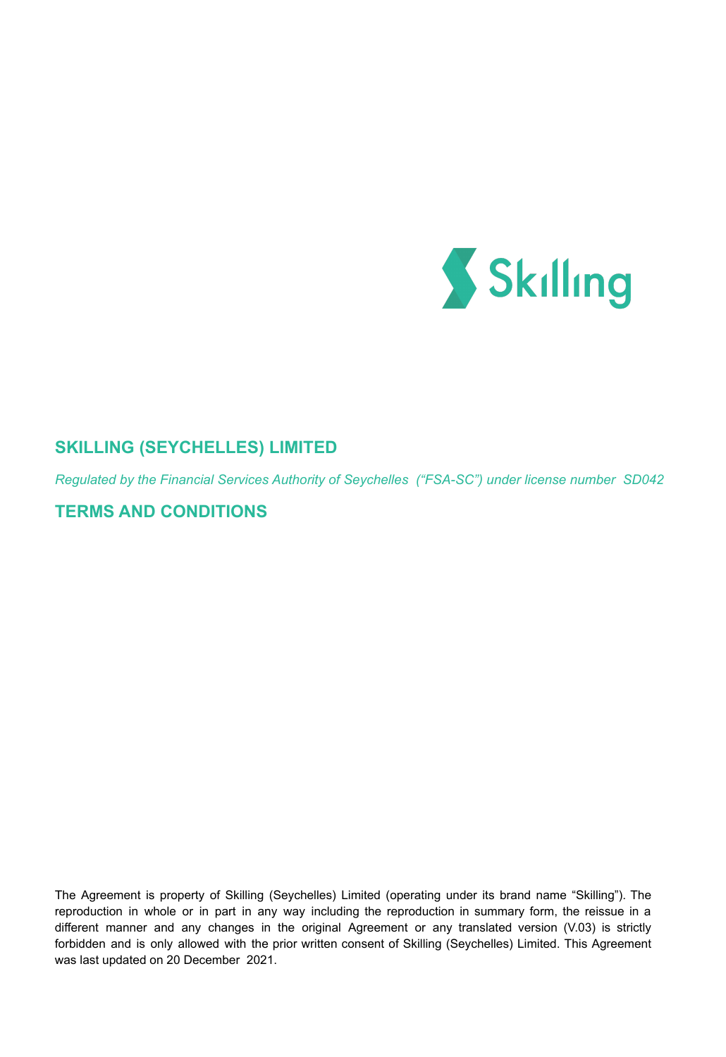Skilling

# SKILLING (SEYCHELLES) LIMITED

*Regulated by the Financial Services Authority of Seychelles ("FSA-SC") under license number SD042*

# TERMS AND CONDITIONS

The Agreement is property of Skilling (Seychelles) Limited (operating under its brand name "Skilling"). The reproduction in whole or in part in any way including the reproduction in summary form, the reissue in a different manner and any changes in the original Agreement or any translated version (V.03) is strictly forbidden and is only allowed with the prior written consent of Skilling (Seychelles) Limited. This Agreement was last updated on 20 December 2021.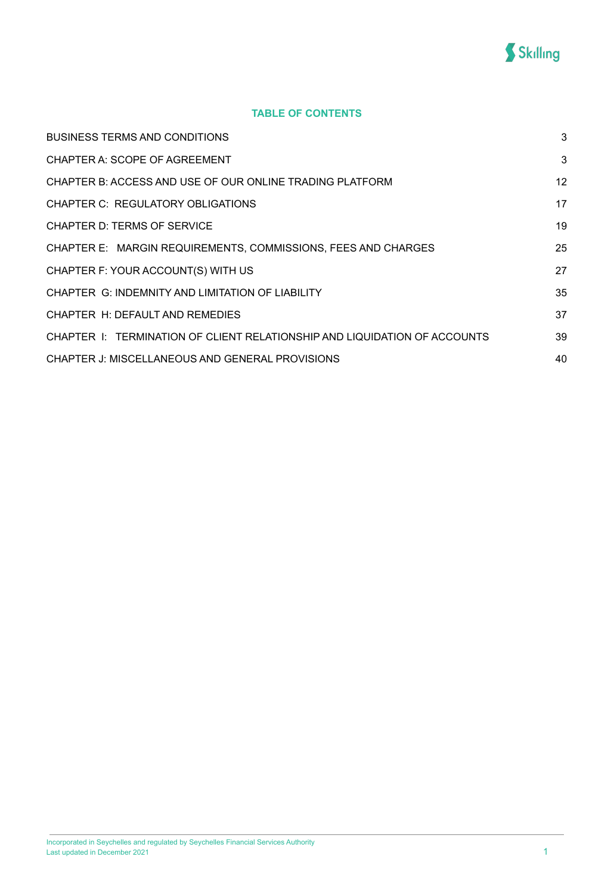## TABLE OF CONTENTS

| | |
|---|---|
| BUSINESS TERMS AND CONDITIONS | 3 |
| CHAPTER A: SCOPE OF AGREEMENT | 3 |
| CHAPTER B: ACCESS AND USE OF OUR ONLINE TRADING PLATFORM | 12 |
| CHAPTER C: REGULATORY OBLIGATIONS | 17 |
| CHAPTER D: TERMS OF SERVICE | 19 |
| CHAPTER E: MARGIN REQUIREMENTS, COMMISSIONS, FEES AND CHARGES | 25 |
| CHAPTER F: YOUR ACCOUNT(S) WITH US | 27 |
| CHAPTER G: INDEMNITY AND LIMITATION OF LIABILITY | 35 |
| CHAPTER H: DEFAULT AND REMEDIES | 37 |
| CHAPTER I: TERMINATION OF CLIENT RELATIONSHIP AND LIQUIDATION OF ACCOUNTS | 39 |
| CHAPTER J: MISCELLANEOUS AND GENERAL PROVISIONS | 40 |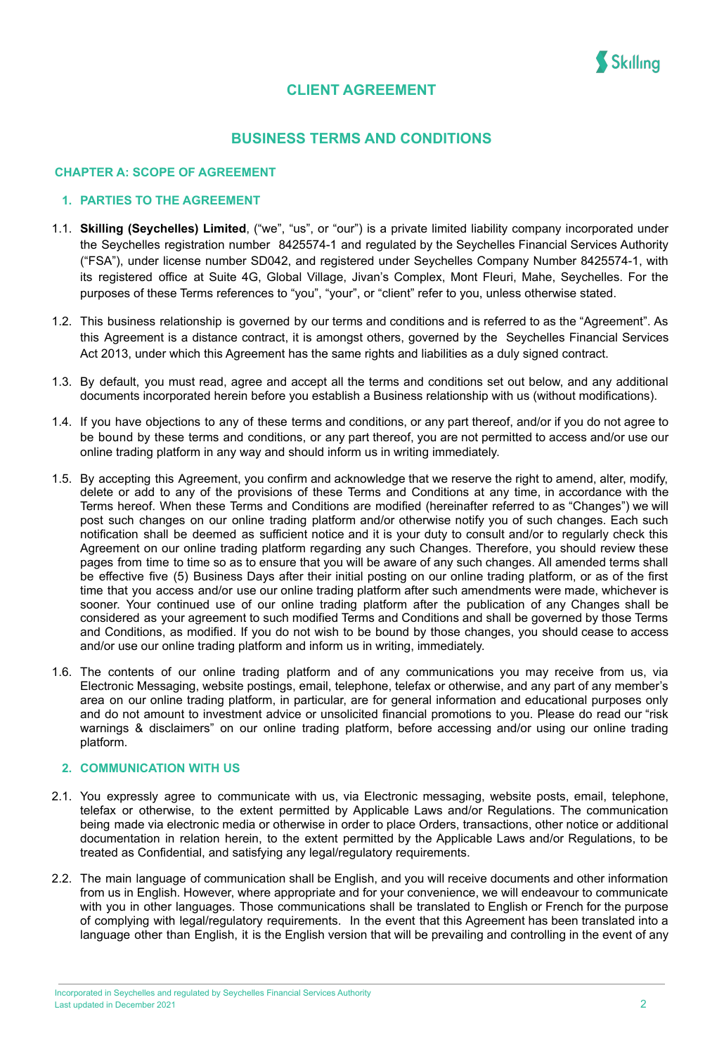# CLIENT AGREEMENT

## BUSINESS TERMS AND CONDITIONS

### CHAPTER A: SCOPE OF AGREEMENT

#### 1. PARTIES TO THE AGREEMENT

1.1. **Skilling (Seychelles) Limited**, ("we", "us", or "our") is a private limited liability company incorporated under the Seychelles registration number 8425574-1 and regulated by the Seychelles Financial Services Authority ("FSA"), under license number SD042, and registered under Seychelles Company Number 8425574-1, with its registered office at Suite 4G, Global Village, Jivan's Complex, Mont Fleuri, Mahe, Seychelles. For the purposes of these Terms references to "you", "your", or "client" refer to you, unless otherwise stated.

1.2. This business relationship is governed by our terms and conditions and is referred to as the "Agreement". As this Agreement is a distance contract, it is amongst others, governed by the Seychelles Financial Services Act 2013, under which this Agreement has the same rights and liabilities as a duly signed contract.

1.3. By default, you must read, agree and accept all the terms and conditions set out below, and any additional documents incorporated herein before you establish a Business relationship with us (without modifications).

1.4. If you have objections to any of these terms and conditions, or any part thereof, and/or if you do not agree to be bound by these terms and conditions, or any part thereof, you are not permitted to access and/or use our online trading platform in any way and should inform us in writing immediately.

1.5. By accepting this Agreement, you confirm and acknowledge that we reserve the right to amend, alter, modify, delete or add to any of the provisions of these Terms and Conditions at any time, in accordance with the Terms hereof. When these Terms and Conditions are modified (hereinafter referred to as "Changes") we will post such changes on our online trading platform and/or otherwise notify you of such changes. Each such notification shall be deemed as sufficient notice and it is your duty to consult and/or to regularly check this Agreement on our online trading platform regarding any such Changes. Therefore, you should review these pages from time to time so as to ensure that you will be aware of any such changes. All amended terms shall be effective five (5) Business Days after their initial posting on our online trading platform, or as of the first time that you access and/or use our online trading platform after such amendments were made, whichever is sooner. Your continued use of our online trading platform after the publication of any Changes shall be considered as your agreement to such modified Terms and Conditions and shall be governed by those Terms and Conditions, as modified. If you do not wish to be bound by those changes, you should cease to access and/or use our online trading platform and inform us in writing, immediately.

1.6. The contents of our online trading platform and of any communications you may receive from us, via Electronic Messaging, website postings, email, telephone, telefax or otherwise, and any part of any member's area on our online trading platform, in particular, are for general information and educational purposes only and do not amount to investment advice or unsolicited financial promotions to you. Please do read our "risk warnings & disclaimers" on our online trading platform, before accessing and/or using our online trading platform.

#### 2. COMMUNICATION WITH US

2.1. You expressly agree to communicate with us, via Electronic messaging, website posts, email, telephone, telefax or otherwise, to the extent permitted by Applicable Laws and/or Regulations. The communication being made via electronic media or otherwise in order to place Orders, transactions, other notice or additional documentation in relation herein, to the extent permitted by the Applicable Laws and/or Regulations, to be treated as Confidential, and satisfying any legal/regulatory requirements.

2.2. The main language of communication shall be English, and you will receive documents and other information from us in English. However, where appropriate and for your convenience, we will endeavour to communicate with you in other languages. Those communications shall be translated to English or French for the purpose of complying with legal/regulatory requirements. In the event that this Agreement has been translated into a language other than English, it is the English version that will be prevailing and controlling in the event of any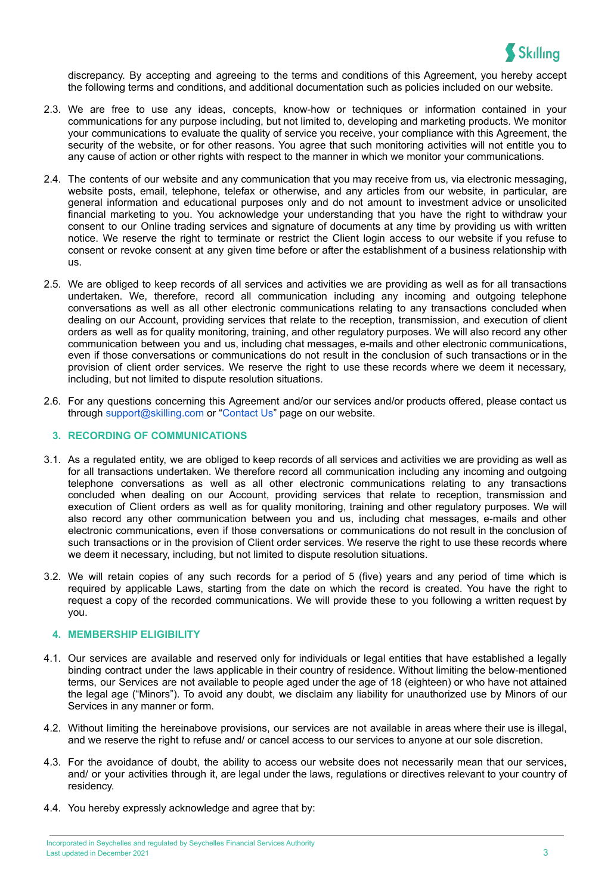discrepancy. By accepting and agreeing to the terms and conditions of this Agreement, you hereby accept the following terms and conditions, and additional documentation such as policies included on our website.

2.3. We are free to use any ideas, concepts, know-how or techniques or information contained in your communications for any purpose including, but not limited to, developing and marketing products. We monitor your communications to evaluate the quality of service you receive, your compliance with this Agreement, the security of the website, or for other reasons. You agree that such monitoring activities will not entitle you to any cause of action or other rights with respect to the manner in which we monitor your communications.

2.4. The contents of our website and any communication that you may receive from us, via electronic messaging, website posts, email, telephone, telefax or otherwise, and any articles from our website, in particular, are general information and educational purposes only and do not amount to investment advice or unsolicited financial marketing to you. You acknowledge your understanding that you have the right to withdraw your consent to our Online trading services and signature of documents at any time by providing us with written notice. We reserve the right to terminate or restrict the Client login access to our website if you refuse to consent or revoke consent at any given time before or after the establishment of a business relationship with us.

2.5. We are obliged to keep records of all services and activities we are providing as well as for all transactions undertaken. We, therefore, record all communication including any incoming and outgoing telephone conversations as well as all other electronic communications relating to any transactions concluded when dealing on our Account, providing services that relate to the reception, transmission, and execution of client orders as well as for quality monitoring, training, and other regulatory purposes. We will also record any other communication between you and us, including chat messages, e-mails and other electronic communications, even if those conversations or communications do not result in the conclusion of such transactions or in the provision of client order services. We reserve the right to use these records where we deem it necessary, including, but not limited to dispute resolution situations.

2.6. For any questions concerning this Agreement and/or our services and/or products offered, please contact us through support@skilling.com or "Contact Us" page on our website.

## 3. RECORDING OF COMMUNICATIONS

3.1. As a regulated entity, we are obliged to keep records of all services and activities we are providing as well as for all transactions undertaken. We therefore record all communication including any incoming and outgoing telephone conversations as well as all other electronic communications relating to any transactions concluded when dealing on our Account, providing services that relate to reception, transmission and execution of Client orders as well as for quality monitoring, training and other regulatory purposes. We will also record any other communication between you and us, including chat messages, e-mails and other electronic communications, even if those conversations or communications do not result in the conclusion of such transactions or in the provision of Client order services. We reserve the right to use these records where we deem it necessary, including, but not limited to dispute resolution situations.

3.2. We will retain copies of any such records for a period of 5 (five) years and any period of time which is required by applicable Laws, starting from the date on which the record is created. You have the right to request a copy of the recorded communications. We will provide these to you following a written request by you.

## 4. MEMBERSHIP ELIGIBILITY

4.1. Our services are available and reserved only for individuals or legal entities that have established a legally binding contract under the laws applicable in their country of residence. Without limiting the below-mentioned terms, our Services are not available to people aged under the age of 18 (eighteen) or who have not attained the legal age ("Minors"). To avoid any doubt, we disclaim any liability for unauthorized use by Minors of our Services in any manner or form.

4.2. Without limiting the hereinabove provisions, our services are not available in areas where their use is illegal, and we reserve the right to refuse and/ or cancel access to our services to anyone at our sole discretion.

4.3. For the avoidance of doubt, the ability to access our website does not necessarily mean that our services, and/ or your activities through it, are legal under the laws, regulations or directives relevant to your country of residency.

4.4. You hereby expressly acknowledge and agree that by: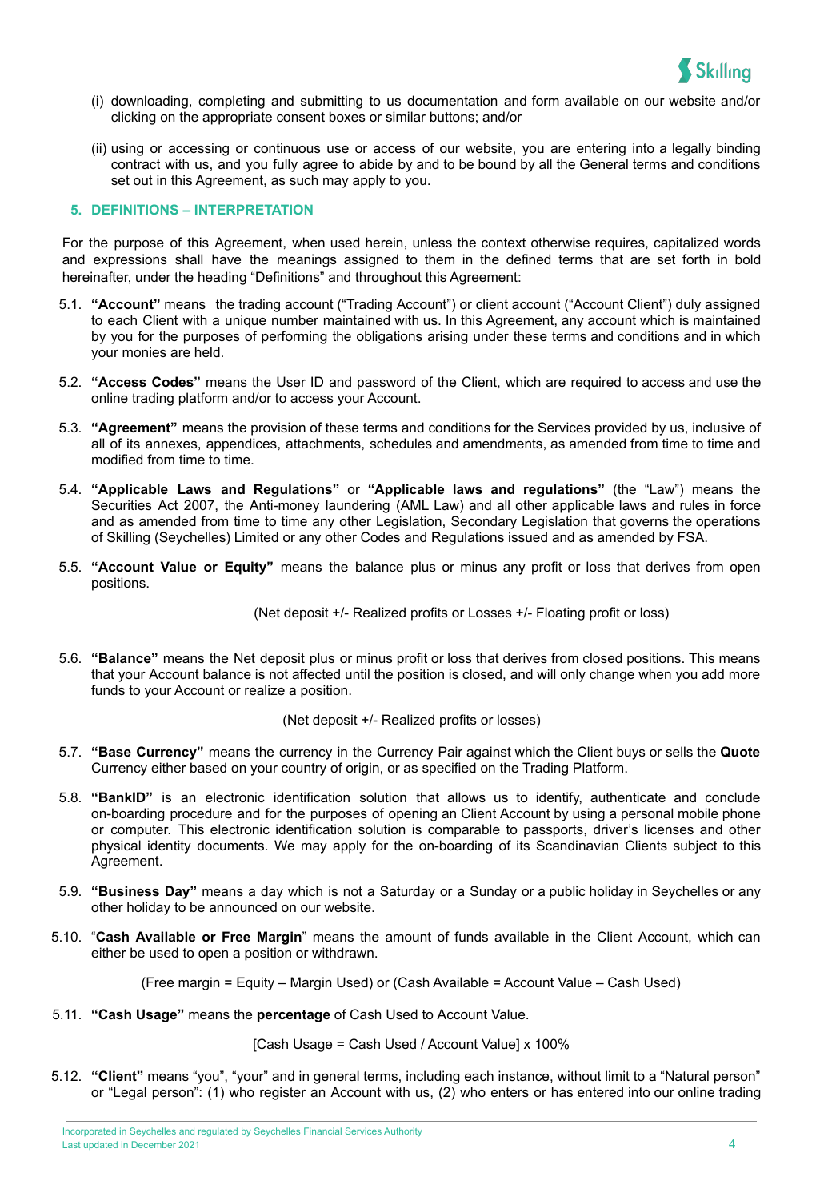(i) downloading, completing and submitting to us documentation and form available on our website and/or clicking on the appropriate consent boxes or similar buttons; and/or

(ii) using or accessing or continuous use or access of our website, you are entering into a legally binding contract with us, and you fully agree to abide by and to be bound by all the General terms and conditions set out in this Agreement, as such may apply to you.

## 5. DEFINITIONS – INTERPRETATION

For the purpose of this Agreement, when used herein, unless the context otherwise requires, capitalized words and expressions shall have the meanings assigned to them in the defined terms that are set forth in bold hereinafter, under the heading "Definitions" and throughout this Agreement:

5.1. **"Account"** means the trading account ("Trading Account") or client account ("Account Client") duly assigned to each Client with a unique number maintained with us. In this Agreement, any account which is maintained by you for the purposes of performing the obligations arising under these terms and conditions and in which your monies are held.

5.2. **"Access Codes"** means the User ID and password of the Client, which are required to access and use the online trading platform and/or to access your Account.

5.3. **"Agreement"** means the provision of these terms and conditions for the Services provided by us, inclusive of all of its annexes, appendices, attachments, schedules and amendments, as amended from time to time and modified from time to time.

5.4. **"Applicable Laws and Regulations"** or **"Applicable laws and regulations"** (the "Law") means the Securities Act 2007, the Anti-money laundering (AML Law) and all other applicable laws and rules in force and as amended from time to time any other Legislation, Secondary Legislation that governs the operations of Skilling (Seychelles) Limited or any other Codes and Regulations issued and as amended by FSA.

5.5. **"Account Value or Equity"** means the balance plus or minus any profit or loss that derives from open positions.

(Net deposit +/- Realized profits or Losses +/- Floating profit or loss)

5.6. **"Balance"** means the Net deposit plus or minus profit or loss that derives from closed positions. This means that your Account balance is not affected until the position is closed, and will only change when you add more funds to your Account or realize a position.

(Net deposit +/- Realized profits or losses)

5.7. **"Base Currency"** means the currency in the Currency Pair against which the Client buys or sells the **Quote** Currency either based on your country of origin, or as specified on the Trading Platform.

5.8. **"BankID"** is an electronic identification solution that allows us to identify, authenticate and conclude on-boarding procedure and for the purposes of opening an Client Account by using a personal mobile phone or computer. This electronic identification solution is comparable to passports, driver's licenses and other physical identity documents. We may apply for the on-boarding of its Scandinavian Clients subject to this Agreement.

5.9. **"Business Day"** means a day which is not a Saturday or a Sunday or a public holiday in Seychelles or any other holiday to be announced on our website.

5.10. "**Cash Available or Free Margin**" means the amount of funds available in the Client Account, which can either be used to open a position or withdrawn.

(Free margin = Equity – Margin Used) or (Cash Available = Account Value – Cash Used)

5.11. **"Cash Usage"** means the **percentage** of Cash Used to Account Value.

[Cash Usage = Cash Used / Account Value] x 100%

5.12. **"Client"** means "you", "your" and in general terms, including each instance, without limit to a "Natural person" or "Legal person": (1) who register an Account with us, (2) who enters or has entered into our online trading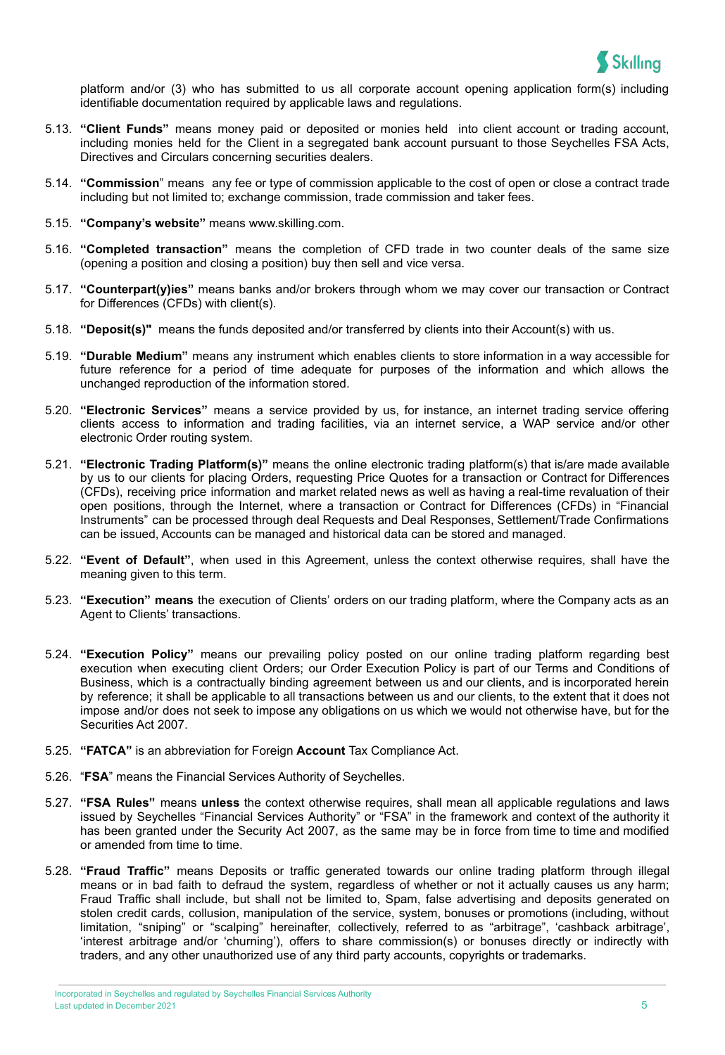platform and/or (3) who has submitted to us all corporate account opening application form(s) including identifiable documentation required by applicable laws and regulations.

5.13. **"Client Funds"** means money paid or deposited or monies held into client account or trading account, including monies held for the Client in a segregated bank account pursuant to those Seychelles FSA Acts, Directives and Circulars concerning securities dealers.

5.14. **"Commission"** means any fee or type of commission applicable to the cost of open or close a contract trade including but not limited to; exchange commission, trade commission and taker fees.

5.15. **"Company's website"** means www.skilling.com.

5.16. **"Completed transaction"** means the completion of CFD trade in two counter deals of the same size (opening a position and closing a position) buy then sell and vice versa.

5.17. **"Counterpart(y)ies"** means banks and/or brokers through whom we may cover our transaction or Contract for Differences (CFDs) with client(s).

5.18. **"Deposit(s)"** means the funds deposited and/or transferred by clients into their Account(s) with us.

5.19. **"Durable Medium"** means any instrument which enables clients to store information in a way accessible for future reference for a period of time adequate for purposes of the information and which allows the unchanged reproduction of the information stored.

5.20. **"Electronic Services"** means a service provided by us, for instance, an internet trading service offering clients access to information and trading facilities, via an internet service, a WAP service and/or other electronic Order routing system.

5.21. **"Electronic Trading Platform(s)"** means the online electronic trading platform(s) that is/are made available by us to our clients for placing Orders, requesting Price Quotes for a transaction or Contract for Differences (CFDs), receiving price information and market related news as well as having a real-time revaluation of their open positions, through the Internet, where a transaction or Contract for Differences (CFDs) in "Financial Instruments" can be processed through deal Requests and Deal Responses, Settlement/Trade Confirmations can be issued, Accounts can be managed and historical data can be stored and managed.

5.22. **"Event of Default"**, when used in this Agreement, unless the context otherwise requires, shall have the meaning given to this term.

5.23. **"Execution" means** the execution of Clients' orders on our trading platform, where the Company acts as an Agent to Clients' transactions.

5.24. **"Execution Policy"** means our prevailing policy posted on our online trading platform regarding best execution when executing client Orders; our Order Execution Policy is part of our Terms and Conditions of Business, which is a contractually binding agreement between us and our clients, and is incorporated herein by reference; it shall be applicable to all transactions between us and our clients, to the extent that it does not impose and/or does not seek to impose any obligations on us which we would not otherwise have, but for the Securities Act 2007.

5.25. **"FATCA"** is an abbreviation for Foreign **Account** Tax Compliance Act.

5.26. "**FSA**" means the Financial Services Authority of Seychelles.

5.27. **"FSA Rules"** means **unless** the context otherwise requires, shall mean all applicable regulations and laws issued by Seychelles "Financial Services Authority" or "FSA" in the framework and context of the authority it has been granted under the Security Act 2007, as the same may be in force from time to time and modified or amended from time to time.

5.28. **"Fraud Traffic"** means Deposits or traffic generated towards our online trading platform through illegal means or in bad faith to defraud the system, regardless of whether or not it actually causes us any harm; Fraud Traffic shall include, but shall not be limited to, Spam, false advertising and deposits generated on stolen credit cards, collusion, manipulation of the service, system, bonuses or promotions (including, without limitation, "sniping" or "scalping" hereinafter, collectively, referred to as "arbitrage", 'cashback arbitrage', 'interest arbitrage and/or 'churning'), offers to share commission(s) or bonuses directly or indirectly with traders, and any other unauthorized use of any third party accounts, copyrights or trademarks.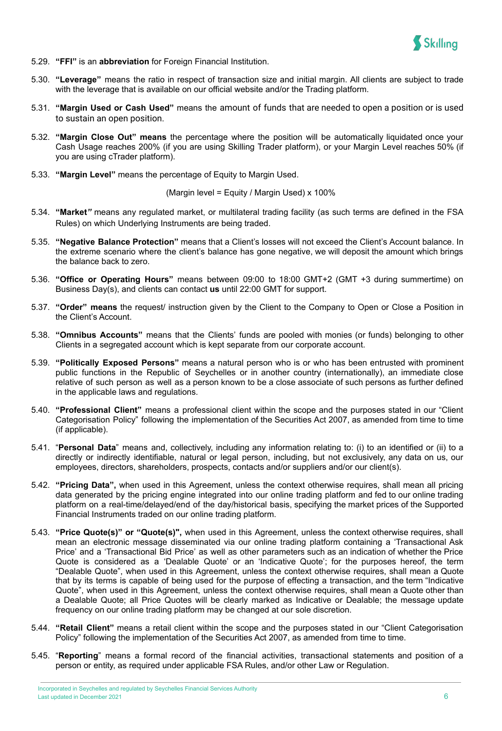5.29. **"FFI"** is an **abbreviation** for Foreign Financial Institution.

5.30. **"Leverage"** means the ratio in respect of transaction size and initial margin. All clients are subject to trade with the leverage that is available on our official website and/or the Trading platform.

5.31. **"Margin Used or Cash Used"** means the amount of funds that are needed to open a position or is used to sustain an open position.

5.32. **"Margin Close Out" means** the percentage where the position will be automatically liquidated once your Cash Usage reaches 200% (if you are using Skilling Trader platform), or your Margin Level reaches 50% (if you are using cTrader platform).

5.33. **"Margin Level"** means the percentage of Equity to Margin Used.

(Margin level = Equity / Margin Used) x 100%

5.34. **"Market"** means any regulated market, or multilateral trading facility (as such terms are defined in the FSA Rules) on which Underlying Instruments are being traded.

5.35. **"Negative Balance Protection"** means that a Client's losses will not exceed the Client's Account balance. In the extreme scenario where the client's balance has gone negative, we will deposit the amount which brings the balance back to zero.

5.36. **"Office or Operating Hours"** means between 09:00 to 18:00 GMT+2 (GMT +3 during summertime) on Business Day(s), and clients can contact **us** until 22:00 GMT for support.

5.37. **"Order" means** the request/ instruction given by the Client to the Company to Open or Close a Position in the Client's Account.

5.38. **"Omnibus Accounts"** means that the Clients' funds are pooled with monies (or funds) belonging to other Clients in a segregated account which is kept separate from our corporate account.

5.39. **"Politically Exposed Persons"** means a natural person who is or who has been entrusted with prominent public functions in the Republic of Seychelles or in another country (internationally), an immediate close relative of such person as well as a person known to be a close associate of such persons as further defined in the applicable laws and regulations.

5.40. **"Professional Client"** means a professional client within the scope and the purposes stated in our "Client Categorisation Policy" following the implementation of the Securities Act 2007, as amended from time to time (if applicable).

5.41. "**Personal Data**" means and, collectively, including any information relating to: (i) to an identified or (ii) to a directly or indirectly identifiable, natural or legal person, including, but not exclusively, any data on us, our employees, directors, shareholders, prospects, contacts and/or suppliers and/or our client(s).

5.42. **"Pricing Data",** when used in this Agreement, unless the context otherwise requires, shall mean all pricing data generated by the pricing engine integrated into our online trading platform and fed to our online trading platform on a real-time/delayed/end of the day/historical basis, specifying the market prices of the Supported Financial Instruments traded on our online trading platform.

5.43. **"Price Quote(s)" or "Quote(s)",** when used in this Agreement, unless the context otherwise requires, shall mean an electronic message disseminated via our online trading platform containing a 'Transactional Ask Price' and a 'Transactional Bid Price' as well as other parameters such as an indication of whether the Price Quote is considered as a 'Dealable Quote' or an 'Indicative Quote'; for the purposes hereof, the term "Dealable Quote", when used in this Agreement, unless the context otherwise requires, shall mean a Quote that by its terms is capable of being used for the purpose of effecting a transaction, and the term "Indicative Quote", when used in this Agreement, unless the context otherwise requires, shall mean a Quote other than a Dealable Quote; all Price Quotes will be clearly marked as Indicative or Dealable; the message update frequency on our online trading platform may be changed at our sole discretion.

5.44. **"Retail Client"** means a retail client within the scope and the purposes stated in our "Client Categorisation Policy" following the implementation of the Securities Act 2007, as amended from time to time.

5.45. "**Reporting**" means a formal record of the financial activities, transactional statements and position of a person or entity, as required under applicable FSA Rules, and/or other Law or Regulation.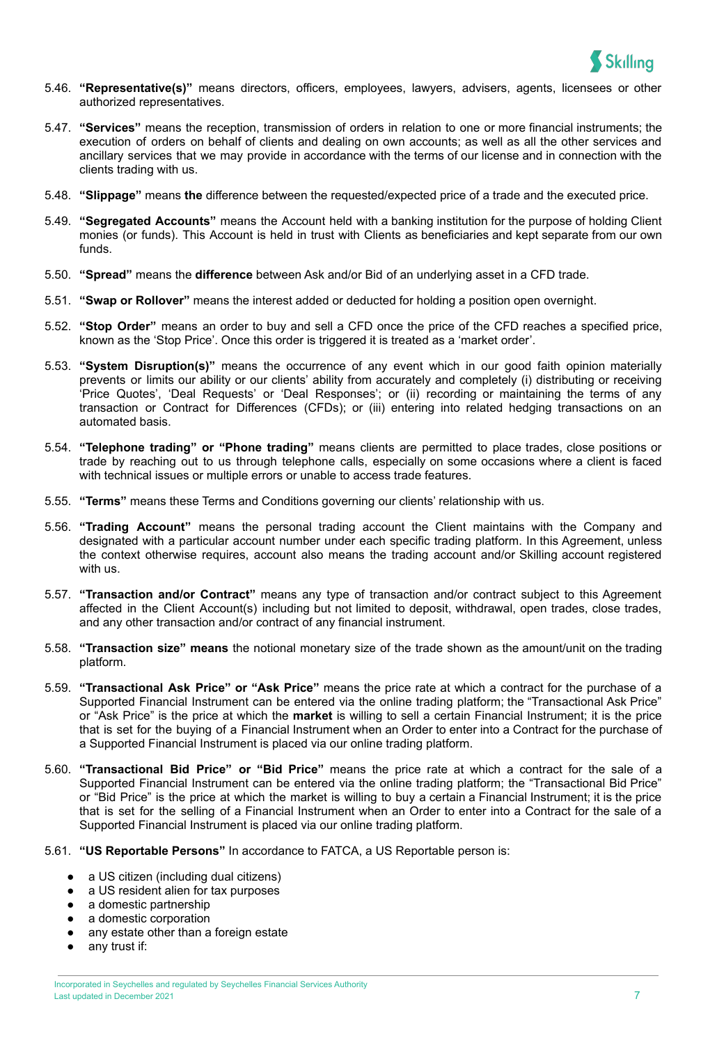5.46. **"Representative(s)"** means directors, officers, employees, lawyers, advisers, agents, licensees or other authorized representatives.

5.47. **"Services"** means the reception, transmission of orders in relation to one or more financial instruments; the execution of orders on behalf of clients and dealing on own accounts; as well as all the other services and ancillary services that we may provide in accordance with the terms of our license and in connection with the clients trading with us.

5.48. **"Slippage"** means **the** difference between the requested/expected price of a trade and the executed price.

5.49. **"Segregated Accounts"** means the Account held with a banking institution for the purpose of holding Client monies (or funds). This Account is held in trust with Clients as beneficiaries and kept separate from our own funds.

5.50. **"Spread"** means the **difference** between Ask and/or Bid of an underlying asset in a CFD trade.

5.51. **"Swap or Rollover"** means the interest added or deducted for holding a position open overnight.

5.52. **"Stop Order"** means an order to buy and sell a CFD once the price of the CFD reaches a specified price, known as the 'Stop Price'. Once this order is triggered it is treated as a 'market order'.

5.53. **"System Disruption(s)"** means the occurrence of any event which in our good faith opinion materially prevents or limits our ability or our clients' ability from accurately and completely (i) distributing or receiving 'Price Quotes', 'Deal Requests' or 'Deal Responses'; or (ii) recording or maintaining the terms of any transaction or Contract for Differences (CFDs); or (iii) entering into related hedging transactions on an automated basis.

5.54. **"Telephone trading" or "Phone trading"** means clients are permitted to place trades, close positions or trade by reaching out to us through telephone calls, especially on some occasions where a client is faced with technical issues or multiple errors or unable to access trade features.

5.55. **"Terms"** means these Terms and Conditions governing our clients' relationship with us.

5.56. **"Trading Account"** means the personal trading account the Client maintains with the Company and designated with a particular account number under each specific trading platform. In this Agreement, unless the context otherwise requires, account also means the trading account and/or Skilling account registered with us.

5.57. **"Transaction and/or Contract"** means any type of transaction and/or contract subject to this Agreement affected in the Client Account(s) including but not limited to deposit, withdrawal, open trades, close trades, and any other transaction and/or contract of any financial instrument.

5.58. **"Transaction size" means** the notional monetary size of the trade shown as the amount/unit on the trading platform.

5.59. **"Transactional Ask Price" or "Ask Price"** means the price rate at which a contract for the purchase of a Supported Financial Instrument can be entered via the online trading platform; the "Transactional Ask Price" or "Ask Price" is the price at which the **market** is willing to sell a certain Financial Instrument; it is the price that is set for the buying of a Financial Instrument when an Order to enter into a Contract for the purchase of a Supported Financial Instrument is placed via our online trading platform.

5.60. **"Transactional Bid Price" or "Bid Price"** means the price rate at which a contract for the sale of a Supported Financial Instrument can be entered via the online trading platform; the "Transactional Bid Price" or "Bid Price" is the price at which the market is willing to buy a certain a Financial Instrument; it is the price that is set for the selling of a Financial Instrument when an Order to enter into a Contract for the sale of a Supported Financial Instrument is placed via our online trading platform.

5.61. **"US Reportable Persons"** In accordance to FATCA, a US Reportable person is:

- a US citizen (including dual citizens)
- a US resident alien for tax purposes
- a domestic partnership
- a domestic corporation
- any estate other than a foreign estate
- any trust if: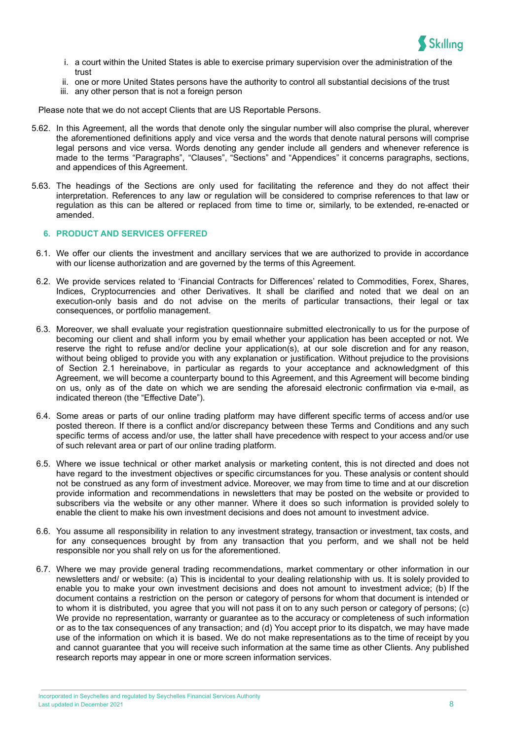i. a court within the United States is able to exercise primary supervision over the administration of the trust
ii. one or more United States persons have the authority to control all substantial decisions of the trust
iii. any other person that is not a foreign person

Please note that we do not accept Clients that are US Reportable Persons.

5.62. In this Agreement, all the words that denote only the singular number will also comprise the plural, wherever the aforementioned definitions apply and vice versa and the words that denote natural persons will comprise legal persons and vice versa. Words denoting any gender include all genders and whenever reference is made to the terms "Paragraphs", "Clauses", "Sections" and "Appendices" it concerns paragraphs, sections, and appendices of this Agreement.

5.63. The headings of the Sections are only used for facilitating the reference and they do not affect their interpretation. References to any law or regulation will be considered to comprise references to that law or regulation as this can be altered or replaced from time to time or, similarly, to be extended, re-enacted or amended.

## 6. PRODUCT AND SERVICES OFFERED

6.1. We offer our clients the investment and ancillary services that we are authorized to provide in accordance with our license authorization and are governed by the terms of this Agreement.

6.2. We provide services related to 'Financial Contracts for Differences' related to Commodities, Forex, Shares, Indices, Cryptocurrencies and other Derivatives. It shall be clarified and noted that we deal on an execution-only basis and do not advise on the merits of particular transactions, their legal or tax consequences, or portfolio management.

6.3. Moreover, we shall evaluate your registration questionnaire submitted electronically to us for the purpose of becoming our client and shall inform you by email whether your application has been accepted or not. We reserve the right to refuse and/or decline your application(s), at our sole discretion and for any reason, without being obliged to provide you with any explanation or justification. Without prejudice to the provisions of Section 2.1 hereinabove, in particular as regards to your acceptance and acknowledgment of this Agreement, we will become a counterparty bound to this Agreement, and this Agreement will become binding on us, only as of the date on which we are sending the aforesaid electronic confirmation via e-mail, as indicated thereon (the "Effective Date").

6.4. Some areas or parts of our online trading platform may have different specific terms of access and/or use posted thereon. If there is a conflict and/or discrepancy between these Terms and Conditions and any such specific terms of access and/or use, the latter shall have precedence with respect to your access and/or use of such relevant area or part of our online trading platform.

6.5. Where we issue technical or other market analysis or marketing content, this is not directed and does not have regard to the investment objectives or specific circumstances for you. These analysis or content should not be construed as any form of investment advice. Moreover, we may from time to time and at our discretion provide information and recommendations in newsletters that may be posted on the website or provided to subscribers via the website or any other manner. Where it does so such information is provided solely to enable the client to make his own investment decisions and does not amount to investment advice.

6.6. You assume all responsibility in relation to any investment strategy, transaction or investment, tax costs, and for any consequences brought by from any transaction that you perform, and we shall not be held responsible nor you shall rely on us for the aforementioned.

6.7. Where we may provide general trading recommendations, market commentary or other information in our newsletters and/ or website: (a) This is incidental to your dealing relationship with us. It is solely provided to enable you to make your own investment decisions and does not amount to investment advice; (b) If the document contains a restriction on the person or category of persons for whom that document is intended or to whom it is distributed, you agree that you will not pass it on to any such person or category of persons; (c) We provide no representation, warranty or guarantee as to the accuracy or completeness of such information or as to the tax consequences of any transaction; and (d) You accept prior to its dispatch, we may have made use of the information on which it is based. We do not make representations as to the time of receipt by you and cannot guarantee that you will receive such information at the same time as other Clients. Any published research reports may appear in one or more screen information services.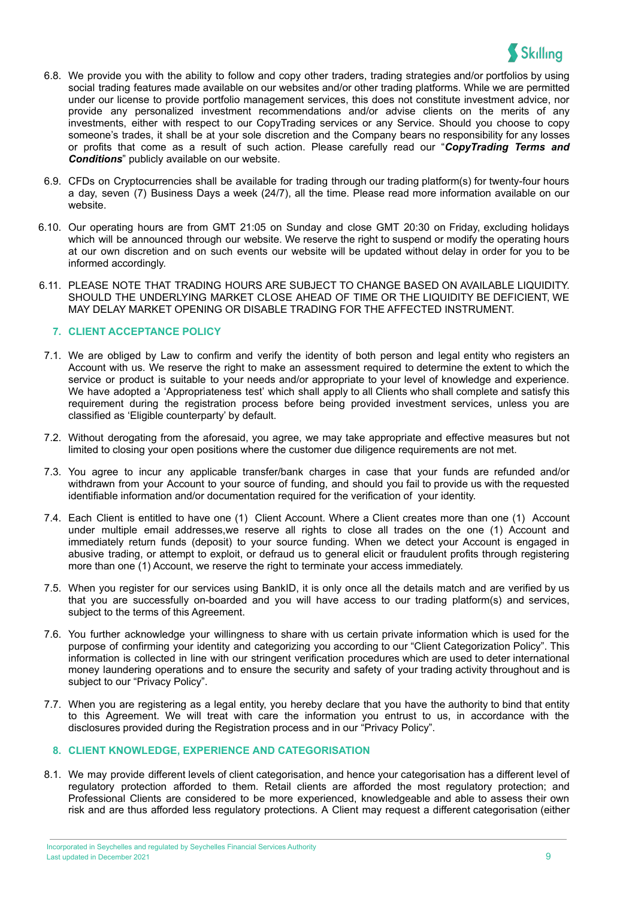6.8. We provide you with the ability to follow and copy other traders, trading strategies and/or portfolios by using social trading features made available on our websites and/or other trading platforms. While we are permitted under our license to provide portfolio management services, this does not constitute investment advice, nor provide any personalized investment recommendations and/or advise clients on the merits of any investments, either with respect to our CopyTrading services or any Service. Should you choose to copy someone's trades, it shall be at your sole discretion and the Company bears no responsibility for any losses or profits that come as a result of such action. Please carefully read our "***CopyTrading Terms and Conditions***" publicly available on our website.

6.9. CFDs on Cryptocurrencies shall be available for trading through our trading platform(s) for twenty-four hours a day, seven (7) Business Days a week (24/7), all the time. Please read more information available on our website.

6.10. Our operating hours are from GMT 21:05 on Sunday and close GMT 20:30 on Friday, excluding holidays which will be announced through our website. We reserve the right to suspend or modify the operating hours at our own discretion and on such events our website will be updated without delay in order for you to be informed accordingly.

6.11. PLEASE NOTE THAT TRADING HOURS ARE SUBJECT TO CHANGE BASED ON AVAILABLE LIQUIDITY. SHOULD THE UNDERLYING MARKET CLOSE AHEAD OF TIME OR THE LIQUIDITY BE DEFICIENT, WE MAY DELAY MARKET OPENING OR DISABLE TRADING FOR THE AFFECTED INSTRUMENT.

## 7. CLIENT ACCEPTANCE POLICY

7.1. We are obliged by Law to confirm and verify the identity of both person and legal entity who registers an Account with us. We reserve the right to make an assessment required to determine the extent to which the service or product is suitable to your needs and/or appropriate to your level of knowledge and experience. We have adopted a 'Appropriateness test' which shall apply to all Clients who shall complete and satisfy this requirement during the registration process before being provided investment services, unless you are classified as 'Eligible counterparty' by default.

7.2. Without derogating from the aforesaid, you agree, we may take appropriate and effective measures but not limited to closing your open positions where the customer due diligence requirements are not met.

7.3. You agree to incur any applicable transfer/bank charges in case that your funds are refunded and/or withdrawn from your Account to your source of funding, and should you fail to provide us with the requested identifiable information and/or documentation required for the verification of your identity.

7.4. Each Client is entitled to have one (1) Client Account. Where a Client creates more than one (1) Account under multiple email addresses,we reserve all rights to close all trades on the one (1) Account and immediately return funds (deposit) to your source funding. When we detect your Account is engaged in abusive trading, or attempt to exploit, or defraud us to general elicit or fraudulent profits through registering more than one (1) Account, we reserve the right to terminate your access immediately.

7.5. When you register for our services using BankID, it is only once all the details match and are verified by us that you are successfully on-boarded and you will have access to our trading platform(s) and services, subject to the terms of this Agreement.

7.6. You further acknowledge your willingness to share with us certain private information which is used for the purpose of confirming your identity and categorizing you according to our "Client Categorization Policy". This information is collected in line with our stringent verification procedures which are used to deter international money laundering operations and to ensure the security and safety of your trading activity throughout and is subject to our "Privacy Policy".

7.7. When you are registering as a legal entity, you hereby declare that you have the authority to bind that entity to this Agreement. We will treat with care the information you entrust to us, in accordance with the disclosures provided during the Registration process and in our "Privacy Policy".

## 8. CLIENT KNOWLEDGE, EXPERIENCE AND CATEGORISATION

8.1. We may provide different levels of client categorisation, and hence your categorisation has a different level of regulatory protection afforded to them. Retail clients are afforded the most regulatory protection; and Professional Clients are considered to be more experienced, knowledgeable and able to assess their own risk and are thus afforded less regulatory protections. A Client may request a different categorisation (either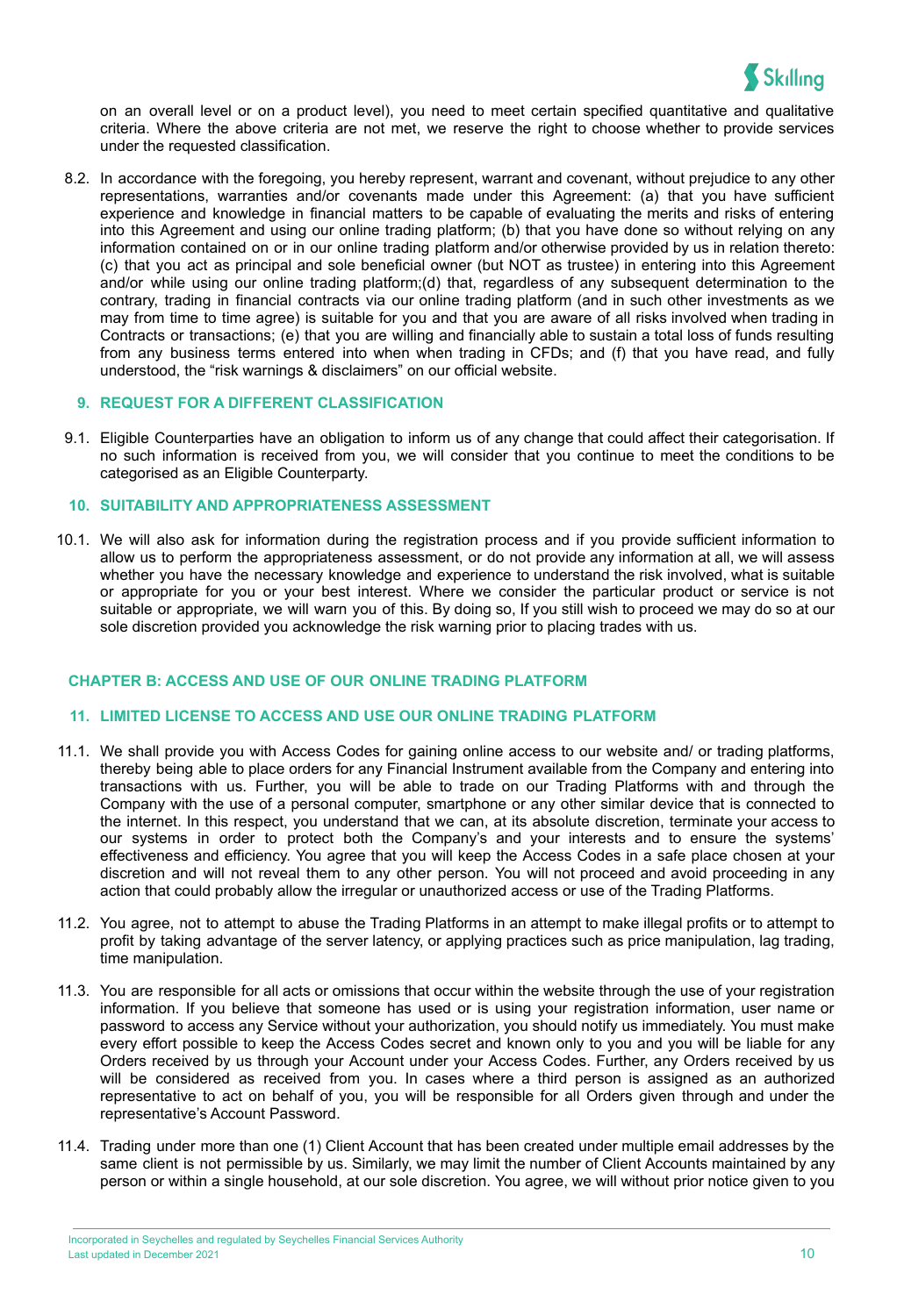on an overall level or on a product level), you need to meet certain specified quantitative and qualitative criteria. Where the above criteria are not met, we reserve the right to choose whether to provide services under the requested classification.

8.2. In accordance with the foregoing, you hereby represent, warrant and covenant, without prejudice to any other representations, warranties and/or covenants made under this Agreement: (a) that you have sufficient experience and knowledge in financial matters to be capable of evaluating the merits and risks of entering into this Agreement and using our online trading platform; (b) that you have done so without relying on any information contained on or in our online trading platform and/or otherwise provided by us in relation thereto: (c) that you act as principal and sole beneficial owner (but NOT as trustee) in entering into this Agreement and/or while using our online trading platform;(d) that, regardless of any subsequent determination to the contrary, trading in financial contracts via our online trading platform (and in such other investments as we may from time to time agree) is suitable for you and that you are aware of all risks involved when trading in Contracts or transactions; (e) that you are willing and financially able to sustain a total loss of funds resulting from any business terms entered into when when trading in CFDs; and (f) that you have read, and fully understood, the "risk warnings & disclaimers" on our official website.

## 9. REQUEST FOR A DIFFERENT CLASSIFICATION

9.1. Eligible Counterparties have an obligation to inform us of any change that could affect their categorisation. If no such information is received from you, we will consider that you continue to meet the conditions to be categorised as an Eligible Counterparty.

## 10. SUITABILITY AND APPROPRIATENESS ASSESSMENT

10.1. We will also ask for information during the registration process and if you provide sufficient information to allow us to perform the appropriateness assessment, or do not provide any information at all, we will assess whether you have the necessary knowledge and experience to understand the risk involved, what is suitable or appropriate for you or your best interest. Where we consider the particular product or service is not suitable or appropriate, we will warn you of this. By doing so, If you still wish to proceed we may do so at our sole discretion provided you acknowledge the risk warning prior to placing trades with us.

# CHAPTER B: ACCESS AND USE OF OUR ONLINE TRADING PLATFORM

## 11. LIMITED LICENSE TO ACCESS AND USE OUR ONLINE TRADING PLATFORM

11.1. We shall provide you with Access Codes for gaining online access to our website and/ or trading platforms, thereby being able to place orders for any Financial Instrument available from the Company and entering into transactions with us. Further, you will be able to trade on our Trading Platforms with and through the Company with the use of a personal computer, smartphone or any other similar device that is connected to the internet. In this respect, you understand that we can, at its absolute discretion, terminate your access to our systems in order to protect both the Company's and your interests and to ensure the systems' effectiveness and efficiency. You agree that you will keep the Access Codes in a safe place chosen at your discretion and will not reveal them to any other person. You will not proceed and avoid proceeding in any action that could probably allow the irregular or unauthorized access or use of the Trading Platforms.

11.2. You agree, not to attempt to abuse the Trading Platforms in an attempt to make illegal profits or to attempt to profit by taking advantage of the server latency, or applying practices such as price manipulation, lag trading, time manipulation.

11.3. You are responsible for all acts or omissions that occur within the website through the use of your registration information. If you believe that someone has used or is using your registration information, user name or password to access any Service without your authorization, you should notify us immediately. You must make every effort possible to keep the Access Codes secret and known only to you and you will be liable for any Orders received by us through your Account under your Access Codes. Further, any Orders received by us will be considered as received from you. In cases where a third person is assigned as an authorized representative to act on behalf of you, you will be responsible for all Orders given through and under the representative's Account Password.

11.4. Trading under more than one (1) Client Account that has been created under multiple email addresses by the same client is not permissible by us. Similarly, we may limit the number of Client Accounts maintained by any person or within a single household, at our sole discretion. You agree, we will without prior notice given to you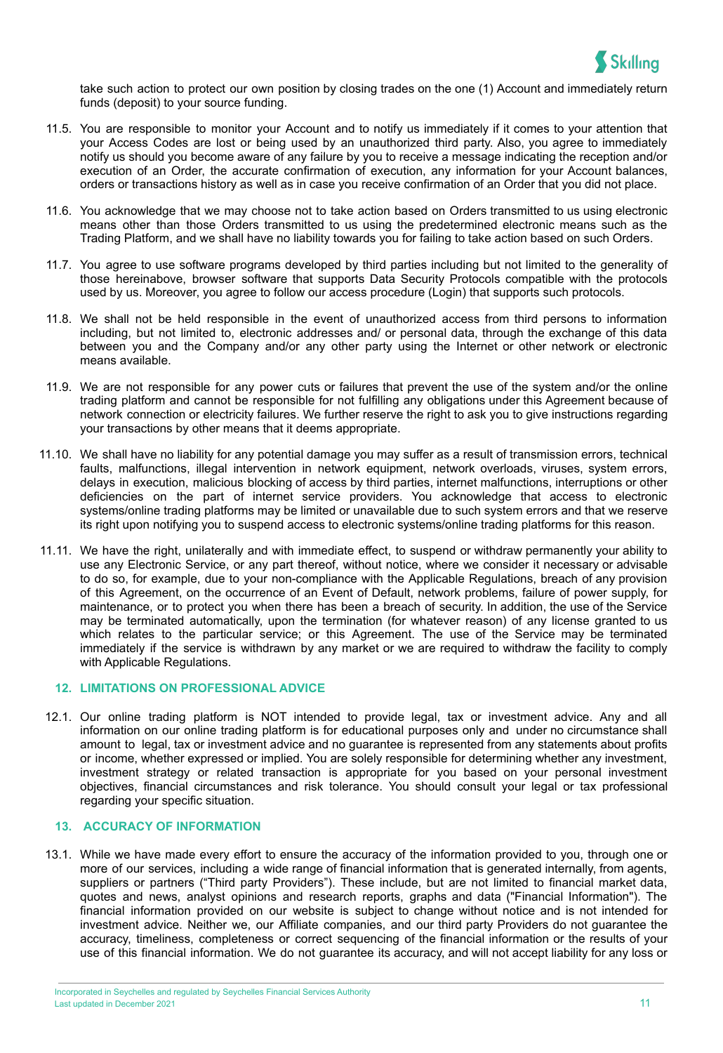take such action to protect our own position by closing trades on the one (1) Account and immediately return funds (deposit) to your source funding.

11.5. You are responsible to monitor your Account and to notify us immediately if it comes to your attention that your Access Codes are lost or being used by an unauthorized third party. Also, you agree to immediately notify us should you become aware of any failure by you to receive a message indicating the reception and/or execution of an Order, the accurate confirmation of execution, any information for your Account balances, orders or transactions history as well as in case you receive confirmation of an Order that you did not place.

11.6. You acknowledge that we may choose not to take action based on Orders transmitted to us using electronic means other than those Orders transmitted to us using the predetermined electronic means such as the Trading Platform, and we shall have no liability towards you for failing to take action based on such Orders.

11.7. You agree to use software programs developed by third parties including but not limited to the generality of those hereinabove, browser software that supports Data Security Protocols compatible with the protocols used by us. Moreover, you agree to follow our access procedure (Login) that supports such protocols.

11.8. We shall not be held responsible in the event of unauthorized access from third persons to information including, but not limited to, electronic addresses and/ or personal data, through the exchange of this data between you and the Company and/or any other party using the Internet or other network or electronic means available.

11.9. We are not responsible for any power cuts or failures that prevent the use of the system and/or the online trading platform and cannot be responsible for not fulfilling any obligations under this Agreement because of network connection or electricity failures. We further reserve the right to ask you to give instructions regarding your transactions by other means that it deems appropriate.

11.10. We shall have no liability for any potential damage you may suffer as a result of transmission errors, technical faults, malfunctions, illegal intervention in network equipment, network overloads, viruses, system errors, delays in execution, malicious blocking of access by third parties, internet malfunctions, interruptions or other deficiencies on the part of internet service providers. You acknowledge that access to electronic systems/online trading platforms may be limited or unavailable due to such system errors and that we reserve its right upon notifying you to suspend access to electronic systems/online trading platforms for this reason.

11.11. We have the right, unilaterally and with immediate effect, to suspend or withdraw permanently your ability to use any Electronic Service, or any part thereof, without notice, where we consider it necessary or advisable to do so, for example, due to your non-compliance with the Applicable Regulations, breach of any provision of this Agreement, on the occurrence of an Event of Default, network problems, failure of power supply, for maintenance, or to protect you when there has been a breach of security. In addition, the use of the Service may be terminated automatically, upon the termination (for whatever reason) of any license granted to us which relates to the particular service; or this Agreement. The use of the Service may be terminated immediately if the service is withdrawn by any market or we are required to withdraw the facility to comply with Applicable Regulations.

## 12. LIMITATIONS ON PROFESSIONAL ADVICE

12.1. Our online trading platform is NOT intended to provide legal, tax or investment advice. Any and all information on our online trading platform is for educational purposes only and under no circumstance shall amount to legal, tax or investment advice and no guarantee is represented from any statements about profits or income, whether expressed or implied. You are solely responsible for determining whether any investment, investment strategy or related transaction is appropriate for you based on your personal investment objectives, financial circumstances and risk tolerance. You should consult your legal or tax professional regarding your specific situation.

## 13. ACCURACY OF INFORMATION

13.1. While we have made every effort to ensure the accuracy of the information provided to you, through one or more of our services, including a wide range of financial information that is generated internally, from agents, suppliers or partners ("Third party Providers"). These include, but are not limited to financial market data, quotes and news, analyst opinions and research reports, graphs and data ("Financial Information"). The financial information provided on our website is subject to change without notice and is not intended for investment advice. Neither we, our Affiliate companies, and our third party Providers do not guarantee the accuracy, timeliness, completeness or correct sequencing of the financial information or the results of your use of this financial information. We do not guarantee its accuracy, and will not accept liability for any loss or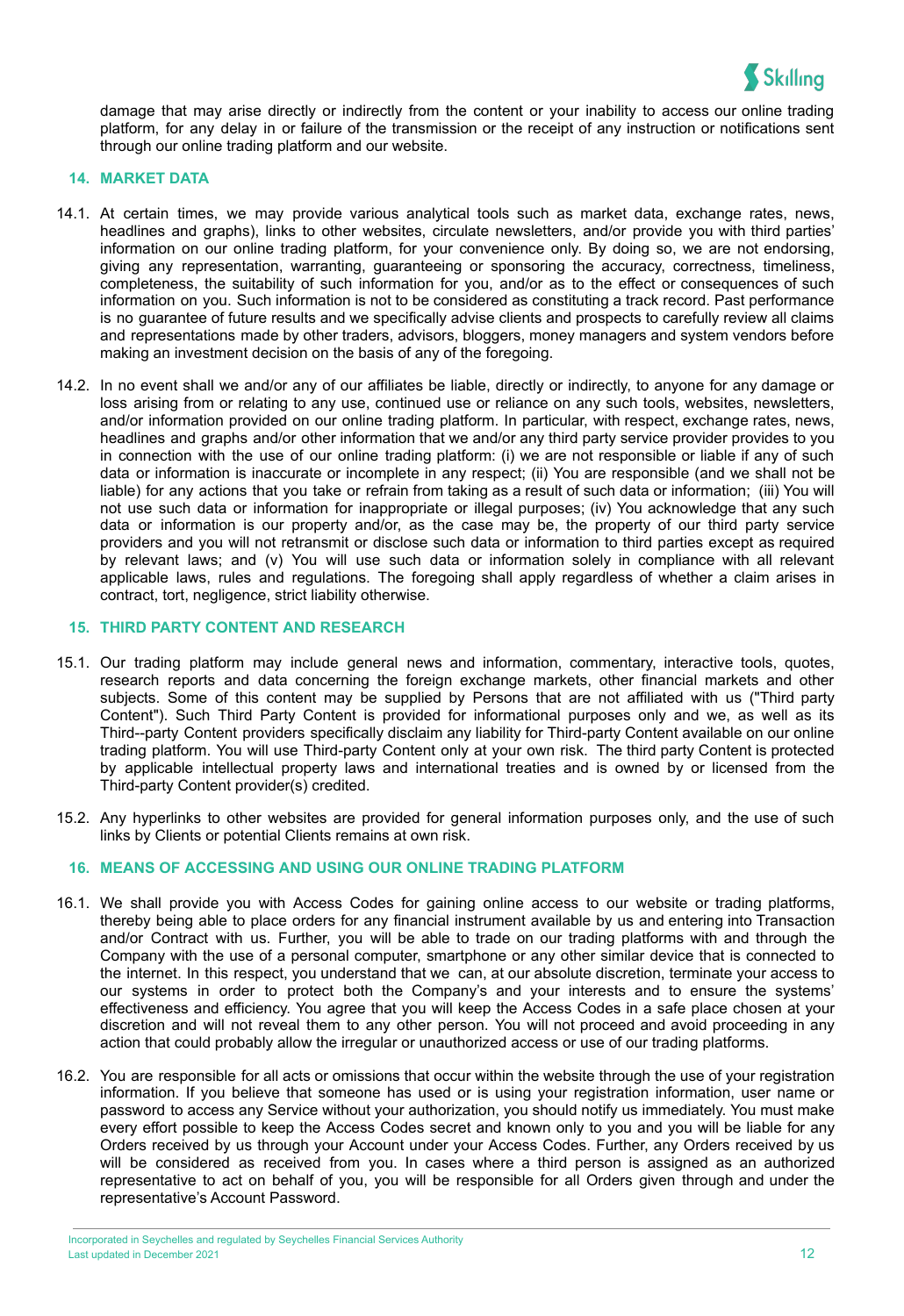damage that may arise directly or indirectly from the content or your inability to access our online trading platform, for any delay in or failure of the transmission or the receipt of any instruction or notifications sent through our online trading platform and our website.

## 14. MARKET DATA

14.1. At certain times, we may provide various analytical tools such as market data, exchange rates, news, headlines and graphs), links to other websites, circulate newsletters, and/or provide you with third parties' information on our online trading platform, for your convenience only. By doing so, we are not endorsing, giving any representation, warranting, guaranteeing or sponsoring the accuracy, correctness, timeliness, completeness, the suitability of such information for you, and/or as to the effect or consequences of such information on you. Such information is not to be considered as constituting a track record. Past performance is no guarantee of future results and we specifically advise clients and prospects to carefully review all claims and representations made by other traders, advisors, bloggers, money managers and system vendors before making an investment decision on the basis of any of the foregoing.

14.2. In no event shall we and/or any of our affiliates be liable, directly or indirectly, to anyone for any damage or loss arising from or relating to any use, continued use or reliance on any such tools, websites, newsletters, and/or information provided on our online trading platform. In particular, with respect, exchange rates, news, headlines and graphs and/or other information that we and/or any third party service provider provides to you in connection with the use of our online trading platform: (i) we are not responsible or liable if any of such data or information is inaccurate or incomplete in any respect; (ii) You are responsible (and we shall not be liable) for any actions that you take or refrain from taking as a result of such data or information; (iii) You will not use such data or information for inappropriate or illegal purposes; (iv) You acknowledge that any such data or information is our property and/or, as the case may be, the property of our third party service providers and you will not retransmit or disclose such data or information to third parties except as required by relevant laws; and (v) You will use such data or information solely in compliance with all relevant applicable laws, rules and regulations. The foregoing shall apply regardless of whether a claim arises in contract, tort, negligence, strict liability otherwise.

## 15. THIRD PARTY CONTENT AND RESEARCH

15.1. Our trading platform may include general news and information, commentary, interactive tools, quotes, research reports and data concerning the foreign exchange markets, other financial markets and other subjects. Some of this content may be supplied by Persons that are not affiliated with us ("Third party Content"). Such Third Party Content is provided for informational purposes only and we, as well as its Third--party Content providers specifically disclaim any liability for Third-party Content available on our online trading platform. You will use Third-party Content only at your own risk. The third party Content is protected by applicable intellectual property laws and international treaties and is owned by or licensed from the Third-party Content provider(s) credited.

15.2. Any hyperlinks to other websites are provided for general information purposes only, and the use of such links by Clients or potential Clients remains at own risk.

## 16. MEANS OF ACCESSING AND USING OUR ONLINE TRADING PLATFORM

16.1. We shall provide you with Access Codes for gaining online access to our website or trading platforms, thereby being able to place orders for any financial instrument available by us and entering into Transaction and/or Contract with us. Further, you will be able to trade on our trading platforms with and through the Company with the use of a personal computer, smartphone or any other similar device that is connected to the internet. In this respect, you understand that we can, at our absolute discretion, terminate your access to our systems in order to protect both the Company's and your interests and to ensure the systems' effectiveness and efficiency. You agree that you will keep the Access Codes in a safe place chosen at your discretion and will not reveal them to any other person. You will not proceed and avoid proceeding in any action that could probably allow the irregular or unauthorized access or use of our trading platforms.

16.2. You are responsible for all acts or omissions that occur within the website through the use of your registration information. If you believe that someone has used or is using your registration information, user name or password to access any Service without your authorization, you should notify us immediately. You must make every effort possible to keep the Access Codes secret and known only to you and you will be liable for any Orders received by us through your Account under your Access Codes. Further, any Orders received by us will be considered as received from you. In cases where a third person is assigned as an authorized representative to act on behalf of you, you will be responsible for all Orders given through and under the representative's Account Password.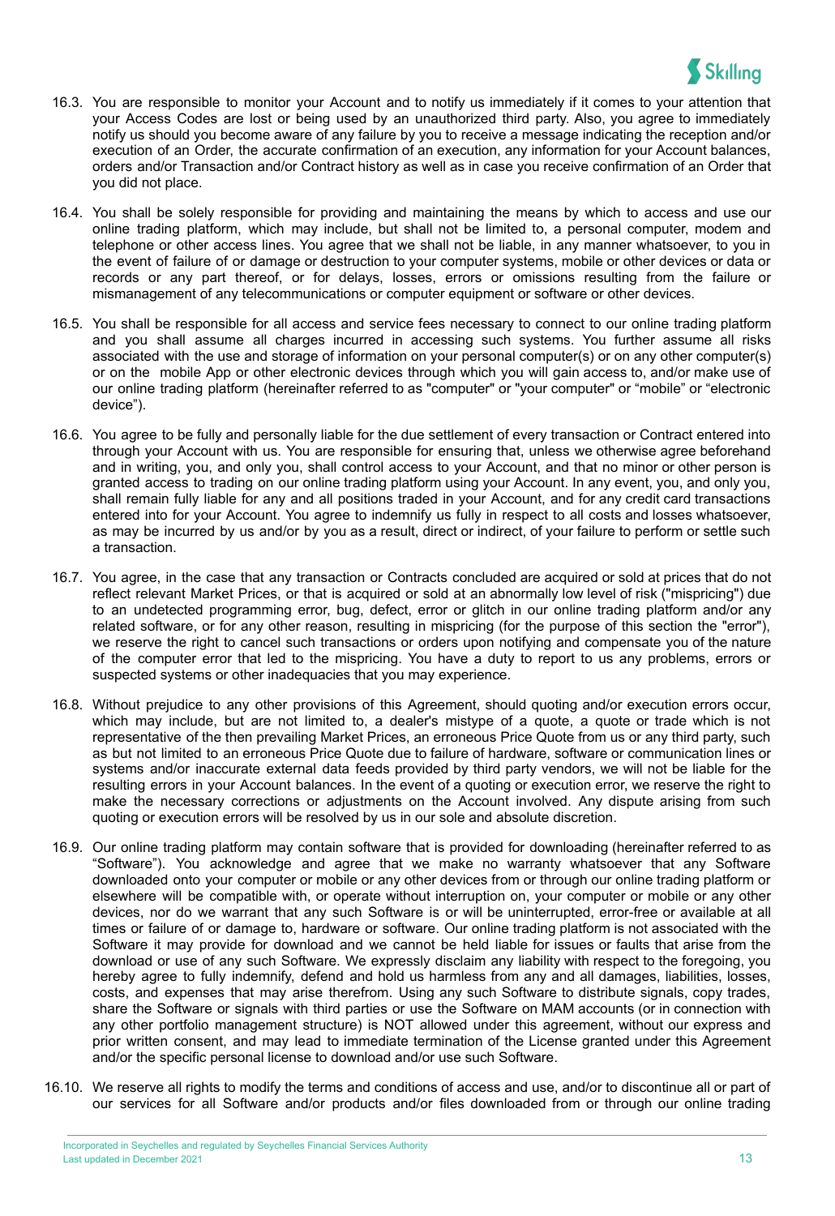16.3. You are responsible to monitor your Account and to notify us immediately if it comes to your attention that your Access Codes are lost or being used by an unauthorized third party. Also, you agree to immediately notify us should you become aware of any failure by you to receive a message indicating the reception and/or execution of an Order, the accurate confirmation of an execution, any information for your Account balances, orders and/or Transaction and/or Contract history as well as in case you receive confirmation of an Order that you did not place.

16.4. You shall be solely responsible for providing and maintaining the means by which to access and use our online trading platform, which may include, but shall not be limited to, a personal computer, modem and telephone or other access lines. You agree that we shall not be liable, in any manner whatsoever, to you in the event of failure of or damage or destruction to your computer systems, mobile or other devices or data or records or any part thereof, or for delays, losses, errors or omissions resulting from the failure or mismanagement of any telecommunications or computer equipment or software or other devices.

16.5. You shall be responsible for all access and service fees necessary to connect to our online trading platform and you shall assume all charges incurred in accessing such systems. You further assume all risks associated with the use and storage of information on your personal computer(s) or on any other computer(s) or on the mobile App or other electronic devices through which you will gain access to, and/or make use of our online trading platform (hereinafter referred to as "computer" or "your computer" or "mobile" or "electronic device").

16.6. You agree to be fully and personally liable for the due settlement of every transaction or Contract entered into through your Account with us. You are responsible for ensuring that, unless we otherwise agree beforehand and in writing, you, and only you, shall control access to your Account, and that no minor or other person is granted access to trading on our online trading platform using your Account. In any event, you, and only you, shall remain fully liable for any and all positions traded in your Account, and for any credit card transactions entered into for your Account. You agree to indemnify us fully in respect to all costs and losses whatsoever, as may be incurred by us and/or by you as a result, direct or indirect, of your failure to perform or settle such a transaction.

16.7. You agree, in the case that any transaction or Contracts concluded are acquired or sold at prices that do not reflect relevant Market Prices, or that is acquired or sold at an abnormally low level of risk ("mispricing") due to an undetected programming error, bug, defect, error or glitch in our online trading platform and/or any related software, or for any other reason, resulting in mispricing (for the purpose of this section the "error"), we reserve the right to cancel such transactions or orders upon notifying and compensate you of the nature of the computer error that led to the mispricing. You have a duty to report to us any problems, errors or suspected systems or other inadequacies that you may experience.

16.8. Without prejudice to any other provisions of this Agreement, should quoting and/or execution errors occur, which may include, but are not limited to, a dealer's mistype of a quote, a quote or trade which is not representative of the then prevailing Market Prices, an erroneous Price Quote from us or any third party, such as but not limited to an erroneous Price Quote due to failure of hardware, software or communication lines or systems and/or inaccurate external data feeds provided by third party vendors, we will not be liable for the resulting errors in your Account balances. In the event of a quoting or execution error, we reserve the right to make the necessary corrections or adjustments on the Account involved. Any dispute arising from such quoting or execution errors will be resolved by us in our sole and absolute discretion.

16.9. Our online trading platform may contain software that is provided for downloading (hereinafter referred to as "Software"). You acknowledge and agree that we make no warranty whatsoever that any Software downloaded onto your computer or mobile or any other devices from or through our online trading platform or elsewhere will be compatible with, or operate without interruption on, your computer or mobile or any other devices, nor do we warrant that any such Software is or will be uninterrupted, error-free or available at all times or failure of or damage to, hardware or software. Our online trading platform is not associated with the Software it may provide for download and we cannot be held liable for issues or faults that arise from the download or use of any such Software. We expressly disclaim any liability with respect to the foregoing, you hereby agree to fully indemnify, defend and hold us harmless from any and all damages, liabilities, losses, costs, and expenses that may arise therefrom. Using any such Software to distribute signals, copy trades, share the Software or signals with third parties or use the Software on MAM accounts (or in connection with any other portfolio management structure) is NOT allowed under this agreement, without our express and prior written consent, and may lead to immediate termination of the License granted under this Agreement and/or the specific personal license to download and/or use such Software.

16.10. We reserve all rights to modify the terms and conditions of access and use, and/or to discontinue all or part of our services for all Software and/or products and/or files downloaded from or through our online trading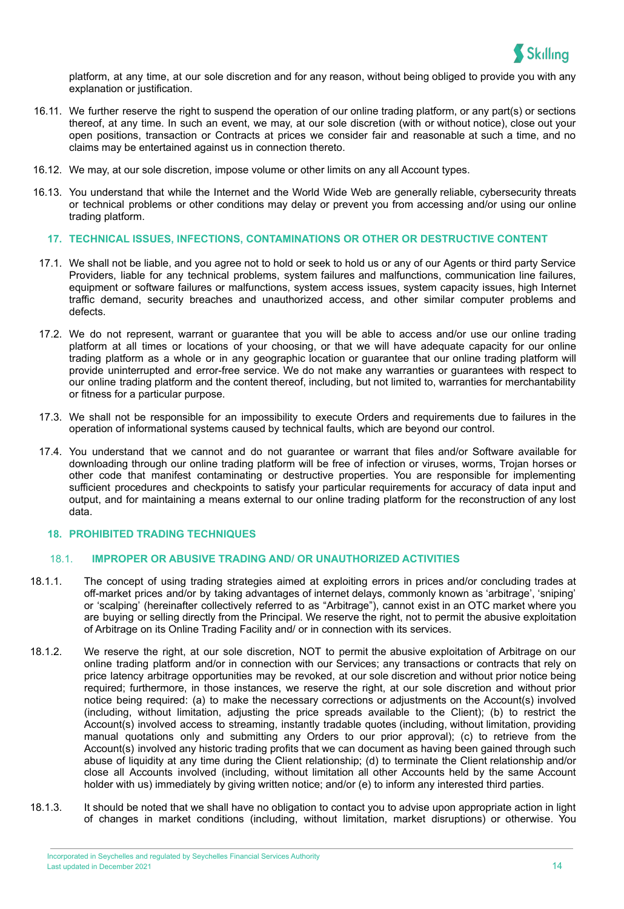platform, at any time, at our sole discretion and for any reason, without being obliged to provide you with any explanation or justification.

16.11. We further reserve the right to suspend the operation of our online trading platform, or any part(s) or sections thereof, at any time. In such an event, we may, at our sole discretion (with or without notice), close out your open positions, transaction or Contracts at prices we consider fair and reasonable at such a time, and no claims may be entertained against us in connection thereto.

16.12. We may, at our sole discretion, impose volume or other limits on any all Account types.

16.13. You understand that while the Internet and the World Wide Web are generally reliable, cybersecurity threats or technical problems or other conditions may delay or prevent you from accessing and/or using our online trading platform.

## 17. TECHNICAL ISSUES, INFECTIONS, CONTAMINATIONS OR OTHER OR DESTRUCTIVE CONTENT

17.1. We shall not be liable, and you agree not to hold or seek to hold us or any of our Agents or third party Service Providers, liable for any technical problems, system failures and malfunctions, communication line failures, equipment or software failures or malfunctions, system access issues, system capacity issues, high Internet traffic demand, security breaches and unauthorized access, and other similar computer problems and defects.

17.2. We do not represent, warrant or guarantee that you will be able to access and/or use our online trading platform at all times or locations of your choosing, or that we will have adequate capacity for our online trading platform as a whole or in any geographic location or guarantee that our online trading platform will provide uninterrupted and error-free service. We do not make any warranties or guarantees with respect to our online trading platform and the content thereof, including, but not limited to, warranties for merchantability or fitness for a particular purpose.

17.3. We shall not be responsible for an impossibility to execute Orders and requirements due to failures in the operation of informational systems caused by technical faults, which are beyond our control.

17.4. You understand that we cannot and do not guarantee or warrant that files and/or Software available for downloading through our online trading platform will be free of infection or viruses, worms, Trojan horses or other code that manifest contaminating or destructive properties. You are responsible for implementing sufficient procedures and checkpoints to satisfy your particular requirements for accuracy of data input and output, and for maintaining a means external to our online trading platform for the reconstruction of any lost data.

## 18. PROHIBITED TRADING TECHNIQUES

### 18.1. IMPROPER OR ABUSIVE TRADING AND/ OR UNAUTHORIZED ACTIVITIES

18.1.1. The concept of using trading strategies aimed at exploiting errors in prices and/or concluding trades at off-market prices and/or by taking advantages of internet delays, commonly known as 'arbitrage', 'sniping' or 'scalping' (hereinafter collectively referred to as "Arbitrage"), cannot exist in an OTC market where you are buying or selling directly from the Principal. We reserve the right, not to permit the abusive exploitation of Arbitrage on its Online Trading Facility and/ or in connection with its services.

18.1.2. We reserve the right, at our sole discretion, NOT to permit the abusive exploitation of Arbitrage on our online trading platform and/or in connection with our Services; any transactions or contracts that rely on price latency arbitrage opportunities may be revoked, at our sole discretion and without prior notice being required; furthermore, in those instances, we reserve the right, at our sole discretion and without prior notice being required: (a) to make the necessary corrections or adjustments on the Account(s) involved (including, without limitation, adjusting the price spreads available to the Client); (b) to restrict the Account(s) involved access to streaming, instantly tradable quotes (including, without limitation, providing manual quotations only and submitting any Orders to our prior approval); (c) to retrieve from the Account(s) involved any historic trading profits that we can document as having been gained through such abuse of liquidity at any time during the Client relationship; (d) to terminate the Client relationship and/or close all Accounts involved (including, without limitation all other Accounts held by the same Account holder with us) immediately by giving written notice; and/or (e) to inform any interested third parties.

18.1.3. It should be noted that we shall have no obligation to contact you to advise upon appropriate action in light of changes in market conditions (including, without limitation, market disruptions) or otherwise. You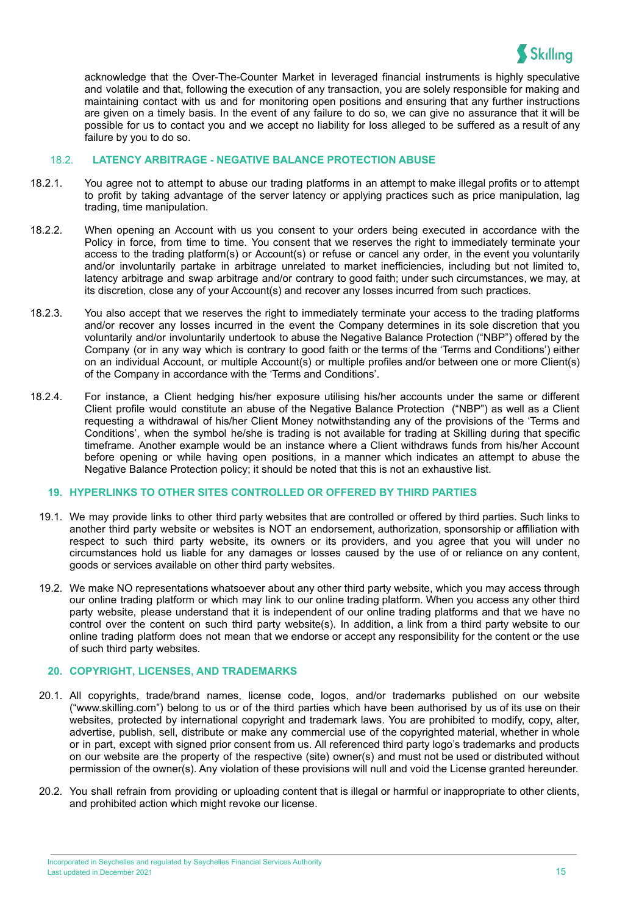acknowledge that the Over-The-Counter Market in leveraged financial instruments is highly speculative and volatile and that, following the execution of any transaction, you are solely responsible for making and maintaining contact with us and for monitoring open positions and ensuring that any further instructions are given on a timely basis. In the event of any failure to do so, we can give no assurance that it will be possible for us to contact you and we accept no liability for loss alleged to be suffered as a result of any failure by you to do so.

### 18.2. LATENCY ARBITRAGE - NEGATIVE BALANCE PROTECTION ABUSE

18.2.1. You agree not to attempt to abuse our trading platforms in an attempt to make illegal profits or to attempt to profit by taking advantage of the server latency or applying practices such as price manipulation, lag trading, time manipulation.

18.2.2. When opening an Account with us you consent to your orders being executed in accordance with the Policy in force, from time to time. You consent that we reserves the right to immediately terminate your access to the trading platform(s) or Account(s) or refuse or cancel any order, in the event you voluntarily and/or involuntarily partake in arbitrage unrelated to market inefficiencies, including but not limited to, latency arbitrage and swap arbitrage and/or contrary to good faith; under such circumstances, we may, at its discretion, close any of your Account(s) and recover any losses incurred from such practices.

18.2.3. You also accept that we reserves the right to immediately terminate your access to the trading platforms and/or recover any losses incurred in the event the Company determines in its sole discretion that you voluntarily and/or involuntarily undertook to abuse the Negative Balance Protection ("NBP") offered by the Company (or in any way which is contrary to good faith or the terms of the 'Terms and Conditions') either on an individual Account, or multiple Account(s) or multiple profiles and/or between one or more Client(s) of the Company in accordance with the 'Terms and Conditions'.

18.2.4. For instance, a Client hedging his/her exposure utilising his/her accounts under the same or different Client profile would constitute an abuse of the Negative Balance Protection ("NBP") as well as a Client requesting a withdrawal of his/her Client Money notwithstanding any of the provisions of the 'Terms and Conditions', when the symbol he/she is trading is not available for trading at Skilling during that specific timeframe. Another example would be an instance where a Client withdraws funds from his/her Account before opening or while having open positions, in a manner which indicates an attempt to abuse the Negative Balance Protection policy; it should be noted that this is not an exhaustive list.

## 19. HYPERLINKS TO OTHER SITES CONTROLLED OR OFFERED BY THIRD PARTIES

19.1. We may provide links to other third party websites that are controlled or offered by third parties. Such links to another third party website or websites is NOT an endorsement, authorization, sponsorship or affiliation with respect to such third party website, its owners or its providers, and you agree that you will under no circumstances hold us liable for any damages or losses caused by the use of or reliance on any content, goods or services available on other third party websites.

19.2. We make NO representations whatsoever about any other third party website, which you may access through our online trading platform or which may link to our online trading platform. When you access any other third party website, please understand that it is independent of our online trading platforms and that we have no control over the content on such third party website(s). In addition, a link from a third party website to our online trading platform does not mean that we endorse or accept any responsibility for the content or the use of such third party websites.

## 20. COPYRIGHT, LICENSES, AND TRADEMARKS

20.1. All copyrights, trade/brand names, license code, logos, and/or trademarks published on our website ("www.skilling.com") belong to us or of the third parties which have been authorised by us of its use on their websites, protected by international copyright and trademark laws. You are prohibited to modify, copy, alter, advertise, publish, sell, distribute or make any commercial use of the copyrighted material, whether in whole or in part, except with signed prior consent from us. All referenced third party logo's trademarks and products on our website are the property of the respective (site) owner(s) and must not be used or distributed without permission of the owner(s). Any violation of these provisions will null and void the License granted hereunder.

20.2. You shall refrain from providing or uploading content that is illegal or harmful or inappropriate to other clients, and prohibited action which might revoke our license.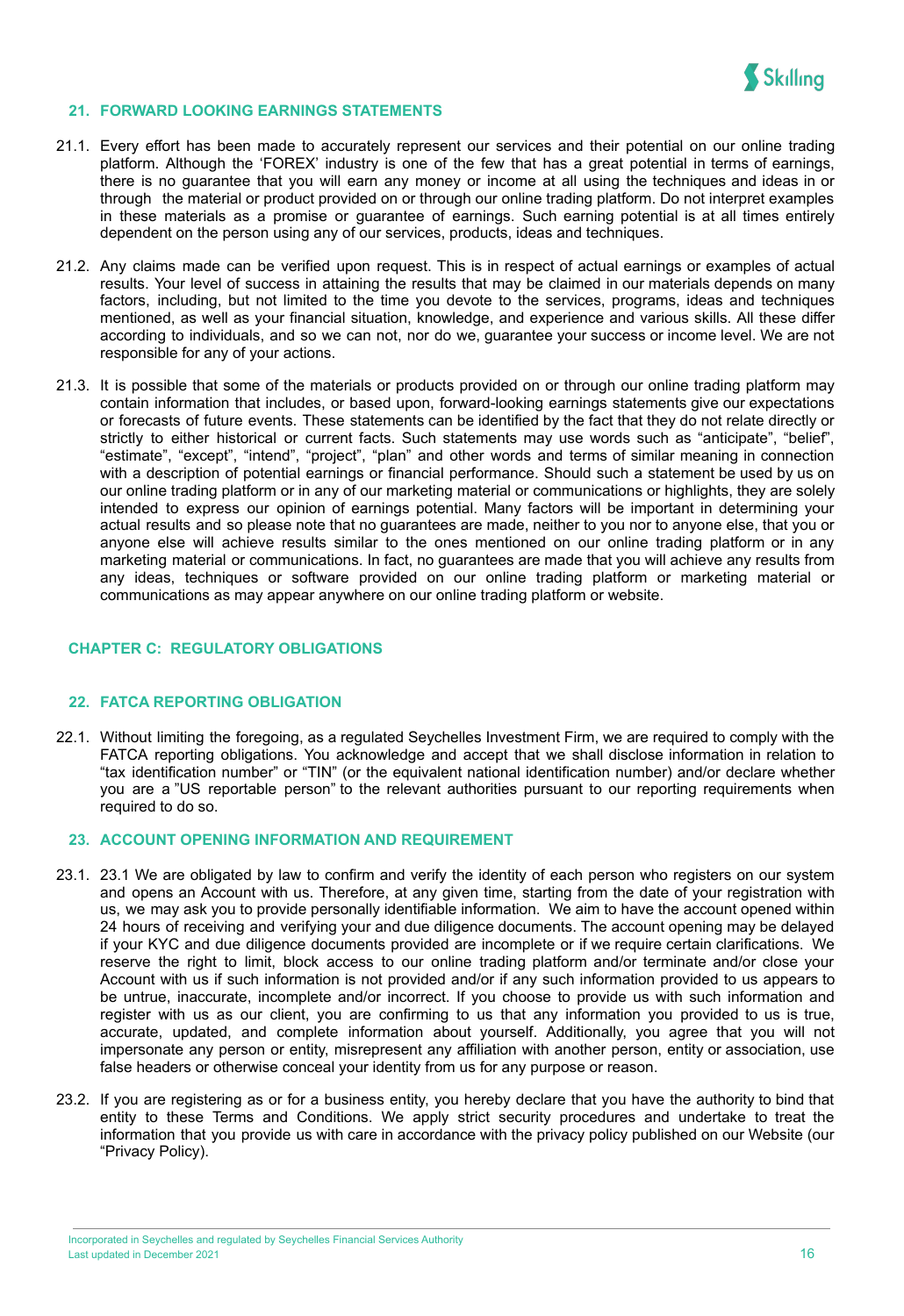## 21. FORWARD LOOKING EARNINGS STATEMENTS

21.1. Every effort has been made to accurately represent our services and their potential on our online trading platform. Although the 'FOREX' industry is one of the few that has a great potential in terms of earnings, there is no guarantee that you will earn any money or income at all using the techniques and ideas in or through the material or product provided on or through our online trading platform. Do not interpret examples in these materials as a promise or guarantee of earnings. Such earning potential is at all times entirely dependent on the person using any of our services, products, ideas and techniques.

21.2. Any claims made can be verified upon request. This is in respect of actual earnings or examples of actual results. Your level of success in attaining the results that may be claimed in our materials depends on many factors, including, but not limited to the time you devote to the services, programs, ideas and techniques mentioned, as well as your financial situation, knowledge, and experience and various skills. All these differ according to individuals, and so we can not, nor do we, guarantee your success or income level. We are not responsible for any of your actions.

21.3. It is possible that some of the materials or products provided on or through our online trading platform may contain information that includes, or based upon, forward-looking earnings statements give our expectations or forecasts of future events. These statements can be identified by the fact that they do not relate directly or strictly to either historical or current facts. Such statements may use words such as "anticipate", "belief", "estimate", "except", "intend", "project", "plan" and other words and terms of similar meaning in connection with a description of potential earnings or financial performance. Should such a statement be used by us on our online trading platform or in any of our marketing material or communications or highlights, they are solely intended to express our opinion of earnings potential. Many factors will be important in determining your actual results and so please note that no guarantees are made, neither to you nor to anyone else, that you or anyone else will achieve results similar to the ones mentioned on our online trading platform or in any marketing material or communications. In fact, no guarantees are made that you will achieve any results from any ideas, techniques or software provided on our online trading platform or marketing material or communications as may appear anywhere on our online trading platform or website.

# CHAPTER C: REGULATORY OBLIGATIONS

## 22. FATCA REPORTING OBLIGATION

22.1. Without limiting the foregoing, as a regulated Seychelles Investment Firm, we are required to comply with the FATCA reporting obligations. You acknowledge and accept that we shall disclose information in relation to "tax identification number" or "TIN" (or the equivalent national identification number) and/or declare whether you are a "US reportable person" to the relevant authorities pursuant to our reporting requirements when required to do so.

## 23. ACCOUNT OPENING INFORMATION AND REQUIREMENT

23.1. 23.1 We are obligated by law to confirm and verify the identity of each person who registers on our system and opens an Account with us. Therefore, at any given time, starting from the date of your registration with us, we may ask you to provide personally identifiable information. We aim to have the account opened within 24 hours of receiving and verifying your and due diligence documents. The account opening may be delayed if your KYC and due diligence documents provided are incomplete or if we require certain clarifications. We reserve the right to limit, block access to our online trading platform and/or terminate and/or close your Account with us if such information is not provided and/or if any such information provided to us appears to be untrue, inaccurate, incomplete and/or incorrect. If you choose to provide us with such information and register with us as our client, you are confirming to us that any information you provided to us is true, accurate, updated, and complete information about yourself. Additionally, you agree that you will not impersonate any person or entity, misrepresent any affiliation with another person, entity or association, use false headers or otherwise conceal your identity from us for any purpose or reason.

23.2. If you are registering as or for a business entity, you hereby declare that you have the authority to bind that entity to these Terms and Conditions. We apply strict security procedures and undertake to treat the information that you provide us with care in accordance with the privacy policy published on our Website (our "Privacy Policy).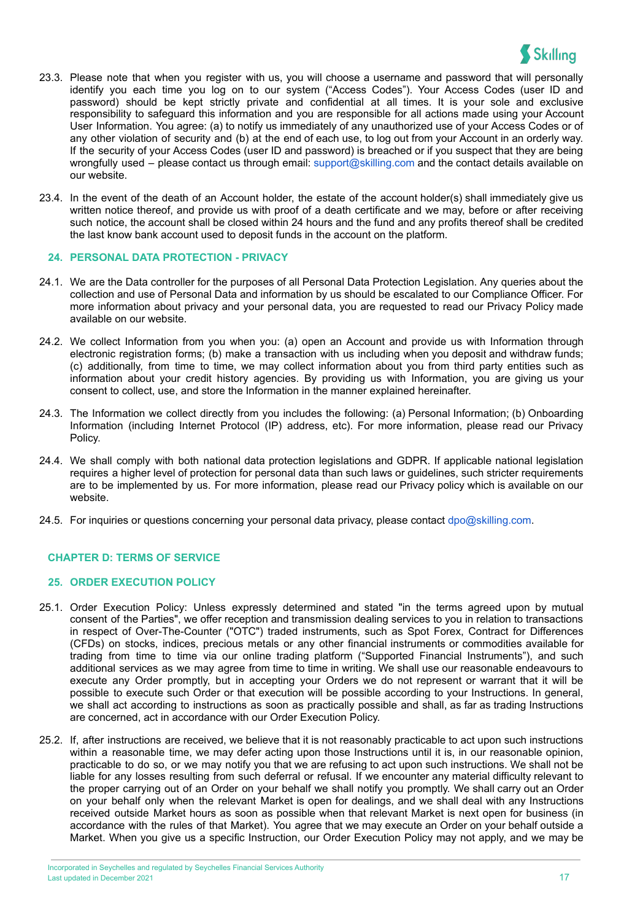23.3. Please note that when you register with us, you will choose a username and password that will personally identify you each time you log on to our system ("Access Codes"). Your Access Codes (user ID and password) should be kept strictly private and confidential at all times. It is your sole and exclusive responsibility to safeguard this information and you are responsible for all actions made using your Account User Information. You agree: (a) to notify us immediately of any unauthorized use of your Access Codes or of any other violation of security and (b) at the end of each use, to log out from your Account in an orderly way. If the security of your Access Codes (user ID and password) is breached or if you suspect that they are being wrongfully used – please contact us through email: support@skilling.com and the contact details available on our website.

23.4. In the event of the death of an Account holder, the estate of the account holder(s) shall immediately give us written notice thereof, and provide us with proof of a death certificate and we may, before or after receiving such notice, the account shall be closed within 24 hours and the fund and any profits thereof shall be credited the last know bank account used to deposit funds in the account on the platform.

## 24. PERSONAL DATA PROTECTION - PRIVACY

24.1. We are the Data controller for the purposes of all Personal Data Protection Legislation. Any queries about the collection and use of Personal Data and information by us should be escalated to our Compliance Officer. For more information about privacy and your personal data, you are requested to read our Privacy Policy made available on our website.

24.2. We collect Information from you when you: (a) open an Account and provide us with Information through electronic registration forms; (b) make a transaction with us including when you deposit and withdraw funds; (c) additionally, from time to time, we may collect information about you from third party entities such as information about your credit history agencies. By providing us with Information, you are giving us your consent to collect, use, and store the Information in the manner explained hereinafter.

24.3. The Information we collect directly from you includes the following: (a) Personal Information; (b) Onboarding Information (including Internet Protocol (IP) address, etc). For more information, please read our Privacy Policy.

24.4. We shall comply with both national data protection legislations and GDPR. If applicable national legislation requires a higher level of protection for personal data than such laws or guidelines, such stricter requirements are to be implemented by us. For more information, please read our Privacy policy which is available on our website.

24.5. For inquiries or questions concerning your personal data privacy, please contact dpo@skilling.com.

# CHAPTER D: TERMS OF SERVICE

## 25. ORDER EXECUTION POLICY

25.1. Order Execution Policy: Unless expressly determined and stated "in the terms agreed upon by mutual consent of the Parties", we offer reception and transmission dealing services to you in relation to transactions in respect of Over-The-Counter ("OTC") traded instruments, such as Spot Forex, Contract for Differences (CFDs) on stocks, indices, precious metals or any other financial instruments or commodities available for trading from time to time via our online trading platform ("Supported Financial Instruments"), and such additional services as we may agree from time to time in writing. We shall use our reasonable endeavours to execute any Order promptly, but in accepting your Orders we do not represent or warrant that it will be possible to execute such Order or that execution will be possible according to your Instructions. In general, we shall act according to instructions as soon as practically possible and shall, as far as trading Instructions are concerned, act in accordance with our Order Execution Policy.

25.2. If, after instructions are received, we believe that it is not reasonably practicable to act upon such instructions within a reasonable time, we may defer acting upon those Instructions until it is, in our reasonable opinion, practicable to do so, or we may notify you that we are refusing to act upon such instructions. We shall not be liable for any losses resulting from such deferral or refusal. If we encounter any material difficulty relevant to the proper carrying out of an Order on your behalf we shall notify you promptly. We shall carry out an Order on your behalf only when the relevant Market is open for dealings, and we shall deal with any Instructions received outside Market hours as soon as possible when that relevant Market is next open for business (in accordance with the rules of that Market). You agree that we may execute an Order on your behalf outside a Market. When you give us a specific Instruction, our Order Execution Policy may not apply, and we may be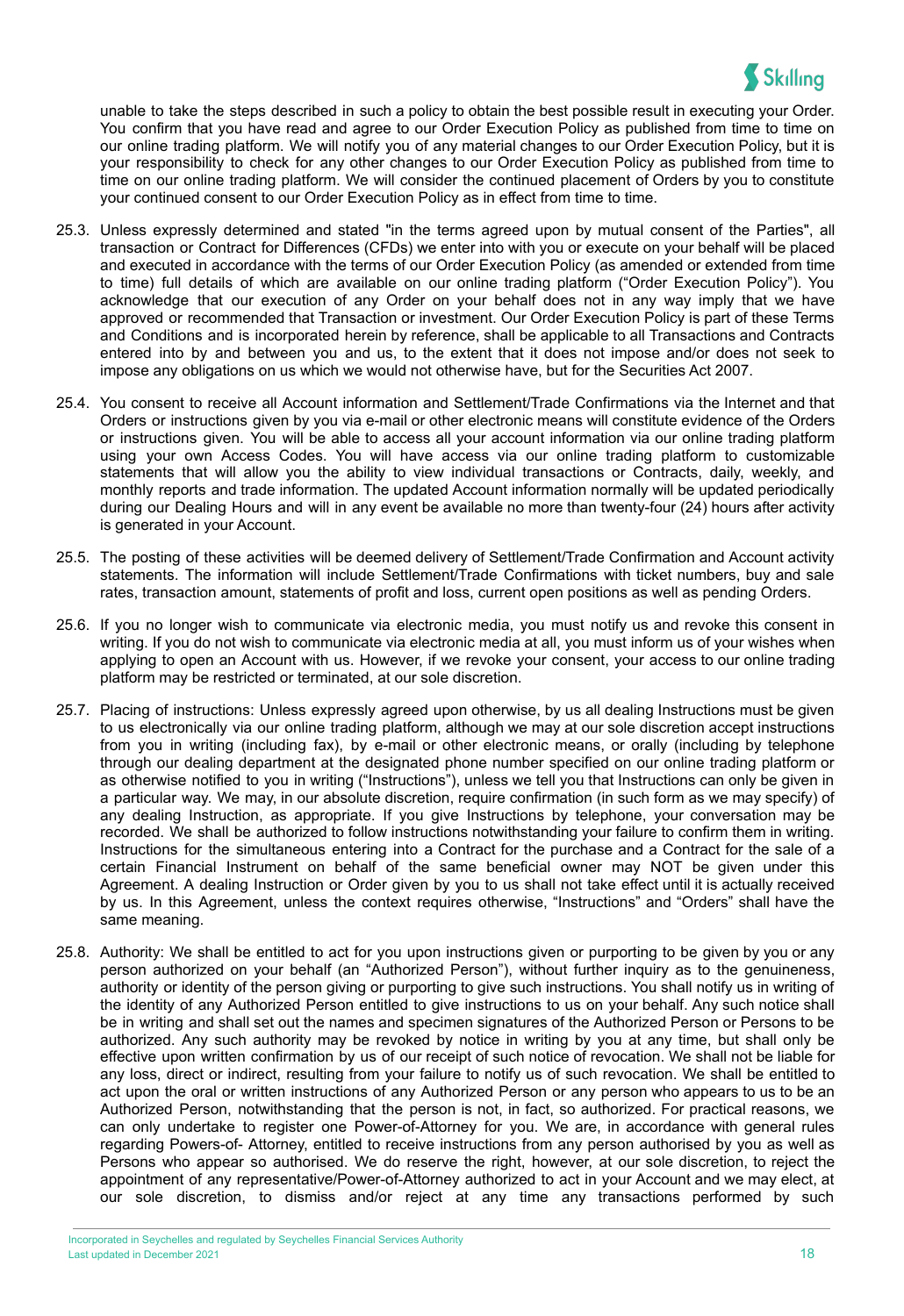unable to take the steps described in such a policy to obtain the best possible result in executing your Order. You confirm that you have read and agree to our Order Execution Policy as published from time to time on our online trading platform. We will notify you of any material changes to our Order Execution Policy, but it is your responsibility to check for any other changes to our Order Execution Policy as published from time to time on our online trading platform. We will consider the continued placement of Orders by you to constitute your continued consent to our Order Execution Policy as in effect from time to time.

25.3. Unless expressly determined and stated "in the terms agreed upon by mutual consent of the Parties", all transaction or Contract for Differences (CFDs) we enter into with you or execute on your behalf will be placed and executed in accordance with the terms of our Order Execution Policy (as amended or extended from time to time) full details of which are available on our online trading platform ("Order Execution Policy"). You acknowledge that our execution of any Order on your behalf does not in any way imply that we have approved or recommended that Transaction or investment. Our Order Execution Policy is part of these Terms and Conditions and is incorporated herein by reference, shall be applicable to all Transactions and Contracts entered into by and between you and us, to the extent that it does not impose and/or does not seek to impose any obligations on us which we would not otherwise have, but for the Securities Act 2007.

25.4. You consent to receive all Account information and Settlement/Trade Confirmations via the Internet and that Orders or instructions given by you via e-mail or other electronic means will constitute evidence of the Orders or instructions given. You will be able to access all your account information via our online trading platform using your own Access Codes. You will have access via our online trading platform to customizable statements that will allow you the ability to view individual transactions or Contracts, daily, weekly, and monthly reports and trade information. The updated Account information normally will be updated periodically during our Dealing Hours and will in any event be available no more than twenty-four (24) hours after activity is generated in your Account.

25.5. The posting of these activities will be deemed delivery of Settlement/Trade Confirmation and Account activity statements. The information will include Settlement/Trade Confirmations with ticket numbers, buy and sale rates, transaction amount, statements of profit and loss, current open positions as well as pending Orders.

25.6. If you no longer wish to communicate via electronic media, you must notify us and revoke this consent in writing. If you do not wish to communicate via electronic media at all, you must inform us of your wishes when applying to open an Account with us. However, if we revoke your consent, your access to our online trading platform may be restricted or terminated, at our sole discretion.

25.7. Placing of instructions: Unless expressly agreed upon otherwise, by us all dealing Instructions must be given to us electronically via our online trading platform, although we may at our sole discretion accept instructions from you in writing (including fax), by e-mail or other electronic means, or orally (including by telephone through our dealing department at the designated phone number specified on our online trading platform or as otherwise notified to you in writing ("Instructions"), unless we tell you that Instructions can only be given in a particular way. We may, in our absolute discretion, require confirmation (in such form as we may specify) of any dealing Instruction, as appropriate. If you give Instructions by telephone, your conversation may be recorded. We shall be authorized to follow instructions notwithstanding your failure to confirm them in writing. Instructions for the simultaneous entering into a Contract for the purchase and a Contract for the sale of a certain Financial Instrument on behalf of the same beneficial owner may NOT be given under this Agreement. A dealing Instruction or Order given by you to us shall not take effect until it is actually received by us. In this Agreement, unless the context requires otherwise, "Instructions" and "Orders" shall have the same meaning.

25.8. Authority: We shall be entitled to act for you upon instructions given or purporting to be given by you or any person authorized on your behalf (an "Authorized Person"), without further inquiry as to the genuineness, authority or identity of the person giving or purporting to give such instructions. You shall notify us in writing of the identity of any Authorized Person entitled to give instructions to us on your behalf. Any such notice shall be in writing and shall set out the names and specimen signatures of the Authorized Person or Persons to be authorized. Any such authority may be revoked by notice in writing by you at any time, but shall only be effective upon written confirmation by us of our receipt of such notice of revocation. We shall not be liable for any loss, direct or indirect, resulting from your failure to notify us of such revocation. We shall be entitled to act upon the oral or written instructions of any Authorized Person or any person who appears to us to be an Authorized Person, notwithstanding that the person is not, in fact, so authorized. For practical reasons, we can only undertake to register one Power-of-Attorney for you. We are, in accordance with general rules regarding Powers-of- Attorney, entitled to receive instructions from any person authorised by you as well as Persons who appear so authorised. We do reserve the right, however, at our sole discretion, to reject the appointment of any representative/Power-of-Attorney authorized to act in your Account and we may elect, at our sole discretion, to dismiss and/or reject at any time any transactions performed by such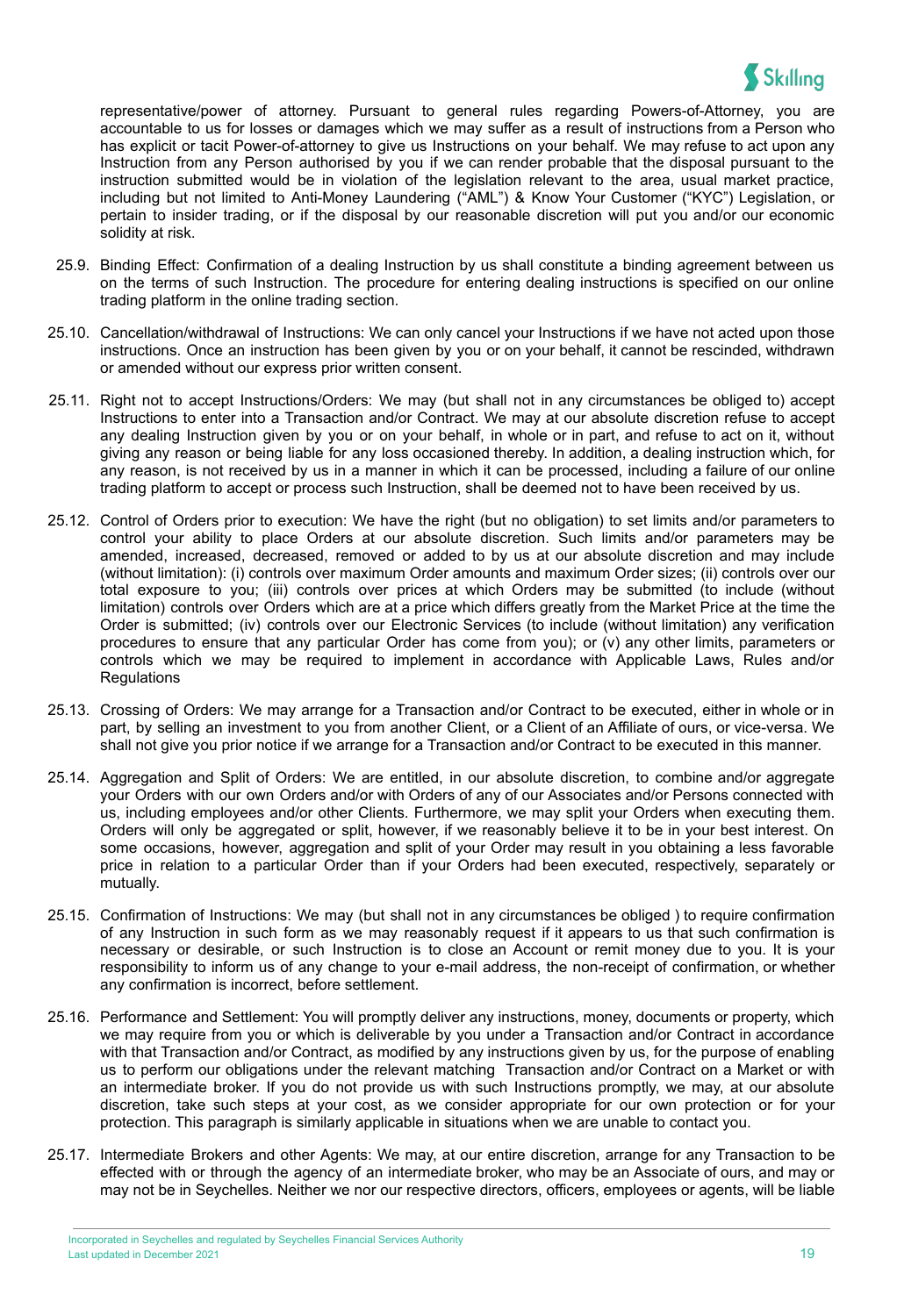representative/power of attorney. Pursuant to general rules regarding Powers-of-Attorney, you are accountable to us for losses or damages which we may suffer as a result of instructions from a Person who has explicit or tacit Power-of-attorney to give us Instructions on your behalf. We may refuse to act upon any Instruction from any Person authorised by you if we can render probable that the disposal pursuant to the instruction submitted would be in violation of the legislation relevant to the area, usual market practice, including but not limited to Anti-Money Laundering ("AML") & Know Your Customer ("KYC") Legislation, or pertain to insider trading, or if the disposal by our reasonable discretion will put you and/or our economic solidity at risk.

25.9. Binding Effect: Confirmation of a dealing Instruction by us shall constitute a binding agreement between us on the terms of such Instruction. The procedure for entering dealing instructions is specified on our online trading platform in the online trading section.

25.10. Cancellation/withdrawal of Instructions: We can only cancel your Instructions if we have not acted upon those instructions. Once an instruction has been given by you or on your behalf, it cannot be rescinded, withdrawn or amended without our express prior written consent.

25.11. Right not to accept Instructions/Orders: We may (but shall not in any circumstances be obliged to) accept Instructions to enter into a Transaction and/or Contract. We may at our absolute discretion refuse to accept any dealing Instruction given by you or on your behalf, in whole or in part, and refuse to act on it, without giving any reason or being liable for any loss occasioned thereby. In addition, a dealing instruction which, for any reason, is not received by us in a manner in which it can be processed, including a failure of our online trading platform to accept or process such Instruction, shall be deemed not to have been received by us.

25.12. Control of Orders prior to execution: We have the right (but no obligation) to set limits and/or parameters to control your ability to place Orders at our absolute discretion. Such limits and/or parameters may be amended, increased, decreased, removed or added to by us at our absolute discretion and may include (without limitation): (i) controls over maximum Order amounts and maximum Order sizes; (ii) controls over our total exposure to you; (iii) controls over prices at which Orders may be submitted (to include (without limitation) controls over Orders which are at a price which differs greatly from the Market Price at the time the Order is submitted; (iv) controls over our Electronic Services (to include (without limitation) any verification procedures to ensure that any particular Order has come from you); or (v) any other limits, parameters or controls which we may be required to implement in accordance with Applicable Laws, Rules and/or Regulations

25.13. Crossing of Orders: We may arrange for a Transaction and/or Contract to be executed, either in whole or in part, by selling an investment to you from another Client, or a Client of an Affiliate of ours, or vice-versa. We shall not give you prior notice if we arrange for a Transaction and/or Contract to be executed in this manner.

25.14. Aggregation and Split of Orders: We are entitled, in our absolute discretion, to combine and/or aggregate your Orders with our own Orders and/or with Orders of any of our Associates and/or Persons connected with us, including employees and/or other Clients. Furthermore, we may split your Orders when executing them. Orders will only be aggregated or split, however, if we reasonably believe it to be in your best interest. On some occasions, however, aggregation and split of your Order may result in you obtaining a less favorable price in relation to a particular Order than if your Orders had been executed, respectively, separately or mutually.

25.15. Confirmation of Instructions: We may (but shall not in any circumstances be obliged ) to require confirmation of any Instruction in such form as we may reasonably request if it appears to us that such confirmation is necessary or desirable, or such Instruction is to close an Account or remit money due to you. It is your responsibility to inform us of any change to your e-mail address, the non-receipt of confirmation, or whether any confirmation is incorrect, before settlement.

25.16. Performance and Settlement: You will promptly deliver any instructions, money, documents or property, which we may require from you or which is deliverable by you under a Transaction and/or Contract in accordance with that Transaction and/or Contract, as modified by any instructions given by us, for the purpose of enabling us to perform our obligations under the relevant matching Transaction and/or Contract on a Market or with an intermediate broker. If you do not provide us with such Instructions promptly, we may, at our absolute discretion, take such steps at your cost, as we consider appropriate for our own protection or for your protection. This paragraph is similarly applicable in situations when we are unable to contact you.

25.17. Intermediate Brokers and other Agents: We may, at our entire discretion, arrange for any Transaction to be effected with or through the agency of an intermediate broker, who may be an Associate of ours, and may or may not be in Seychelles. Neither we nor our respective directors, officers, employees or agents, will be liable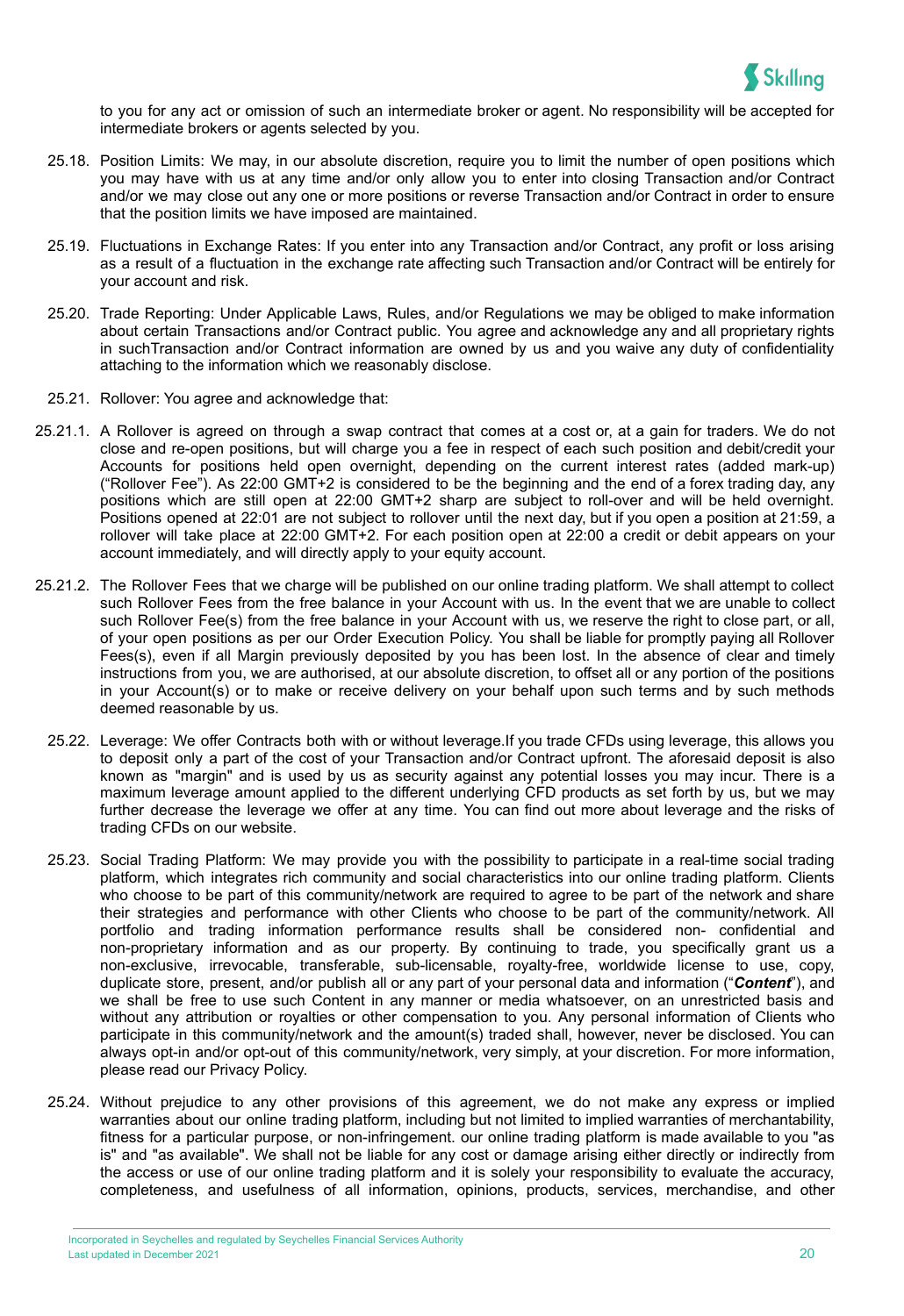to you for any act or omission of such an intermediate broker or agent. No responsibility will be accepted for intermediate brokers or agents selected by you.

25.18. Position Limits: We may, in our absolute discretion, require you to limit the number of open positions which you may have with us at any time and/or only allow you to enter into closing Transaction and/or Contract and/or we may close out any one or more positions or reverse Transaction and/or Contract in order to ensure that the position limits we have imposed are maintained.

25.19. Fluctuations in Exchange Rates: If you enter into any Transaction and/or Contract, any profit or loss arising as a result of a fluctuation in the exchange rate affecting such Transaction and/or Contract will be entirely for your account and risk.

25.20. Trade Reporting: Under Applicable Laws, Rules, and/or Regulations we may be obliged to make information about certain Transactions and/or Contract public. You agree and acknowledge any and all proprietary rights in suchTransaction and/or Contract information are owned by us and you waive any duty of confidentiality attaching to the information which we reasonably disclose.

25.21. Rollover: You agree and acknowledge that:

25.21.1. A Rollover is agreed on through a swap contract that comes at a cost or, at a gain for traders. We do not close and re-open positions, but will charge you a fee in respect of each such position and debit/credit your Accounts for positions held open overnight, depending on the current interest rates (added mark-up) ("Rollover Fee"). As 22:00 GMT+2 is considered to be the beginning and the end of a forex trading day, any positions which are still open at 22:00 GMT+2 sharp are subject to roll-over and will be held overnight. Positions opened at 22:01 are not subject to rollover until the next day, but if you open a position at 21:59, a rollover will take place at 22:00 GMT+2. For each position open at 22:00 a credit or debit appears on your account immediately, and will directly apply to your equity account.

25.21.2. The Rollover Fees that we charge will be published on our online trading platform. We shall attempt to collect such Rollover Fees from the free balance in your Account with us. In the event that we are unable to collect such Rollover Fee(s) from the free balance in your Account with us, we reserve the right to close part, or all, of your open positions as per our Order Execution Policy. You shall be liable for promptly paying all Rollover Fees(s), even if all Margin previously deposited by you has been lost. In the absence of clear and timely instructions from you, we are authorised, at our absolute discretion, to offset all or any portion of the positions in your Account(s) or to make or receive delivery on your behalf upon such terms and by such methods deemed reasonable by us.

25.22. Leverage: We offer Contracts both with or without leverage.If you trade CFDs using leverage, this allows you to deposit only a part of the cost of your Transaction and/or Contract upfront. The aforesaid deposit is also known as "margin" and is used by us as security against any potential losses you may incur. There is a maximum leverage amount applied to the different underlying CFD products as set forth by us, but we may further decrease the leverage we offer at any time. You can find out more about leverage and the risks of trading CFDs on our website.

25.23. Social Trading Platform: We may provide you with the possibility to participate in a real-time social trading platform, which integrates rich community and social characteristics into our online trading platform. Clients who choose to be part of this community/network are required to agree to be part of the network and share their strategies and performance with other Clients who choose to be part of the community/network. All portfolio and trading information performance results shall be considered non- confidential and non-proprietary information and as our property. By continuing to trade, you specifically grant us a non-exclusive, irrevocable, transferable, sub-licensable, royalty-free, worldwide license to use, copy, duplicate store, present, and/or publish all or any part of your personal data and information ("***Content***"), and we shall be free to use such Content in any manner or media whatsoever, on an unrestricted basis and without any attribution or royalties or other compensation to you. Any personal information of Clients who participate in this community/network and the amount(s) traded shall, however, never be disclosed. You can always opt-in and/or opt-out of this community/network, very simply, at your discretion. For more information, please read our Privacy Policy.

25.24. Without prejudice to any other provisions of this agreement, we do not make any express or implied warranties about our online trading platform, including but not limited to implied warranties of merchantability, fitness for a particular purpose, or non-infringement. our online trading platform is made available to you "as is" and "as available". We shall not be liable for any cost or damage arising either directly or indirectly from the access or use of our online trading platform and it is solely your responsibility to evaluate the accuracy, completeness, and usefulness of all information, opinions, products, services, merchandise, and other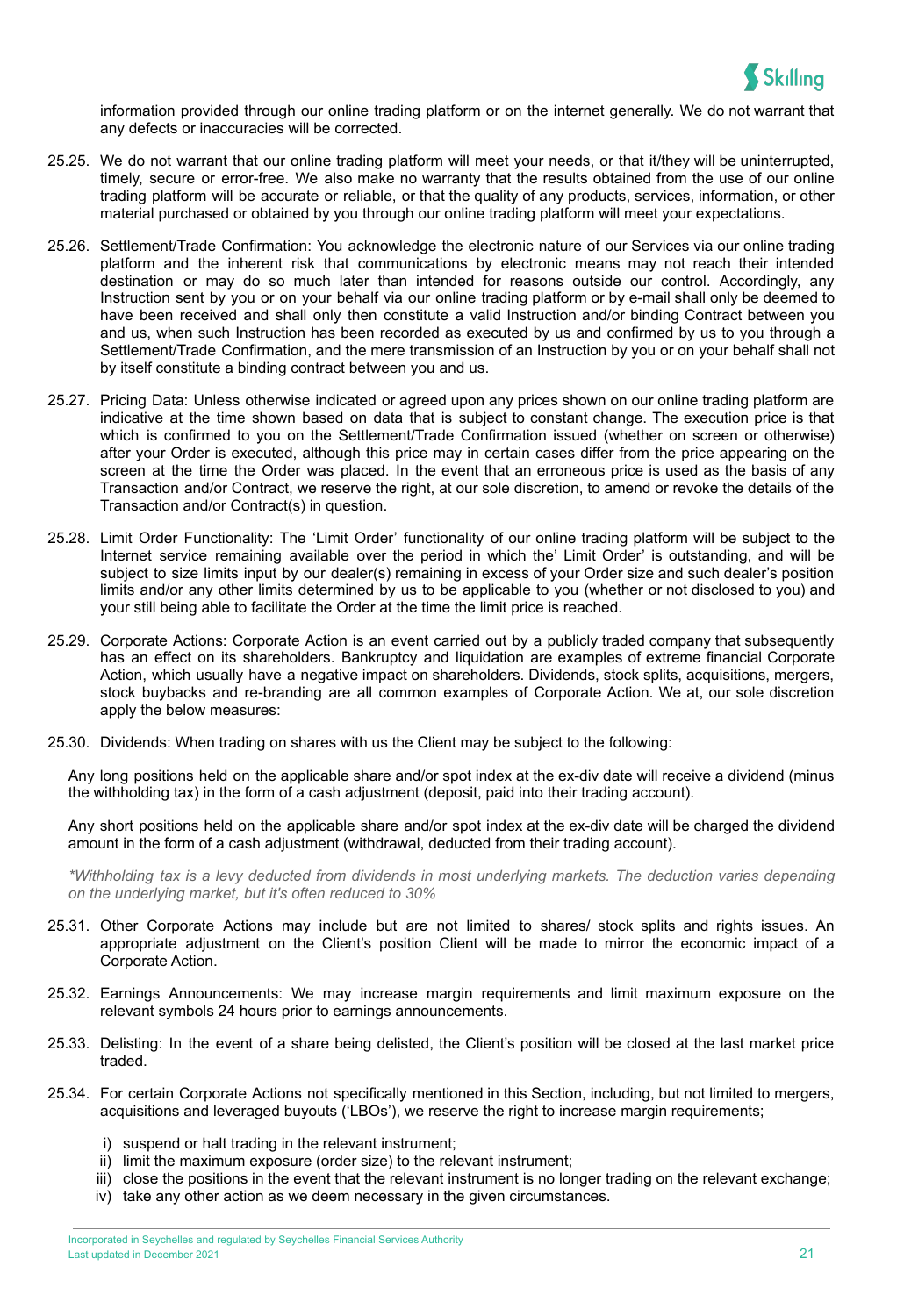information provided through our online trading platform or on the internet generally. We do not warrant that any defects or inaccuracies will be corrected.

25.25. We do not warrant that our online trading platform will meet your needs, or that it/they will be uninterrupted, timely, secure or error-free. We also make no warranty that the results obtained from the use of our online trading platform will be accurate or reliable, or that the quality of any products, services, information, or other material purchased or obtained by you through our online trading platform will meet your expectations.

25.26. Settlement/Trade Confirmation: You acknowledge the electronic nature of our Services via our online trading platform and the inherent risk that communications by electronic means may not reach their intended destination or may do so much later than intended for reasons outside our control. Accordingly, any Instruction sent by you or on your behalf via our online trading platform or by e-mail shall only be deemed to have been received and shall only then constitute a valid Instruction and/or binding Contract between you and us, when such Instruction has been recorded as executed by us and confirmed by us to you through a Settlement/Trade Confirmation, and the mere transmission of an Instruction by you or on your behalf shall not by itself constitute a binding contract between you and us.

25.27. Pricing Data: Unless otherwise indicated or agreed upon any prices shown on our online trading platform are indicative at the time shown based on data that is subject to constant change. The execution price is that which is confirmed to you on the Settlement/Trade Confirmation issued (whether on screen or otherwise) after your Order is executed, although this price may in certain cases differ from the price appearing on the screen at the time the Order was placed. In the event that an erroneous price is used as the basis of any Transaction and/or Contract, we reserve the right, at our sole discretion, to amend or revoke the details of the Transaction and/or Contract(s) in question.

25.28. Limit Order Functionality: The 'Limit Order' functionality of our online trading platform will be subject to the Internet service remaining available over the period in which the' Limit Order' is outstanding, and will be subject to size limits input by our dealer(s) remaining in excess of your Order size and such dealer's position limits and/or any other limits determined by us to be applicable to you (whether or not disclosed to you) and your still being able to facilitate the Order at the time the limit price is reached.

25.29. Corporate Actions: Corporate Action is an event carried out by a publicly traded company that subsequently has an effect on its shareholders. Bankruptcy and liquidation are examples of extreme financial Corporate Action, which usually have a negative impact on shareholders. Dividends, stock splits, acquisitions, mergers, stock buybacks and re-branding are all common examples of Corporate Action. We at, our sole discretion apply the below measures:

25.30. Dividends: When trading on shares with us the Client may be subject to the following:

Any long positions held on the applicable share and/or spot index at the ex-div date will receive a dividend (minus the withholding tax) in the form of a cash adjustment (deposit, paid into their trading account).

Any short positions held on the applicable share and/or spot index at the ex-div date will be charged the dividend amount in the form of a cash adjustment (withdrawal, deducted from their trading account).

*\*Withholding tax is a levy deducted from dividends in most underlying markets. The deduction varies depending on the underlying market, but it's often reduced to 30%*

25.31. Other Corporate Actions may include but are not limited to shares/ stock splits and rights issues. An appropriate adjustment on the Client's position Client will be made to mirror the economic impact of a Corporate Action.

25.32. Earnings Announcements: We may increase margin requirements and limit maximum exposure on the relevant symbols 24 hours prior to earnings announcements.

25.33. Delisting: In the event of a share being delisted, the Client's position will be closed at the last market price traded.

25.34. For certain Corporate Actions not specifically mentioned in this Section, including, but not limited to mergers, acquisitions and leveraged buyouts ('LBOs'), we reserve the right to increase margin requirements;

i) suspend or halt trading in the relevant instrument;
ii) limit the maximum exposure (order size) to the relevant instrument;
iii) close the positions in the event that the relevant instrument is no longer trading on the relevant exchange;
iv) take any other action as we deem necessary in the given circumstances.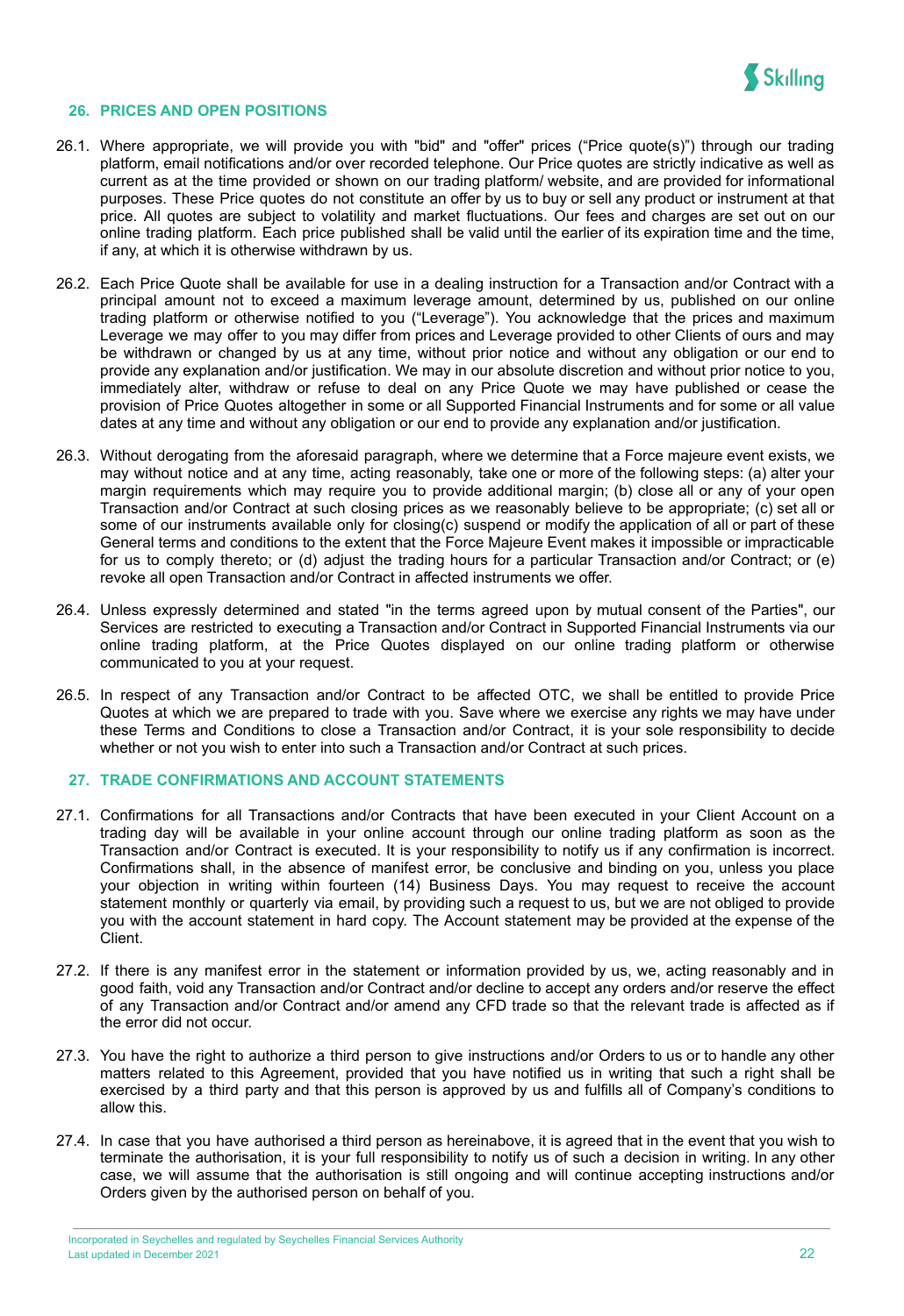## 26. PRICES AND OPEN POSITIONS

26.1. Where appropriate, we will provide you with "bid" and "offer" prices ("Price quote(s)") through our trading platform, email notifications and/or over recorded telephone. Our Price quotes are strictly indicative as well as current as at the time provided or shown on our trading platform/ website, and are provided for informational purposes. These Price quotes do not constitute an offer by us to buy or sell any product or instrument at that price. All quotes are subject to volatility and market fluctuations. Our fees and charges are set out on our online trading platform. Each price published shall be valid until the earlier of its expiration time and the time, if any, at which it is otherwise withdrawn by us.

26.2. Each Price Quote shall be available for use in a dealing instruction for a Transaction and/or Contract with a principal amount not to exceed a maximum leverage amount, determined by us, published on our online trading platform or otherwise notified to you ("Leverage"). You acknowledge that the prices and maximum Leverage we may offer to you may differ from prices and Leverage provided to other Clients of ours and may be withdrawn or changed by us at any time, without prior notice and without any obligation or our end to provide any explanation and/or justification. We may in our absolute discretion and without prior notice to you, immediately alter, withdraw or refuse to deal on any Price Quote we may have published or cease the provision of Price Quotes altogether in some or all Supported Financial Instruments and for some or all value dates at any time and without any obligation or our end to provide any explanation and/or justification.

26.3. Without derogating from the aforesaid paragraph, where we determine that a Force majeure event exists, we may without notice and at any time, acting reasonably, take one or more of the following steps: (a) alter your margin requirements which may require you to provide additional margin; (b) close all or any of your open Transaction and/or Contract at such closing prices as we reasonably believe to be appropriate; (c) set all or some of our instruments available only for closing(c) suspend or modify the application of all or part of these General terms and conditions to the extent that the Force Majeure Event makes it impossible or impracticable for us to comply thereto; or (d) adjust the trading hours for a particular Transaction and/or Contract; or (e) revoke all open Transaction and/or Contract in affected instruments we offer.

26.4. Unless expressly determined and stated "in the terms agreed upon by mutual consent of the Parties", our Services are restricted to executing a Transaction and/or Contract in Supported Financial Instruments via our online trading platform, at the Price Quotes displayed on our online trading platform or otherwise communicated to you at your request.

26.5. In respect of any Transaction and/or Contract to be affected OTC, we shall be entitled to provide Price Quotes at which we are prepared to trade with you. Save where we exercise any rights we may have under these Terms and Conditions to close a Transaction and/or Contract, it is your sole responsibility to decide whether or not you wish to enter into such a Transaction and/or Contract at such prices.

## 27. TRADE CONFIRMATIONS AND ACCOUNT STATEMENTS

27.1. Confirmations for all Transactions and/or Contracts that have been executed in your Client Account on a trading day will be available in your online account through our online trading platform as soon as the Transaction and/or Contract is executed. It is your responsibility to notify us if any confirmation is incorrect. Confirmations shall, in the absence of manifest error, be conclusive and binding on you, unless you place your objection in writing within fourteen (14) Business Days. You may request to receive the account statement monthly or quarterly via email, by providing such a request to us, but we are not obliged to provide you with the account statement in hard copy. The Account statement may be provided at the expense of the Client.

27.2. If there is any manifest error in the statement or information provided by us, we, acting reasonably and in good faith, void any Transaction and/or Contract and/or decline to accept any orders and/or reserve the effect of any Transaction and/or Contract and/or amend any CFD trade so that the relevant trade is affected as if the error did not occur.

27.3. You have the right to authorize a third person to give instructions and/or Orders to us or to handle any other matters related to this Agreement, provided that you have notified us in writing that such a right shall be exercised by a third party and that this person is approved by us and fulfills all of Company's conditions to allow this.

27.4. In case that you have authorised a third person as hereinabove, it is agreed that in the event that you wish to terminate the authorisation, it is your full responsibility to notify us of such a decision in writing. In any other case, we will assume that the authorisation is still ongoing and will continue accepting instructions and/or Orders given by the authorised person on behalf of you.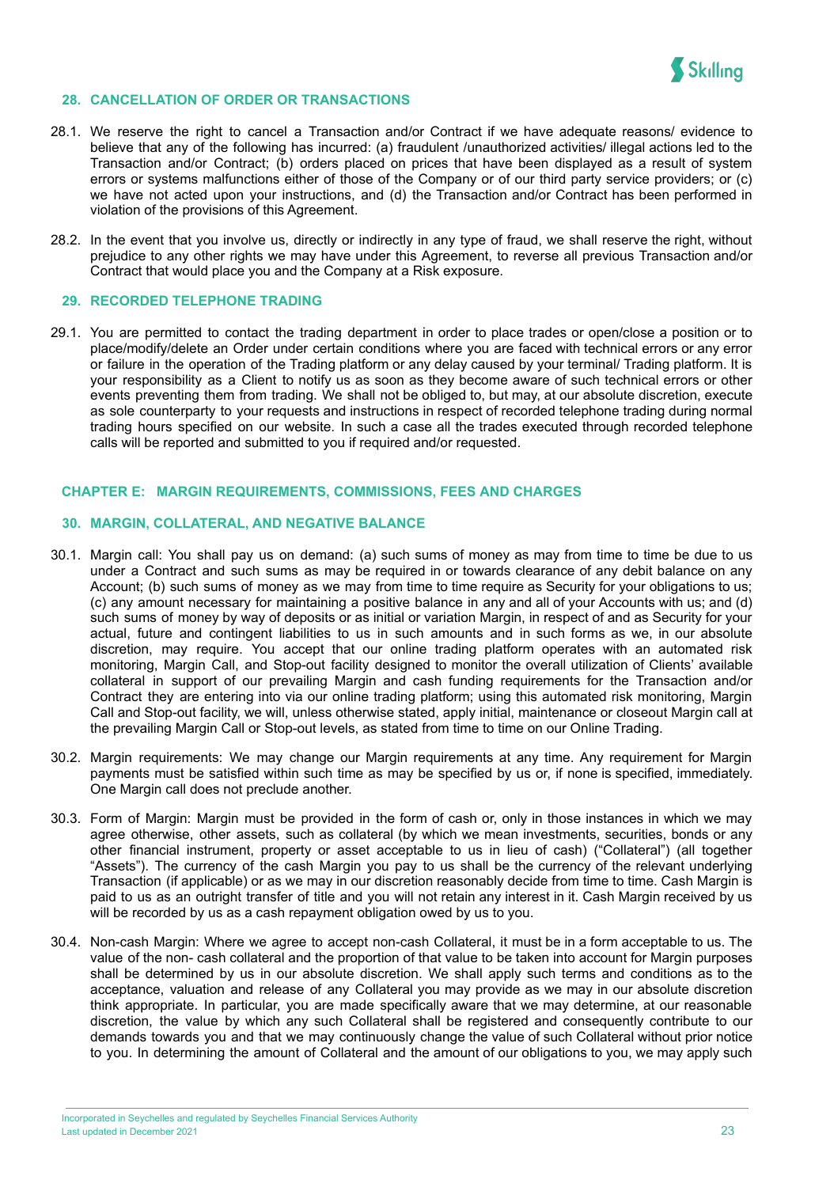## 28. CANCELLATION OF ORDER OR TRANSACTIONS

28.1. We reserve the right to cancel a Transaction and/or Contract if we have adequate reasons/ evidence to believe that any of the following has incurred: (a) fraudulent /unauthorized activities/ illegal actions led to the Transaction and/or Contract; (b) orders placed on prices that have been displayed as a result of system errors or systems malfunctions either of those of the Company or of our third party service providers; or (c) we have not acted upon your instructions, and (d) the Transaction and/or Contract has been performed in violation of the provisions of this Agreement.

28.2. In the event that you involve us, directly or indirectly in any type of fraud, we shall reserve the right, without prejudice to any other rights we may have under this Agreement, to reverse all previous Transaction and/or Contract that would place you and the Company at a Risk exposure.

## 29. RECORDED TELEPHONE TRADING

29.1. You are permitted to contact the trading department in order to place trades or open/close a position or to place/modify/delete an Order under certain conditions where you are faced with technical errors or any error or failure in the operation of the Trading platform or any delay caused by your terminal/ Trading platform. It is your responsibility as a Client to notify us as soon as they become aware of such technical errors or other events preventing them from trading. We shall not be obliged to, but may, at our absolute discretion, execute as sole counterparty to your requests and instructions in respect of recorded telephone trading during normal trading hours specified on our website. In such a case all the trades executed through recorded telephone calls will be reported and submitted to you if required and/or requested.

# CHAPTER E: MARGIN REQUIREMENTS, COMMISSIONS, FEES AND CHARGES

## 30. MARGIN, COLLATERAL, AND NEGATIVE BALANCE

30.1. Margin call: You shall pay us on demand: (a) such sums of money as may from time to time be due to us under a Contract and such sums as may be required in or towards clearance of any debit balance on any Account; (b) such sums of money as we may from time to time require as Security for your obligations to us; (c) any amount necessary for maintaining a positive balance in any and all of your Accounts with us; and (d) such sums of money by way of deposits or as initial or variation Margin, in respect of and as Security for your actual, future and contingent liabilities to us in such amounts and in such forms as we, in our absolute discretion, may require. You accept that our online trading platform operates with an automated risk monitoring, Margin Call, and Stop-out facility designed to monitor the overall utilization of Clients' available collateral in support of our prevailing Margin and cash funding requirements for the Transaction and/or Contract they are entering into via our online trading platform; using this automated risk monitoring, Margin Call and Stop-out facility, we will, unless otherwise stated, apply initial, maintenance or closeout Margin call at the prevailing Margin Call or Stop-out levels, as stated from time to time on our Online Trading.

30.2. Margin requirements: We may change our Margin requirements at any time. Any requirement for Margin payments must be satisfied within such time as may be specified by us or, if none is specified, immediately. One Margin call does not preclude another.

30.3. Form of Margin: Margin must be provided in the form of cash or, only in those instances in which we may agree otherwise, other assets, such as collateral (by which we mean investments, securities, bonds or any other financial instrument, property or asset acceptable to us in lieu of cash) ("Collateral") (all together "Assets"). The currency of the cash Margin you pay to us shall be the currency of the relevant underlying Transaction (if applicable) or as we may in our discretion reasonably decide from time to time. Cash Margin is paid to us as an outright transfer of title and you will not retain any interest in it. Cash Margin received by us will be recorded by us as a cash repayment obligation owed by us to you.

30.4. Non-cash Margin: Where we agree to accept non-cash Collateral, it must be in a form acceptable to us. The value of the non- cash collateral and the proportion of that value to be taken into account for Margin purposes shall be determined by us in our absolute discretion. We shall apply such terms and conditions as to the acceptance, valuation and release of any Collateral you may provide as we may in our absolute discretion think appropriate. In particular, you are made specifically aware that we may determine, at our reasonable discretion, the value by which any such Collateral shall be registered and consequently contribute to our demands towards you and that we may continuously change the value of such Collateral without prior notice to you. In determining the amount of Collateral and the amount of our obligations to you, we may apply such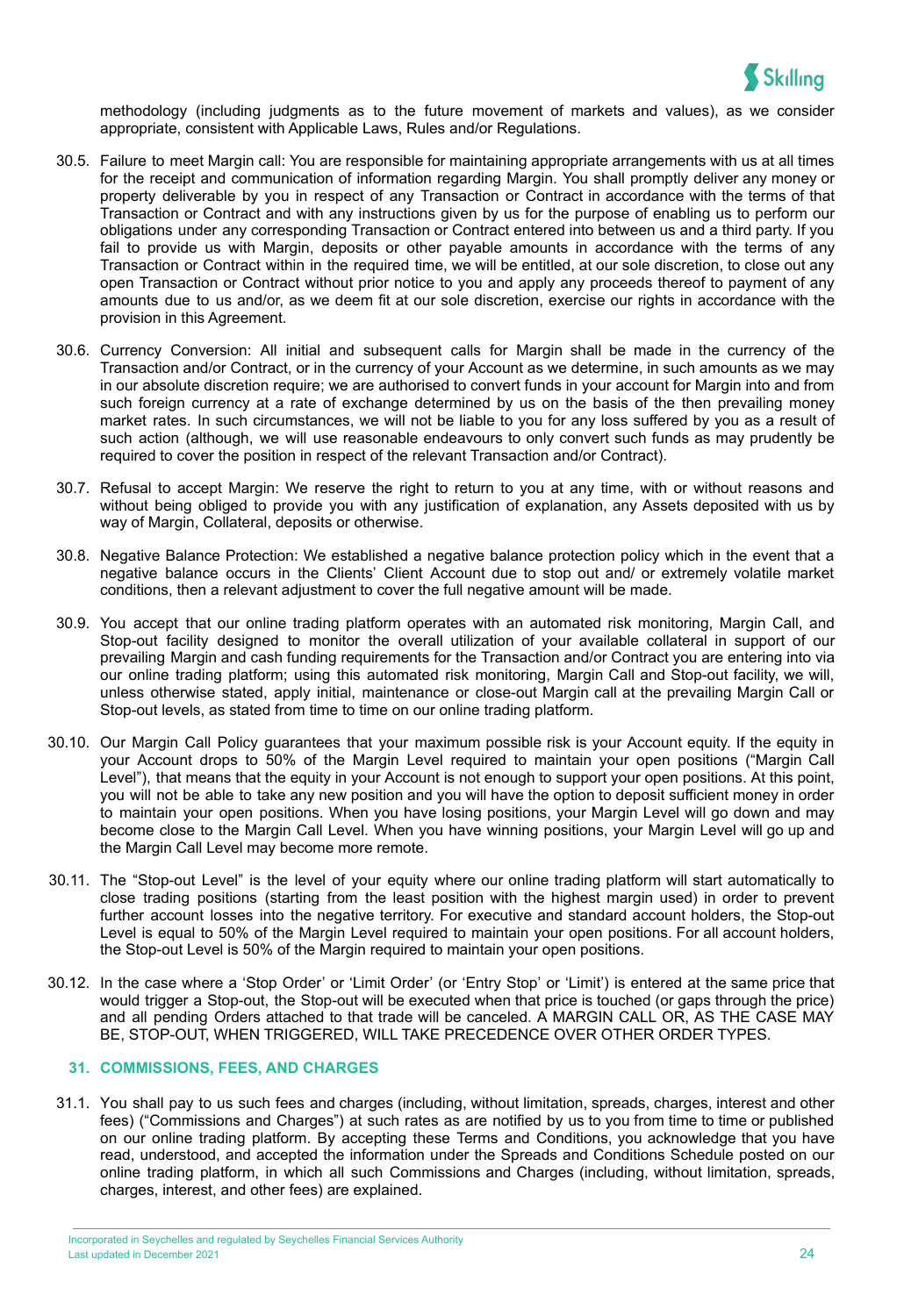methodology (including judgments as to the future movement of markets and values), as we consider appropriate, consistent with Applicable Laws, Rules and/or Regulations.

30.5. Failure to meet Margin call: You are responsible for maintaining appropriate arrangements with us at all times for the receipt and communication of information regarding Margin. You shall promptly deliver any money or property deliverable by you in respect of any Transaction or Contract in accordance with the terms of that Transaction or Contract and with any instructions given by us for the purpose of enabling us to perform our obligations under any corresponding Transaction or Contract entered into between us and a third party. If you fail to provide us with Margin, deposits or other payable amounts in accordance with the terms of any Transaction or Contract within in the required time, we will be entitled, at our sole discretion, to close out any open Transaction or Contract without prior notice to you and apply any proceeds thereof to payment of any amounts due to us and/or, as we deem fit at our sole discretion, exercise our rights in accordance with the provision in this Agreement.

30.6. Currency Conversion: All initial and subsequent calls for Margin shall be made in the currency of the Transaction and/or Contract, or in the currency of your Account as we determine, in such amounts as we may in our absolute discretion require; we are authorised to convert funds in your account for Margin into and from such foreign currency at a rate of exchange determined by us on the basis of the then prevailing money market rates. In such circumstances, we will not be liable to you for any loss suffered by you as a result of such action (although, we will use reasonable endeavours to only convert such funds as may prudently be required to cover the position in respect of the relevant Transaction and/or Contract).

30.7. Refusal to accept Margin: We reserve the right to return to you at any time, with or without reasons and without being obliged to provide you with any justification of explanation, any Assets deposited with us by way of Margin, Collateral, deposits or otherwise.

30.8. Negative Balance Protection: We established a negative balance protection policy which in the event that a negative balance occurs in the Clients' Client Account due to stop out and/ or extremely volatile market conditions, then a relevant adjustment to cover the full negative amount will be made.

30.9. You accept that our online trading platform operates with an automated risk monitoring, Margin Call, and Stop-out facility designed to monitor the overall utilization of your available collateral in support of our prevailing Margin and cash funding requirements for the Transaction and/or Contract you are entering into via our online trading platform; using this automated risk monitoring, Margin Call and Stop-out facility, we will, unless otherwise stated, apply initial, maintenance or close-out Margin call at the prevailing Margin Call or Stop-out levels, as stated from time to time on our online trading platform.

30.10. Our Margin Call Policy guarantees that your maximum possible risk is your Account equity. If the equity in your Account drops to 50% of the Margin Level required to maintain your open positions ("Margin Call Level"), that means that the equity in your Account is not enough to support your open positions. At this point, you will not be able to take any new position and you will have the option to deposit sufficient money in order to maintain your open positions. When you have losing positions, your Margin Level will go down and may become close to the Margin Call Level. When you have winning positions, your Margin Level will go up and the Margin Call Level may become more remote.

30.11. The "Stop-out Level" is the level of your equity where our online trading platform will start automatically to close trading positions (starting from the least position with the highest margin used) in order to prevent further account losses into the negative territory. For executive and standard account holders, the Stop-out Level is equal to 50% of the Margin Level required to maintain your open positions. For all account holders, the Stop-out Level is 50% of the Margin required to maintain your open positions.

30.12. In the case where a 'Stop Order' or 'Limit Order' (or 'Entry Stop' or 'Limit') is entered at the same price that would trigger a Stop-out, the Stop-out will be executed when that price is touched (or gaps through the price) and all pending Orders attached to that trade will be canceled. A MARGIN CALL OR, AS THE CASE MAY BE, STOP-OUT, WHEN TRIGGERED, WILL TAKE PRECEDENCE OVER OTHER ORDER TYPES.

## 31. COMMISSIONS, FEES, AND CHARGES

31.1. You shall pay to us such fees and charges (including, without limitation, spreads, charges, interest and other fees) ("Commissions and Charges") at such rates as are notified by us to you from time to time or published on our online trading platform. By accepting these Terms and Conditions, you acknowledge that you have read, understood, and accepted the information under the Spreads and Conditions Schedule posted on our online trading platform, in which all such Commissions and Charges (including, without limitation, spreads, charges, interest, and other fees) are explained.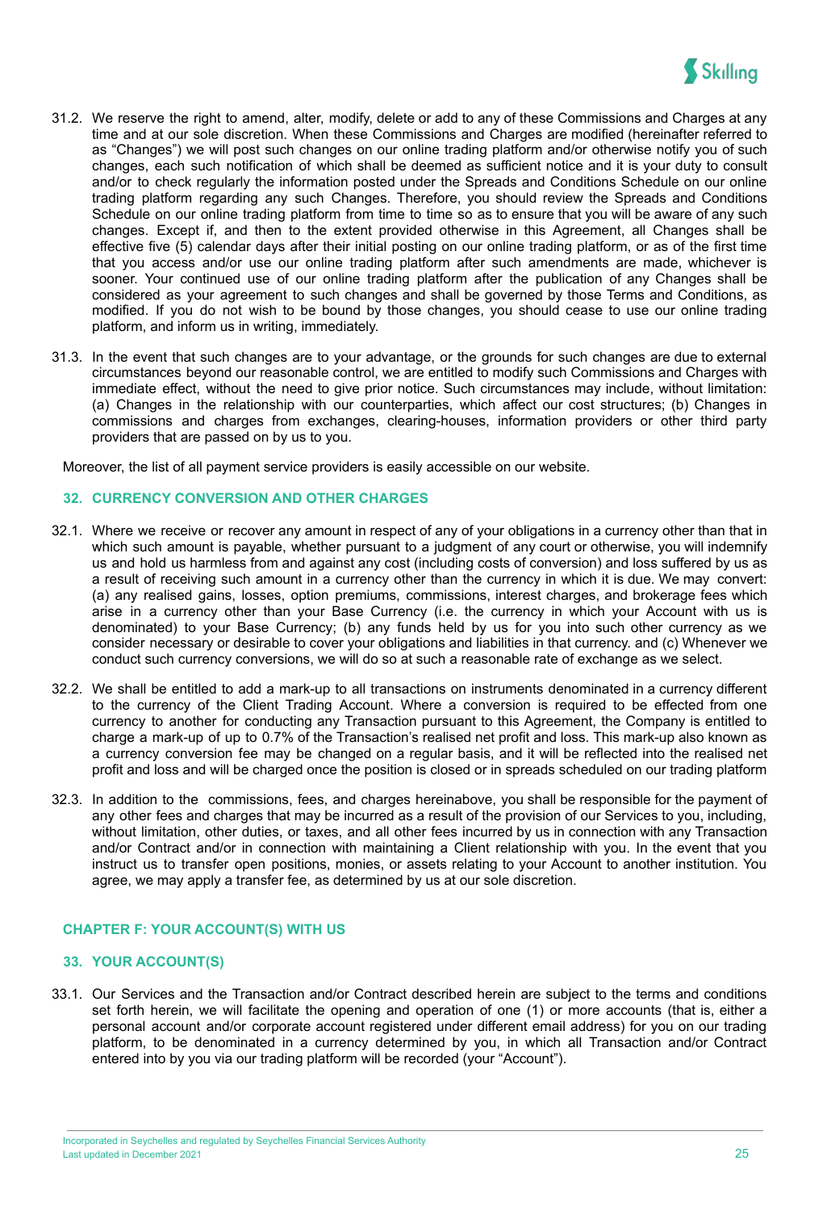31.2. We reserve the right to amend, alter, modify, delete or add to any of these Commissions and Charges at any time and at our sole discretion. When these Commissions and Charges are modified (hereinafter referred to as "Changes") we will post such changes on our online trading platform and/or otherwise notify you of such changes, each such notification of which shall be deemed as sufficient notice and it is your duty to consult and/or to check regularly the information posted under the Spreads and Conditions Schedule on our online trading platform regarding any such Changes. Therefore, you should review the Spreads and Conditions Schedule on our online trading platform from time to time so as to ensure that you will be aware of any such changes. Except if, and then to the extent provided otherwise in this Agreement, all Changes shall be effective five (5) calendar days after their initial posting on our online trading platform, or as of the first time that you access and/or use our online trading platform after such amendments are made, whichever is sooner. Your continued use of our online trading platform after the publication of any Changes shall be considered as your agreement to such changes and shall be governed by those Terms and Conditions, as modified. If you do not wish to be bound by those changes, you should cease to use our online trading platform, and inform us in writing, immediately.

31.3. In the event that such changes are to your advantage, or the grounds for such changes are due to external circumstances beyond our reasonable control, we are entitled to modify such Commissions and Charges with immediate effect, without the need to give prior notice. Such circumstances may include, without limitation: (a) Changes in the relationship with our counterparties, which affect our cost structures; (b) Changes in commissions and charges from exchanges, clearing-houses, information providers or other third party providers that are passed on by us to you.

Moreover, the list of all payment service providers is easily accessible on our website.

## 32. CURRENCY CONVERSION AND OTHER CHARGES

32.1. Where we receive or recover any amount in respect of any of your obligations in a currency other than that in which such amount is payable, whether pursuant to a judgment of any court or otherwise, you will indemnify us and hold us harmless from and against any cost (including costs of conversion) and loss suffered by us as a result of receiving such amount in a currency other than the currency in which it is due. We may convert: (a) any realised gains, losses, option premiums, commissions, interest charges, and brokerage fees which arise in a currency other than your Base Currency (i.e. the currency in which your Account with us is denominated) to your Base Currency; (b) any funds held by us for you into such other currency as we consider necessary or desirable to cover your obligations and liabilities in that currency. and (c) Whenever we conduct such currency conversions, we will do so at such a reasonable rate of exchange as we select.

32.2. We shall be entitled to add a mark-up to all transactions on instruments denominated in a currency different to the currency of the Client Trading Account. Where a conversion is required to be effected from one currency to another for conducting any Transaction pursuant to this Agreement, the Company is entitled to charge a mark-up of up to 0.7% of the Transaction's realised net profit and loss. This mark-up also known as a currency conversion fee may be changed on a regular basis, and it will be reflected into the realised net profit and loss and will be charged once the position is closed or in spreads scheduled on our trading platform

32.3. In addition to the commissions, fees, and charges hereinabove, you shall be responsible for the payment of any other fees and charges that may be incurred as a result of the provision of our Services to you, including, without limitation, other duties, or taxes, and all other fees incurred by us in connection with any Transaction and/or Contract and/or in connection with maintaining a Client relationship with you. In the event that you instruct us to transfer open positions, monies, or assets relating to your Account to another institution. You agree, we may apply a transfer fee, as determined by us at our sole discretion.

# CHAPTER F: YOUR ACCOUNT(S) WITH US

## 33. YOUR ACCOUNT(S)

33.1. Our Services and the Transaction and/or Contract described herein are subject to the terms and conditions set forth herein, we will facilitate the opening and operation of one (1) or more accounts (that is, either a personal account and/or corporate account registered under different email address) for you on our trading platform, to be denominated in a currency determined by you, in which all Transaction and/or Contract entered into by you via our trading platform will be recorded (your "Account").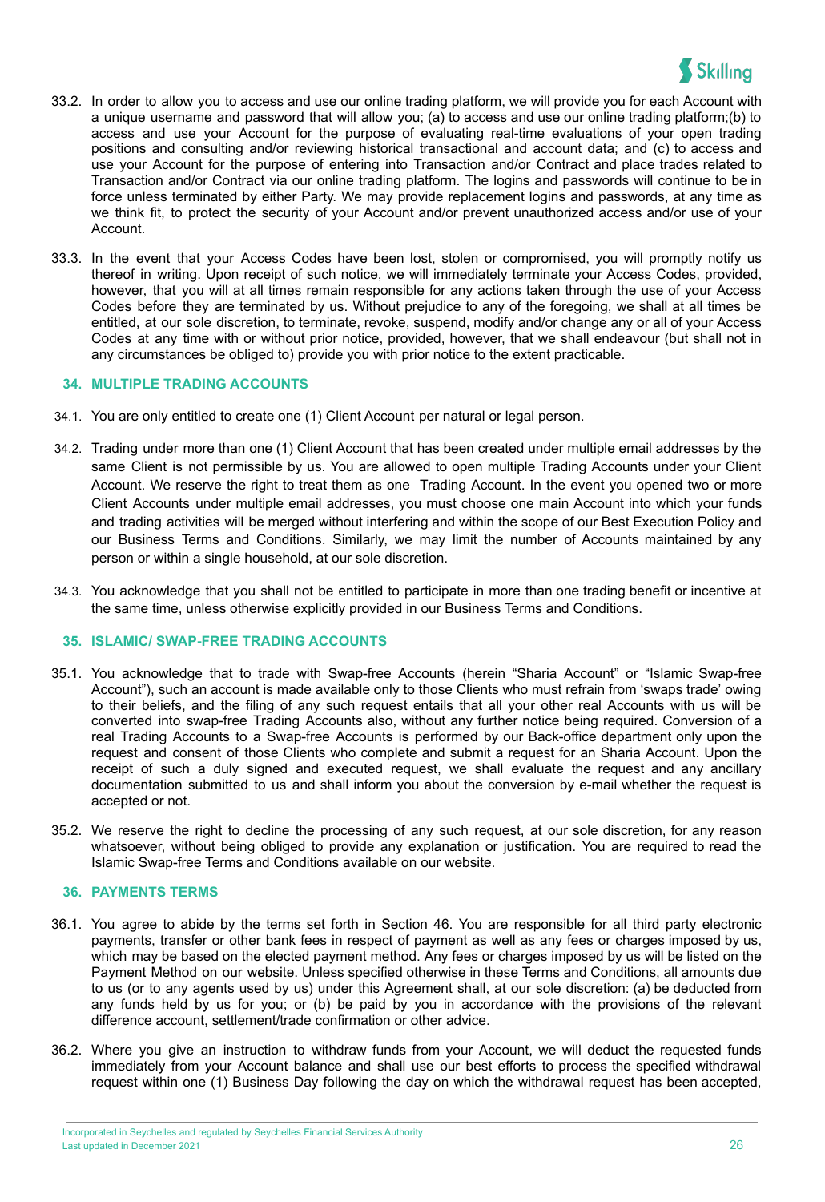33.2. In order to allow you to access and use our online trading platform, we will provide you for each Account with a unique username and password that will allow you; (a) to access and use our online trading platform;(b) to access and use your Account for the purpose of evaluating real-time evaluations of your open trading positions and consulting and/or reviewing historical transactional and account data; and (c) to access and use your Account for the purpose of entering into Transaction and/or Contract and place trades related to Transaction and/or Contract via our online trading platform. The logins and passwords will continue to be in force unless terminated by either Party. We may provide replacement logins and passwords, at any time as we think fit, to protect the security of your Account and/or prevent unauthorized access and/or use of your Account.

33.3. In the event that your Access Codes have been lost, stolen or compromised, you will promptly notify us thereof in writing. Upon receipt of such notice, we will immediately terminate your Access Codes, provided, however, that you will at all times remain responsible for any actions taken through the use of your Access Codes before they are terminated by us. Without prejudice to any of the foregoing, we shall at all times be entitled, at our sole discretion, to terminate, revoke, suspend, modify and/or change any or all of your Access Codes at any time with or without prior notice, provided, however, that we shall endeavour (but shall not in any circumstances be obliged to) provide you with prior notice to the extent practicable.

## 34. MULTIPLE TRADING ACCOUNTS

34.1. You are only entitled to create one (1) Client Account per natural or legal person.

34.2. Trading under more than one (1) Client Account that has been created under multiple email addresses by the same Client is not permissible by us. You are allowed to open multiple Trading Accounts under your Client Account. We reserve the right to treat them as one Trading Account. In the event you opened two or more Client Accounts under multiple email addresses, you must choose one main Account into which your funds and trading activities will be merged without interfering and within the scope of our Best Execution Policy and our Business Terms and Conditions. Similarly, we may limit the number of Accounts maintained by any person or within a single household, at our sole discretion.

34.3. You acknowledge that you shall not be entitled to participate in more than one trading benefit or incentive at the same time, unless otherwise explicitly provided in our Business Terms and Conditions.

## 35. ISLAMIC/ SWAP-FREE TRADING ACCOUNTS

35.1. You acknowledge that to trade with Swap-free Accounts (herein "Sharia Account" or "Islamic Swap-free Account"), such an account is made available only to those Clients who must refrain from 'swaps trade' owing to their beliefs, and the filing of any such request entails that all your other real Accounts with us will be converted into swap-free Trading Accounts also, without any further notice being required. Conversion of a real Trading Accounts to a Swap-free Accounts is performed by our Back-office department only upon the request and consent of those Clients who complete and submit a request for an Sharia Account. Upon the receipt of such a duly signed and executed request, we shall evaluate the request and any ancillary documentation submitted to us and shall inform you about the conversion by e-mail whether the request is accepted or not.

35.2. We reserve the right to decline the processing of any such request, at our sole discretion, for any reason whatsoever, without being obliged to provide any explanation or justification. You are required to read the Islamic Swap-free Terms and Conditions available on our website.

## 36. PAYMENTS TERMS

36.1. You agree to abide by the terms set forth in Section 46. You are responsible for all third party electronic payments, transfer or other bank fees in respect of payment as well as any fees or charges imposed by us, which may be based on the elected payment method. Any fees or charges imposed by us will be listed on the Payment Method on our website. Unless specified otherwise in these Terms and Conditions, all amounts due to us (or to any agents used by us) under this Agreement shall, at our sole discretion: (a) be deducted from any funds held by us for you; or (b) be paid by you in accordance with the provisions of the relevant difference account, settlement/trade confirmation or other advice.

36.2. Where you give an instruction to withdraw funds from your Account, we will deduct the requested funds immediately from your Account balance and shall use our best efforts to process the specified withdrawal request within one (1) Business Day following the day on which the withdrawal request has been accepted,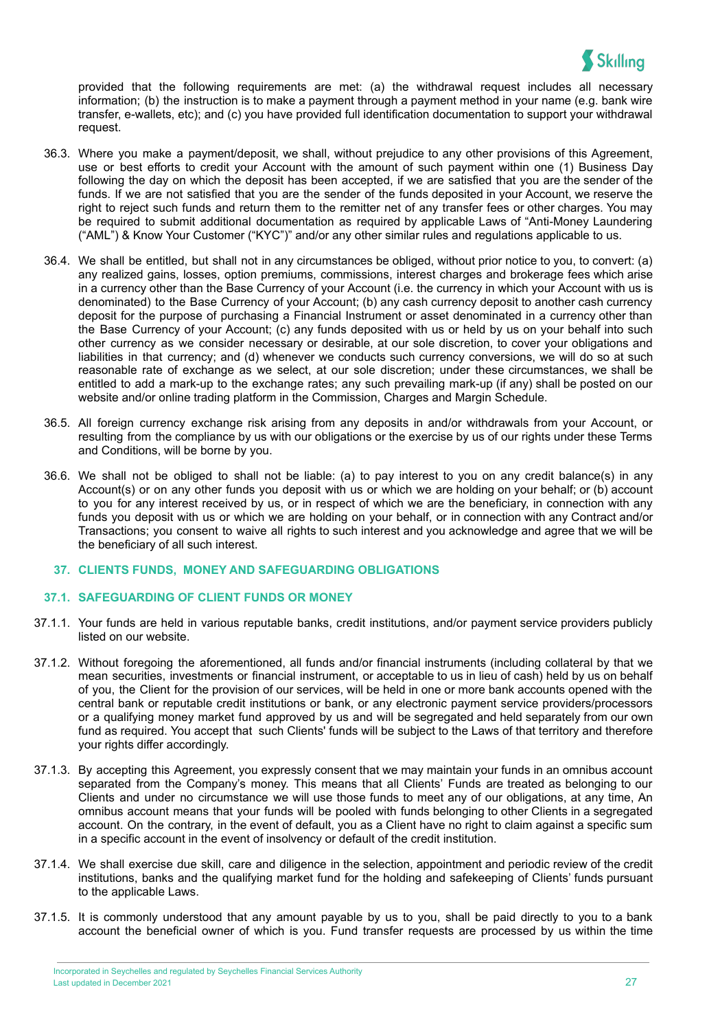provided that the following requirements are met: (a) the withdrawal request includes all necessary information; (b) the instruction is to make a payment through a payment method in your name (e.g. bank wire transfer, e-wallets, etc); and (c) you have provided full identification documentation to support your withdrawal request.

36.3. Where you make a payment/deposit, we shall, without prejudice to any other provisions of this Agreement, use or best efforts to credit your Account with the amount of such payment within one (1) Business Day following the day on which the deposit has been accepted, if we are satisfied that you are the sender of the funds. If we are not satisfied that you are the sender of the funds deposited in your Account, we reserve the right to reject such funds and return them to the remitter net of any transfer fees or other charges. You may be required to submit additional documentation as required by applicable Laws of "Anti-Money Laundering ("AML") & Know Your Customer ("KYC")" and/or any other similar rules and regulations applicable to us.

36.4. We shall be entitled, but shall not in any circumstances be obliged, without prior notice to you, to convert: (a) any realized gains, losses, option premiums, commissions, interest charges and brokerage fees which arise in a currency other than the Base Currency of your Account (i.e. the currency in which your Account with us is denominated) to the Base Currency of your Account; (b) any cash currency deposit to another cash currency deposit for the purpose of purchasing a Financial Instrument or asset denominated in a currency other than the Base Currency of your Account; (c) any funds deposited with us or held by us on your behalf into such other currency as we consider necessary or desirable, at our sole discretion, to cover your obligations and liabilities in that currency; and (d) whenever we conducts such currency conversions, we will do so at such reasonable rate of exchange as we select, at our sole discretion; under these circumstances, we shall be entitled to add a mark-up to the exchange rates; any such prevailing mark-up (if any) shall be posted on our website and/or online trading platform in the Commission, Charges and Margin Schedule.

36.5. All foreign currency exchange risk arising from any deposits in and/or withdrawals from your Account, or resulting from the compliance by us with our obligations or the exercise by us of our rights under these Terms and Conditions, will be borne by you.

36.6. We shall not be obliged to shall not be liable: (a) to pay interest to you on any credit balance(s) in any Account(s) or on any other funds you deposit with us or which we are holding on your behalf; or (b) account to you for any interest received by us, or in respect of which we are the beneficiary, in connection with any funds you deposit with us or which we are holding on your behalf, or in connection with any Contract and/or Transactions; you consent to waive all rights to such interest and you acknowledge and agree that we will be the beneficiary of all such interest.

## 37. CLIENTS FUNDS, MONEY AND SAFEGUARDING OBLIGATIONS

### 37.1. SAFEGUARDING OF CLIENT FUNDS OR MONEY

37.1.1. Your funds are held in various reputable banks, credit institutions, and/or payment service providers publicly listed on our website.

37.1.2. Without foregoing the aforementioned, all funds and/or financial instruments (including collateral by that we mean securities, investments or financial instrument, or acceptable to us in lieu of cash) held by us on behalf of you, the Client for the provision of our services, will be held in one or more bank accounts opened with the central bank or reputable credit institutions or bank, or any electronic payment service providers/processors or a qualifying money market fund approved by us and will be segregated and held separately from our own fund as required. You accept that such Clients' funds will be subject to the Laws of that territory and therefore your rights differ accordingly.

37.1.3. By accepting this Agreement, you expressly consent that we may maintain your funds in an omnibus account separated from the Company's money. This means that all Clients' Funds are treated as belonging to our Clients and under no circumstance we will use those funds to meet any of our obligations, at any time, An omnibus account means that your funds will be pooled with funds belonging to other Clients in a segregated account. On the contrary, in the event of default, you as a Client have no right to claim against a specific sum in a specific account in the event of insolvency or default of the credit institution.

37.1.4. We shall exercise due skill, care and diligence in the selection, appointment and periodic review of the credit institutions, banks and the qualifying market fund for the holding and safekeeping of Clients' funds pursuant to the applicable Laws.

37.1.5. It is commonly understood that any amount payable by us to you, shall be paid directly to you to a bank account the beneficial owner of which is you. Fund transfer requests are processed by us within the time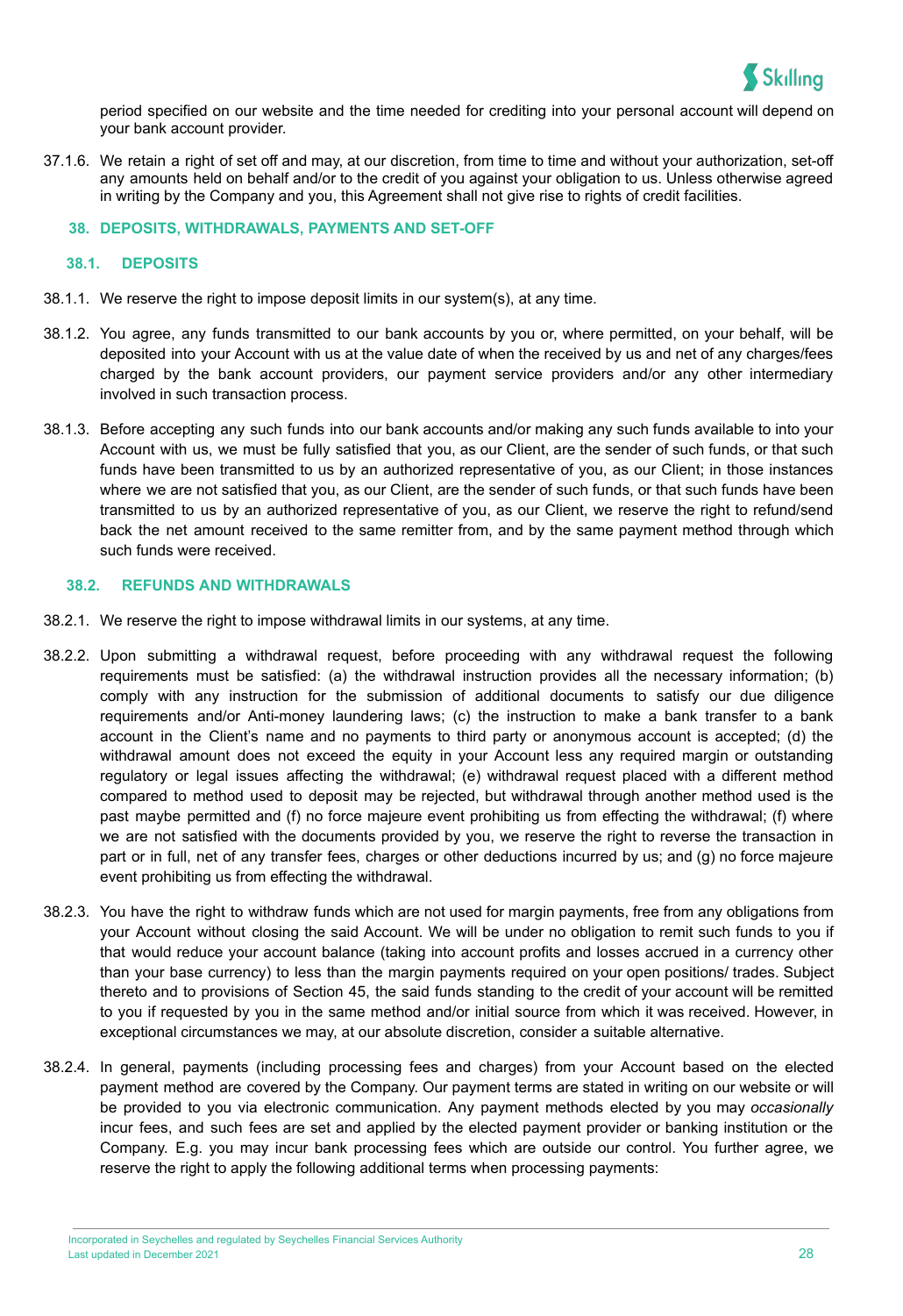period specified on our website and the time needed for crediting into your personal account will depend on your bank account provider.

37.1.6. We retain a right of set off and may, at our discretion, from time to time and without your authorization, set-off any amounts held on behalf and/or to the credit of you against your obligation to us. Unless otherwise agreed in writing by the Company and you, this Agreement shall not give rise to rights of credit facilities.

## 38. DEPOSITS, WITHDRAWALS, PAYMENTS AND SET-OFF

### 38.1. DEPOSITS

38.1.1. We reserve the right to impose deposit limits in our system(s), at any time.

38.1.2. You agree, any funds transmitted to our bank accounts by you or, where permitted, on your behalf, will be deposited into your Account with us at the value date of when the received by us and net of any charges/fees charged by the bank account providers, our payment service providers and/or any other intermediary involved in such transaction process.

38.1.3. Before accepting any such funds into our bank accounts and/or making any such funds available to into your Account with us, we must be fully satisfied that you, as our Client, are the sender of such funds, or that such funds have been transmitted to us by an authorized representative of you, as our Client; in those instances where we are not satisfied that you, as our Client, are the sender of such funds, or that such funds have been transmitted to us by an authorized representative of you, as our Client, we reserve the right to refund/send back the net amount received to the same remitter from, and by the same payment method through which such funds were received.

### 38.2. REFUNDS AND WITHDRAWALS

38.2.1. We reserve the right to impose withdrawal limits in our systems, at any time.

38.2.2. Upon submitting a withdrawal request, before proceeding with any withdrawal request the following requirements must be satisfied: (a) the withdrawal instruction provides all the necessary information; (b) comply with any instruction for the submission of additional documents to satisfy our due diligence requirements and/or Anti-money laundering laws; (c) the instruction to make a bank transfer to a bank account in the Client's name and no payments to third party or anonymous account is accepted; (d) the withdrawal amount does not exceed the equity in your Account less any required margin or outstanding regulatory or legal issues affecting the withdrawal; (e) withdrawal request placed with a different method compared to method used to deposit may be rejected, but withdrawal through another method used is the past maybe permitted and (f) no force majeure event prohibiting us from effecting the withdrawal; (f) where we are not satisfied with the documents provided by you, we reserve the right to reverse the transaction in part or in full, net of any transfer fees, charges or other deductions incurred by us; and (g) no force majeure event prohibiting us from effecting the withdrawal.

38.2.3. You have the right to withdraw funds which are not used for margin payments, free from any obligations from your Account without closing the said Account. We will be under no obligation to remit such funds to you if that would reduce your account balance (taking into account profits and losses accrued in a currency other than your base currency) to less than the margin payments required on your open positions/ trades. Subject thereto and to provisions of Section 45, the said funds standing to the credit of your account will be remitted to you if requested by you in the same method and/or initial source from which it was received. However, in exceptional circumstances we may, at our absolute discretion, consider a suitable alternative.

38.2.4. In general, payments (including processing fees and charges) from your Account based on the elected payment method are covered by the Company. Our payment terms are stated in writing on our website or will be provided to you via electronic communication. Any payment methods elected by you may *occasionally* incur fees, and such fees are set and applied by the elected payment provider or banking institution or the Company. E.g. you may incur bank processing fees which are outside our control. You further agree, we reserve the right to apply the following additional terms when processing payments: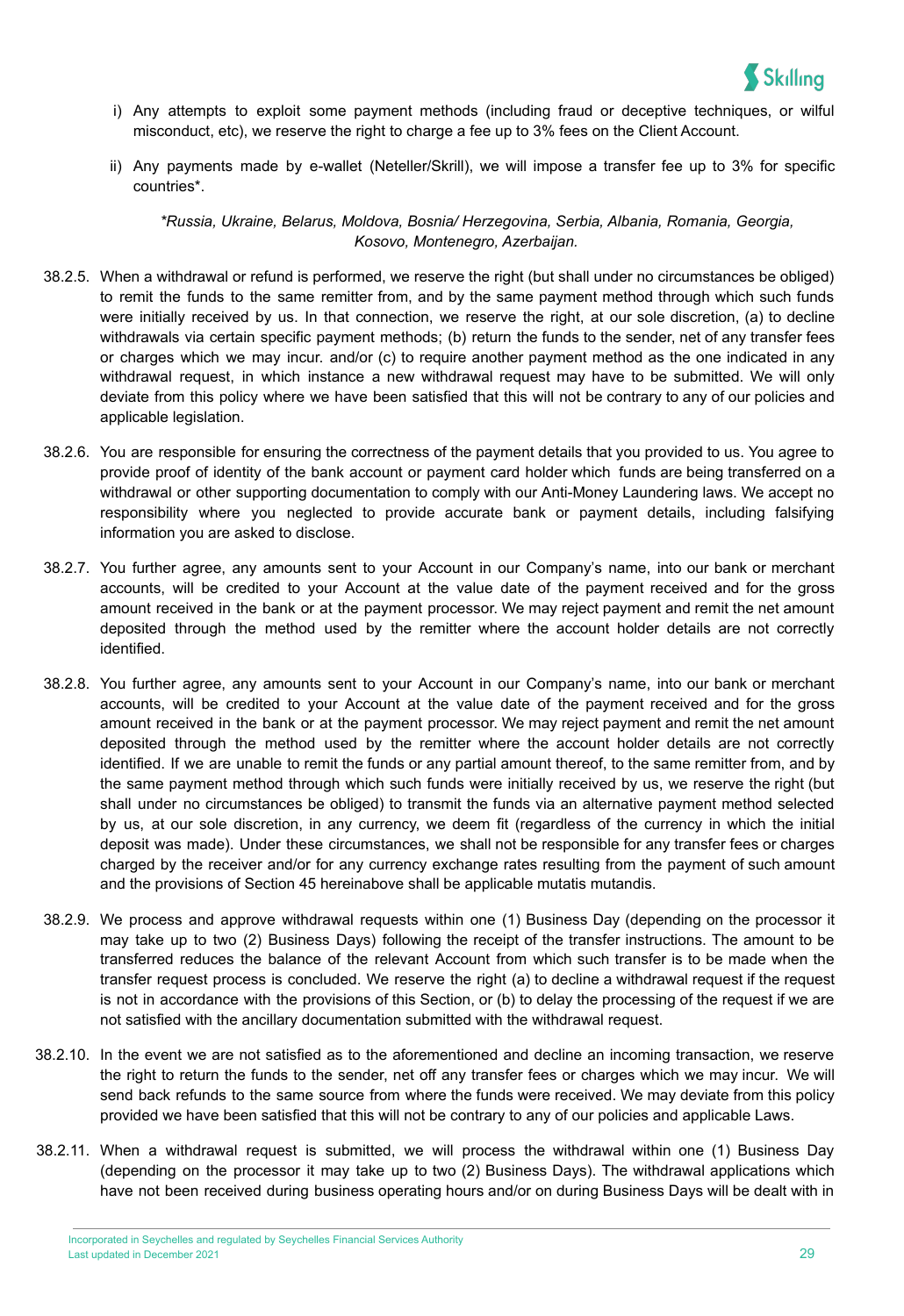i) Any attempts to exploit some payment methods (including fraud or deceptive techniques, or wilful misconduct, etc), we reserve the right to charge a fee up to 3% fees on the Client Account.

ii) Any payments made by e-wallet (Neteller/Skrill), we will impose a transfer fee up to 3% for specific countries*.

*\*Russia, Ukraine, Belarus, Moldova, Bosnia/ Herzegovina, Serbia, Albania, Romania, Georgia, Kosovo, Montenegro, Azerbaijan.*

38.2.5. When a withdrawal or refund is performed, we reserve the right (but shall under no circumstances be obliged) to remit the funds to the same remitter from, and by the same payment method through which such funds were initially received by us. In that connection, we reserve the right, at our sole discretion, (a) to decline withdrawals via certain specific payment methods; (b) return the funds to the sender, net of any transfer fees or charges which we may incur. and/or (c) to require another payment method as the one indicated in any withdrawal request, in which instance a new withdrawal request may have to be submitted. We will only deviate from this policy where we have been satisfied that this will not be contrary to any of our policies and applicable legislation.

38.2.6. You are responsible for ensuring the correctness of the payment details that you provided to us. You agree to provide proof of identity of the bank account or payment card holder which funds are being transferred on a withdrawal or other supporting documentation to comply with our Anti-Money Laundering laws. We accept no responsibility where you neglected to provide accurate bank or payment details, including falsifying information you are asked to disclose.

38.2.7. You further agree, any amounts sent to your Account in our Company's name, into our bank or merchant accounts, will be credited to your Account at the value date of the payment received and for the gross amount received in the bank or at the payment processor. We may reject payment and remit the net amount deposited through the method used by the remitter where the account holder details are not correctly identified.

38.2.8. You further agree, any amounts sent to your Account in our Company's name, into our bank or merchant accounts, will be credited to your Account at the value date of the payment received and for the gross amount received in the bank or at the payment processor. We may reject payment and remit the net amount deposited through the method used by the remitter where the account holder details are not correctly identified. If we are unable to remit the funds or any partial amount thereof, to the same remitter from, and by the same payment method through which such funds were initially received by us, we reserve the right (but shall under no circumstances be obliged) to transmit the funds via an alternative payment method selected by us, at our sole discretion, in any currency, we deem fit (regardless of the currency in which the initial deposit was made). Under these circumstances, we shall not be responsible for any transfer fees or charges charged by the receiver and/or for any currency exchange rates resulting from the payment of such amount and the provisions of Section 45 hereinabove shall be applicable mutatis mutandis.

38.2.9. We process and approve withdrawal requests within one (1) Business Day (depending on the processor it may take up to two (2) Business Days) following the receipt of the transfer instructions. The amount to be transferred reduces the balance of the relevant Account from which such transfer is to be made when the transfer request process is concluded. We reserve the right (a) to decline a withdrawal request if the request is not in accordance with the provisions of this Section, or (b) to delay the processing of the request if we are not satisfied with the ancillary documentation submitted with the withdrawal request.

38.2.10. In the event we are not satisfied as to the aforementioned and decline an incoming transaction, we reserve the right to return the funds to the sender, net off any transfer fees or charges which we may incur. We will send back refunds to the same source from where the funds were received. We may deviate from this policy provided we have been satisfied that this will not be contrary to any of our policies and applicable Laws.

38.2.11. When a withdrawal request is submitted, we will process the withdrawal within one (1) Business Day (depending on the processor it may take up to two (2) Business Days). The withdrawal applications which have not been received during business operating hours and/or on during Business Days will be dealt with in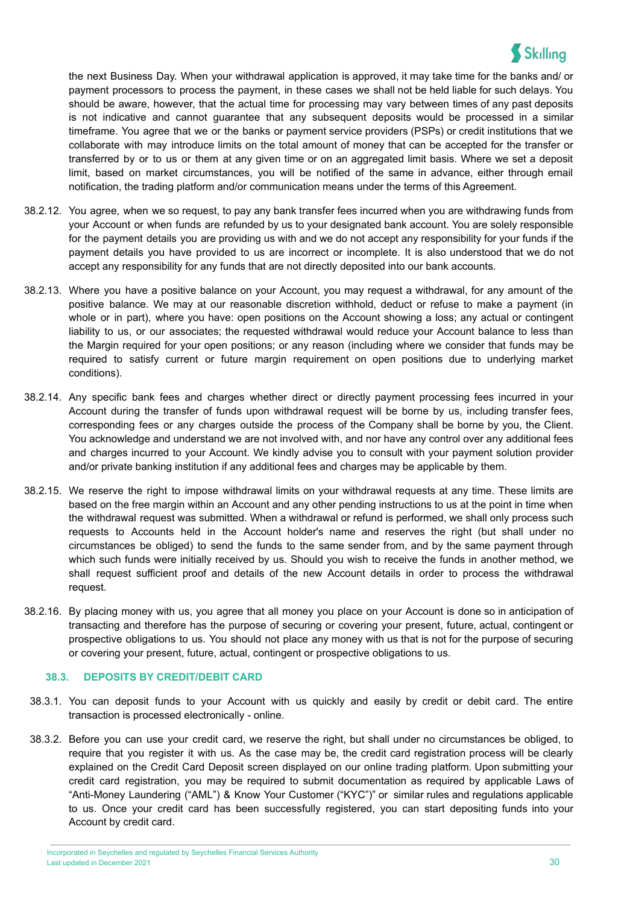the next Business Day. When your withdrawal application is approved, it may take time for the banks and/ or payment processors to process the payment, in these cases we shall not be held liable for such delays. You should be aware, however, that the actual time for processing may vary between times of any past deposits is not indicative and cannot guarantee that any subsequent deposits would be processed in a similar timeframe. You agree that we or the banks or payment service providers (PSPs) or credit institutions that we collaborate with may introduce limits on the total amount of money that can be accepted for the transfer or transferred by or to us or them at any given time or on an aggregated limit basis. Where we set a deposit limit, based on market circumstances, you will be notified of the same in advance, either through email notification, the trading platform and/or communication means under the terms of this Agreement.

38.2.12. You agree, when we so request, to pay any bank transfer fees incurred when you are withdrawing funds from your Account or when funds are refunded by us to your designated bank account. You are solely responsible for the payment details you are providing us with and we do not accept any responsibility for your funds if the payment details you have provided to us are incorrect or incomplete. It is also understood that we do not accept any responsibility for any funds that are not directly deposited into our bank accounts.

38.2.13. Where you have a positive balance on your Account, you may request a withdrawal, for any amount of the positive balance. We may at our reasonable discretion withhold, deduct or refuse to make a payment (in whole or in part), where you have: open positions on the Account showing a loss; any actual or contingent liability to us, or our associates; the requested withdrawal would reduce your Account balance to less than the Margin required for your open positions; or any reason (including where we consider that funds may be required to satisfy current or future margin requirement on open positions due to underlying market conditions).

38.2.14. Any specific bank fees and charges whether direct or directly payment processing fees incurred in your Account during the transfer of funds upon withdrawal request will be borne by us, including transfer fees, corresponding fees or any charges outside the process of the Company shall be borne by you, the Client. You acknowledge and understand we are not involved with, and nor have any control over any additional fees and charges incurred to your Account. We kindly advise you to consult with your payment solution provider and/or private banking institution if any additional fees and charges may be applicable by them.

38.2.15. We reserve the right to impose withdrawal limits on your withdrawal requests at any time. These limits are based on the free margin within an Account and any other pending instructions to us at the point in time when the withdrawal request was submitted. When a withdrawal or refund is performed, we shall only process such requests to Accounts held in the Account holder's name and reserves the right (but shall under no circumstances be obliged) to send the funds to the same sender from, and by the same payment through which such funds were initially received by us. Should you wish to receive the funds in another method, we shall request sufficient proof and details of the new Account details in order to process the withdrawal request.

38.2.16. By placing money with us, you agree that all money you place on your Account is done so in anticipation of transacting and therefore has the purpose of securing or covering your present, future, actual, contingent or prospective obligations to us. You should not place any money with us that is not for the purpose of securing or covering your present, future, actual, contingent or prospective obligations to us.

### 38.3. DEPOSITS BY CREDIT/DEBIT CARD

38.3.1. You can deposit funds to your Account with us quickly and easily by credit or debit card. The entire transaction is processed electronically - online.

38.3.2. Before you can use your credit card, we reserve the right, but shall under no circumstances be obliged, to require that you register it with us. As the case may be, the credit card registration process will be clearly explained on the Credit Card Deposit screen displayed on our online trading platform. Upon submitting your credit card registration, you may be required to submit documentation as required by applicable Laws of "Anti-Money Laundering ("AML") & Know Your Customer ("KYC")" or similar rules and regulations applicable to us. Once your credit card has been successfully registered, you can start depositing funds into your Account by credit card.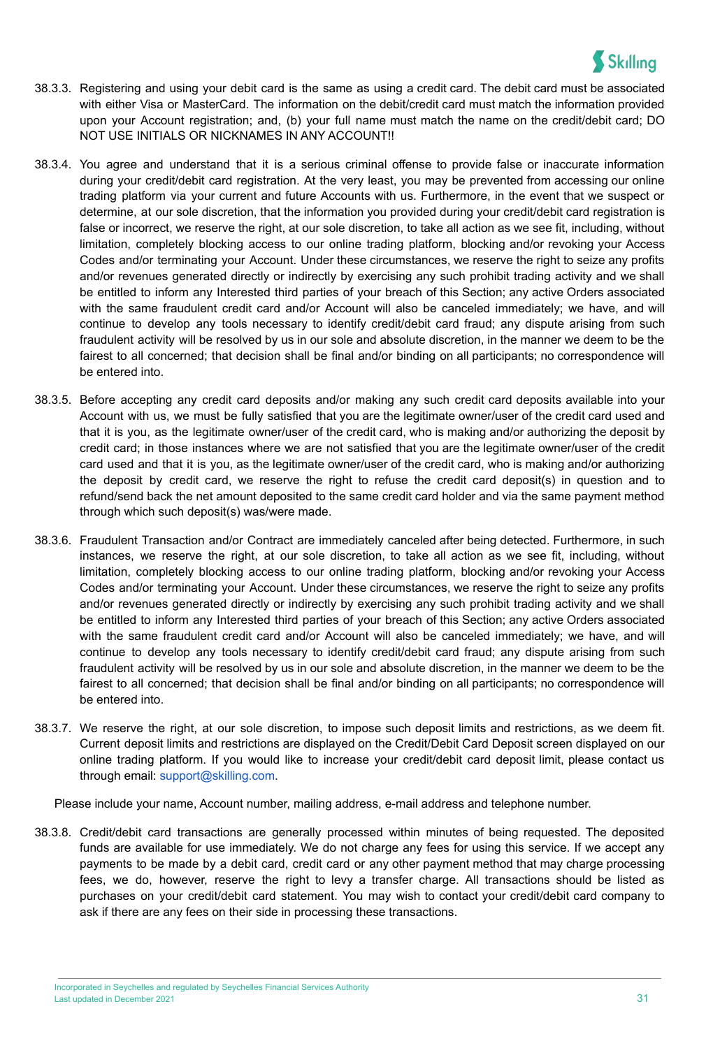38.3.3. Registering and using your debit card is the same as using a credit card. The debit card must be associated with either Visa or MasterCard. The information on the debit/credit card must match the information provided upon your Account registration; and, (b) your full name must match the name on the credit/debit card; DO NOT USE INITIALS OR NICKNAMES IN ANY ACCOUNT!!

38.3.4. You agree and understand that it is a serious criminal offense to provide false or inaccurate information during your credit/debit card registration. At the very least, you may be prevented from accessing our online trading platform via your current and future Accounts with us. Furthermore, in the event that we suspect or determine, at our sole discretion, that the information you provided during your credit/debit card registration is false or incorrect, we reserve the right, at our sole discretion, to take all action as we see fit, including, without limitation, completely blocking access to our online trading platform, blocking and/or revoking your Access Codes and/or terminating your Account. Under these circumstances, we reserve the right to seize any profits and/or revenues generated directly or indirectly by exercising any such prohibit trading activity and we shall be entitled to inform any Interested third parties of your breach of this Section; any active Orders associated with the same fraudulent credit card and/or Account will also be canceled immediately; we have, and will continue to develop any tools necessary to identify credit/debit card fraud; any dispute arising from such fraudulent activity will be resolved by us in our sole and absolute discretion, in the manner we deem to be the fairest to all concerned; that decision shall be final and/or binding on all participants; no correspondence will be entered into.

38.3.5. Before accepting any credit card deposits and/or making any such credit card deposits available into your Account with us, we must be fully satisfied that you are the legitimate owner/user of the credit card used and that it is you, as the legitimate owner/user of the credit card, who is making and/or authorizing the deposit by credit card; in those instances where we are not satisfied that you are the legitimate owner/user of the credit card used and that it is you, as the legitimate owner/user of the credit card, who is making and/or authorizing the deposit by credit card, we reserve the right to refuse the credit card deposit(s) in question and to refund/send back the net amount deposited to the same credit card holder and via the same payment method through which such deposit(s) was/were made.

38.3.6. Fraudulent Transaction and/or Contract are immediately canceled after being detected. Furthermore, in such instances, we reserve the right, at our sole discretion, to take all action as we see fit, including, without limitation, completely blocking access to our online trading platform, blocking and/or revoking your Access Codes and/or terminating your Account. Under these circumstances, we reserve the right to seize any profits and/or revenues generated directly or indirectly by exercising any such prohibit trading activity and we shall be entitled to inform any Interested third parties of your breach of this Section; any active Orders associated with the same fraudulent credit card and/or Account will also be canceled immediately; we have, and will continue to develop any tools necessary to identify credit/debit card fraud; any dispute arising from such fraudulent activity will be resolved by us in our sole and absolute discretion, in the manner we deem to be the fairest to all concerned; that decision shall be final and/or binding on all participants; no correspondence will be entered into.

38.3.7. We reserve the right, at our sole discretion, to impose such deposit limits and restrictions, as we deem fit. Current deposit limits and restrictions are displayed on the Credit/Debit Card Deposit screen displayed on our online trading platform. If you would like to increase your credit/debit card deposit limit, please contact us through email: support@skilling.com.

Please include your name, Account number, mailing address, e-mail address and telephone number.

38.3.8. Credit/debit card transactions are generally processed within minutes of being requested. The deposited funds are available for use immediately. We do not charge any fees for using this service. If we accept any payments to be made by a debit card, credit card or any other payment method that may charge processing fees, we do, however, reserve the right to levy a transfer charge. All transactions should be listed as purchases on your credit/debit card statement. You may wish to contact your credit/debit card company to ask if there are any fees on their side in processing these transactions.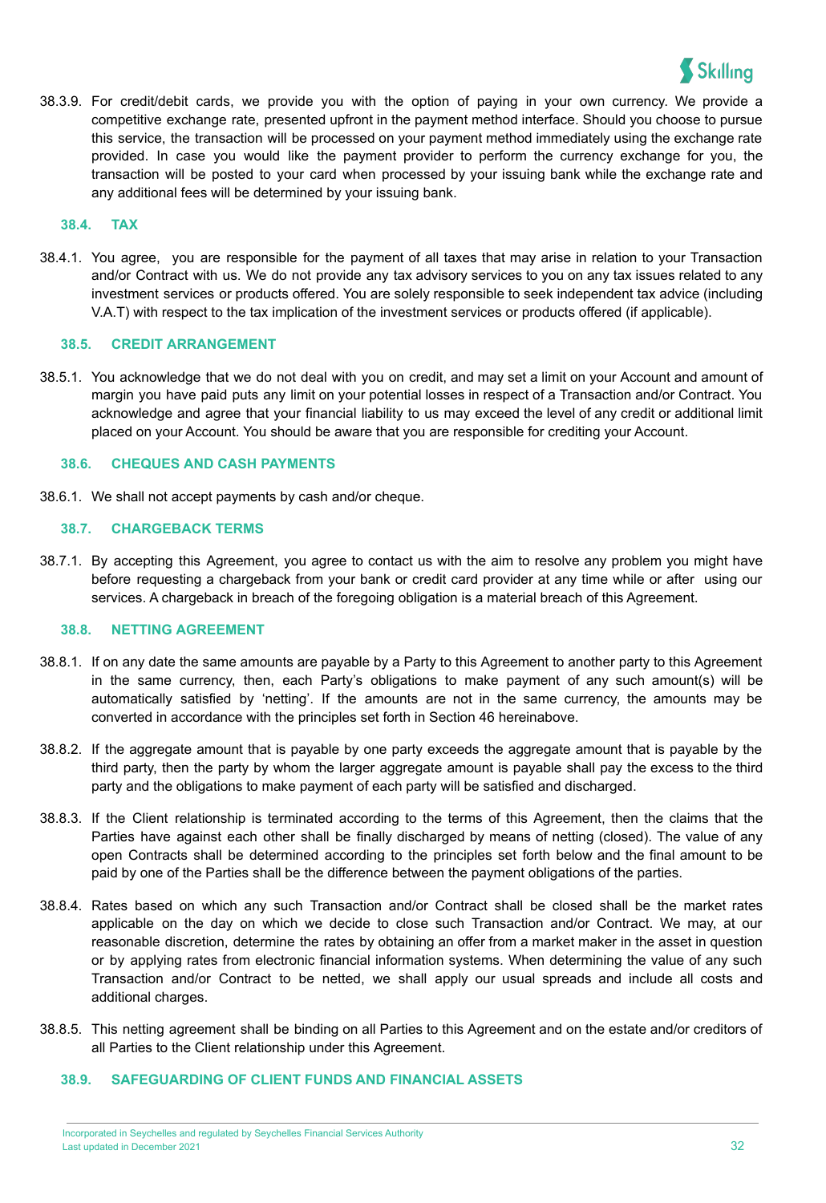38.3.9. For credit/debit cards, we provide you with the option of paying in your own currency. We provide a competitive exchange rate, presented upfront in the payment method interface. Should you choose to pursue this service, the transaction will be processed on your payment method immediately using the exchange rate provided. In case you would like the payment provider to perform the currency exchange for you, the transaction will be posted to your card when processed by your issuing bank while the exchange rate and any additional fees will be determined by your issuing bank.

### 38.4. TAX

38.4.1. You agree, you are responsible for the payment of all taxes that may arise in relation to your Transaction and/or Contract with us. We do not provide any tax advisory services to you on any tax issues related to any investment services or products offered. You are solely responsible to seek independent tax advice (including V.A.T) with respect to the tax implication of the investment services or products offered (if applicable).

### 38.5. CREDIT ARRANGEMENT

38.5.1. You acknowledge that we do not deal with you on credit, and may set a limit on your Account and amount of margin you have paid puts any limit on your potential losses in respect of a Transaction and/or Contract. You acknowledge and agree that your financial liability to us may exceed the level of any credit or additional limit placed on your Account. You should be aware that you are responsible for crediting your Account.

### 38.6. CHEQUES AND CASH PAYMENTS

38.6.1. We shall not accept payments by cash and/or cheque.

### 38.7. CHARGEBACK TERMS

38.7.1. By accepting this Agreement, you agree to contact us with the aim to resolve any problem you might have before requesting a chargeback from your bank or credit card provider at any time while or after using our services. A chargeback in breach of the foregoing obligation is a material breach of this Agreement.

### 38.8. NETTING AGREEMENT

38.8.1. If on any date the same amounts are payable by a Party to this Agreement to another party to this Agreement in the same currency, then, each Party's obligations to make payment of any such amount(s) will be automatically satisfied by 'netting'. If the amounts are not in the same currency, the amounts may be converted in accordance with the principles set forth in Section 46 hereinabove.

38.8.2. If the aggregate amount that is payable by one party exceeds the aggregate amount that is payable by the third party, then the party by whom the larger aggregate amount is payable shall pay the excess to the third party and the obligations to make payment of each party will be satisfied and discharged.

38.8.3. If the Client relationship is terminated according to the terms of this Agreement, then the claims that the Parties have against each other shall be finally discharged by means of netting (closed). The value of any open Contracts shall be determined according to the principles set forth below and the final amount to be paid by one of the Parties shall be the difference between the payment obligations of the parties.

38.8.4. Rates based on which any such Transaction and/or Contract shall be closed shall be the market rates applicable on the day on which we decide to close such Transaction and/or Contract. We may, at our reasonable discretion, determine the rates by obtaining an offer from a market maker in the asset in question or by applying rates from electronic financial information systems. When determining the value of any such Transaction and/or Contract to be netted, we shall apply our usual spreads and include all costs and additional charges.

38.8.5. This netting agreement shall be binding on all Parties to this Agreement and on the estate and/or creditors of all Parties to the Client relationship under this Agreement.

### 38.9. SAFEGUARDING OF CLIENT FUNDS AND FINANCIAL ASSETS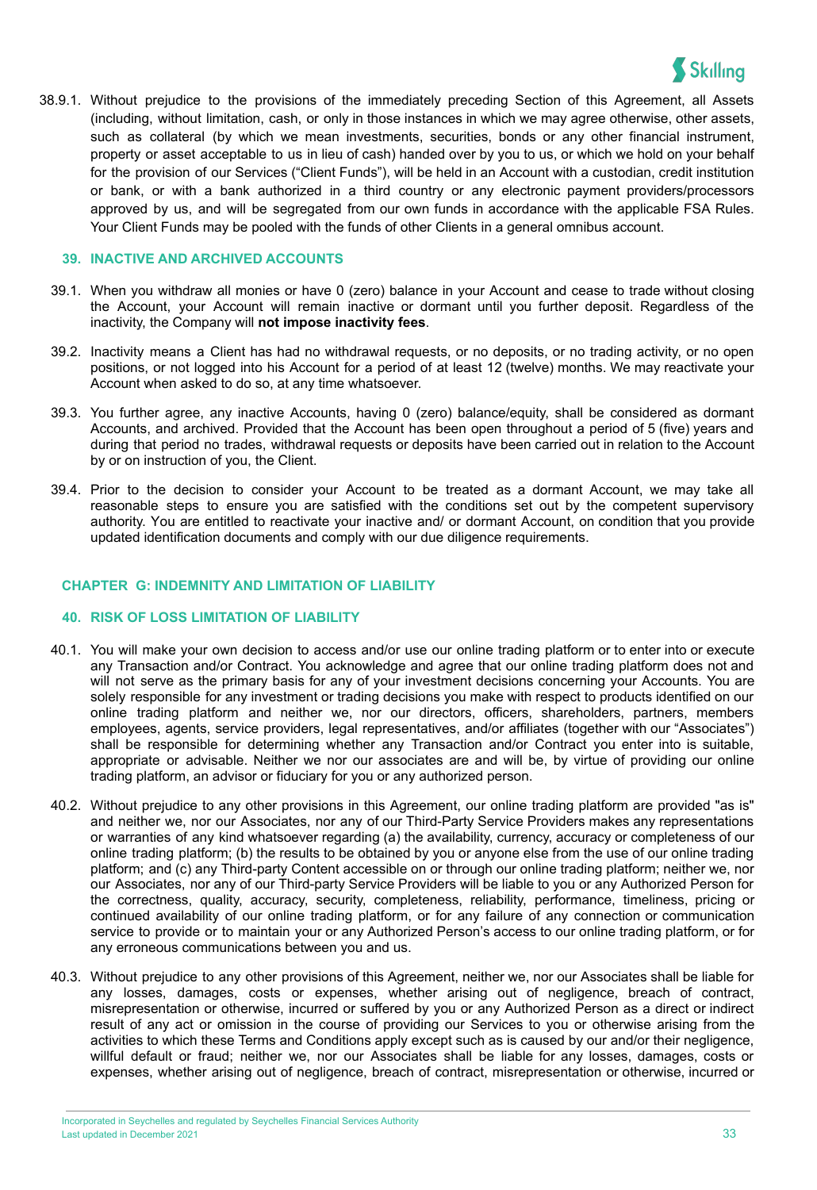38.9.1. Without prejudice to the provisions of the immediately preceding Section of this Agreement, all Assets (including, without limitation, cash, or only in those instances in which we may agree otherwise, other assets, such as collateral (by which we mean investments, securities, bonds or any other financial instrument, property or asset acceptable to us in lieu of cash) handed over by you to us, or which we hold on your behalf for the provision of our Services ("Client Funds"), will be held in an Account with a custodian, credit institution or bank, or with a bank authorized in a third country or any electronic payment providers/processors approved by us, and will be segregated from our own funds in accordance with the applicable FSA Rules. Your Client Funds may be pooled with the funds of other Clients in a general omnibus account.

## 39. INACTIVE AND ARCHIVED ACCOUNTS

39.1. When you withdraw all monies or have 0 (zero) balance in your Account and cease to trade without closing the Account, your Account will remain inactive or dormant until you further deposit. Regardless of the inactivity, the Company will **not impose inactivity fees**.

39.2. Inactivity means a Client has had no withdrawal requests, or no deposits, or no trading activity, or no open positions, or not logged into his Account for a period of at least 12 (twelve) months. We may reactivate your Account when asked to do so, at any time whatsoever.

39.3. You further agree, any inactive Accounts, having 0 (zero) balance/equity, shall be considered as dormant Accounts, and archived. Provided that the Account has been open throughout a period of 5 (five) years and during that period no trades, withdrawal requests or deposits have been carried out in relation to the Account by or on instruction of you, the Client.

39.4. Prior to the decision to consider your Account to be treated as a dormant Account, we may take all reasonable steps to ensure you are satisfied with the conditions set out by the competent supervisory authority. You are entitled to reactivate your inactive and/ or dormant Account, on condition that you provide updated identification documents and comply with our due diligence requirements.

# CHAPTER G: INDEMNITY AND LIMITATION OF LIABILITY

## 40. RISK OF LOSS LIMITATION OF LIABILITY

40.1. You will make your own decision to access and/or use our online trading platform or to enter into or execute any Transaction and/or Contract. You acknowledge and agree that our online trading platform does not and will not serve as the primary basis for any of your investment decisions concerning your Accounts. You are solely responsible for any investment or trading decisions you make with respect to products identified on our online trading platform and neither we, nor our directors, officers, shareholders, partners, members employees, agents, service providers, legal representatives, and/or affiliates (together with our "Associates") shall be responsible for determining whether any Transaction and/or Contract you enter into is suitable, appropriate or advisable. Neither we nor our associates are and will be, by virtue of providing our online trading platform, an advisor or fiduciary for you or any authorized person.

40.2. Without prejudice to any other provisions in this Agreement, our online trading platform are provided "as is" and neither we, nor our Associates, nor any of our Third-Party Service Providers makes any representations or warranties of any kind whatsoever regarding (a) the availability, currency, accuracy or completeness of our online trading platform; (b) the results to be obtained by you or anyone else from the use of our online trading platform; and (c) any Third-party Content accessible on or through our online trading platform; neither we, nor our Associates, nor any of our Third-party Service Providers will be liable to you or any Authorized Person for the correctness, quality, accuracy, security, completeness, reliability, performance, timeliness, pricing or continued availability of our online trading platform, or for any failure of any connection or communication service to provide or to maintain your or any Authorized Person's access to our online trading platform, or for any erroneous communications between you and us.

40.3. Without prejudice to any other provisions of this Agreement, neither we, nor our Associates shall be liable for any losses, damages, costs or expenses, whether arising out of negligence, breach of contract, misrepresentation or otherwise, incurred or suffered by you or any Authorized Person as a direct or indirect result of any act or omission in the course of providing our Services to you or otherwise arising from the activities to which these Terms and Conditions apply except such as is caused by our and/or their negligence, willful default or fraud; neither we, nor our Associates shall be liable for any losses, damages, costs or expenses, whether arising out of negligence, breach of contract, misrepresentation or otherwise, incurred or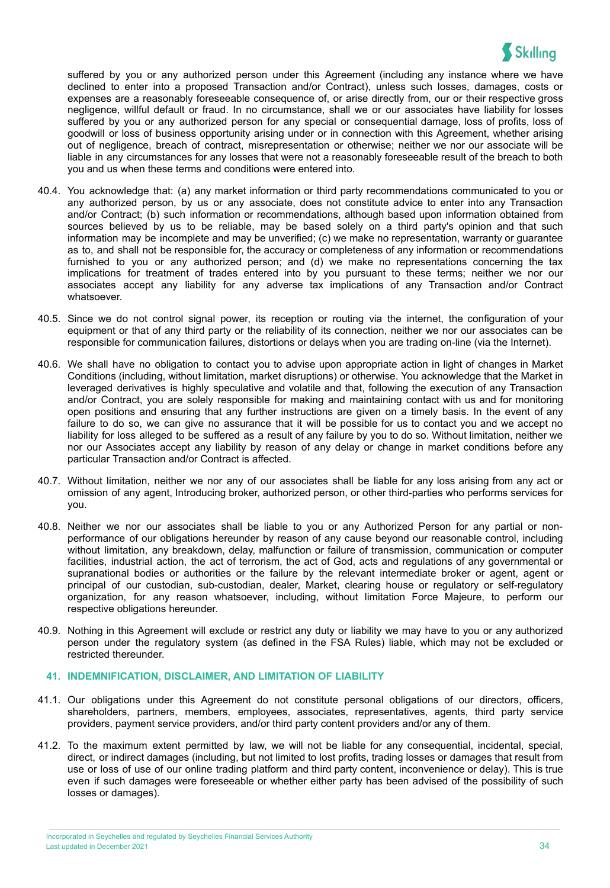suffered by you or any authorized person under this Agreement (including any instance where we have declined to enter into a proposed Transaction and/or Contract), unless such losses, damages, costs or expenses are a reasonably foreseeable consequence of, or arise directly from, our or their respective gross negligence, willful default or fraud. In no circumstance, shall we or our associates have liability for losses suffered by you or any authorized person for any special or consequential damage, loss of profits, loss of goodwill or loss of business opportunity arising under or in connection with this Agreement, whether arising out of negligence, breach of contract, misrepresentation or otherwise; neither we nor our associate will be liable in any circumstances for any losses that were not a reasonably foreseeable result of the breach to both you and us when these terms and conditions were entered into.

40.4. You acknowledge that: (a) any market information or third party recommendations communicated to you or any authorized person, by us or any associate, does not constitute advice to enter into any Transaction and/or Contract; (b) such information or recommendations, although based upon information obtained from sources believed by us to be reliable, may be based solely on a third party's opinion and that such information may be incomplete and may be unverified; (c) we make no representation, warranty or guarantee as to, and shall not be responsible for, the accuracy or completeness of any information or recommendations furnished to you or any authorized person; and (d) we make no representations concerning the tax implications for treatment of trades entered into by you pursuant to these terms; neither we nor our associates accept any liability for any adverse tax implications of any Transaction and/or Contract whatsoever.

40.5. Since we do not control signal power, its reception or routing via the internet, the configuration of your equipment or that of any third party or the reliability of its connection, neither we nor our associates can be responsible for communication failures, distortions or delays when you are trading on-line (via the Internet).

40.6. We shall have no obligation to contact you to advise upon appropriate action in light of changes in Market Conditions (including, without limitation, market disruptions) or otherwise. You acknowledge that the Market in leveraged derivatives is highly speculative and volatile and that, following the execution of any Transaction and/or Contract, you are solely responsible for making and maintaining contact with us and for monitoring open positions and ensuring that any further instructions are given on a timely basis. In the event of any failure to do so, we can give no assurance that it will be possible for us to contact you and we accept no liability for loss alleged to be suffered as a result of any failure by you to do so. Without limitation, neither we nor our Associates accept any liability by reason of any delay or change in market conditions before any particular Transaction and/or Contract is affected.

40.7. Without limitation, neither we nor any of our associates shall be liable for any loss arising from any act or omission of any agent, Introducing broker, authorized person, or other third-parties who performs services for you.

40.8. Neither we nor our associates shall be liable to you or any Authorized Person for any partial or non-performance of our obligations hereunder by reason of any cause beyond our reasonable control, including without limitation, any breakdown, delay, malfunction or failure of transmission, communication or computer facilities, industrial action, the act of terrorism, the act of God, acts and regulations of any governmental or supranational bodies or authorities or the failure by the relevant intermediate broker or agent, agent or principal of our custodian, sub-custodian, dealer, Market, clearing house or regulatory or self-regulatory organization, for any reason whatsoever, including, without limitation Force Majeure, to perform our respective obligations hereunder.

40.9. Nothing in this Agreement will exclude or restrict any duty or liability we may have to you or any authorized person under the regulatory system (as defined in the FSA Rules) liable, which may not be excluded or restricted thereunder.

## 41. INDEMNIFICATION, DISCLAIMER, AND LIMITATION OF LIABILITY

41.1. Our obligations under this Agreement do not constitute personal obligations of our directors, officers, shareholders, partners, members, employees, associates, representatives, agents, third party service providers, payment service providers, and/or third party content providers and/or any of them.

41.2. To the maximum extent permitted by law, we will not be liable for any consequential, incidental, special, direct, or indirect damages (including, but not limited to lost profits, trading losses or damages that result from use or loss of use of our online trading platform and third party content, inconvenience or delay). This is true even if such damages were foreseeable or whether either party has been advised of the possibility of such losses or damages).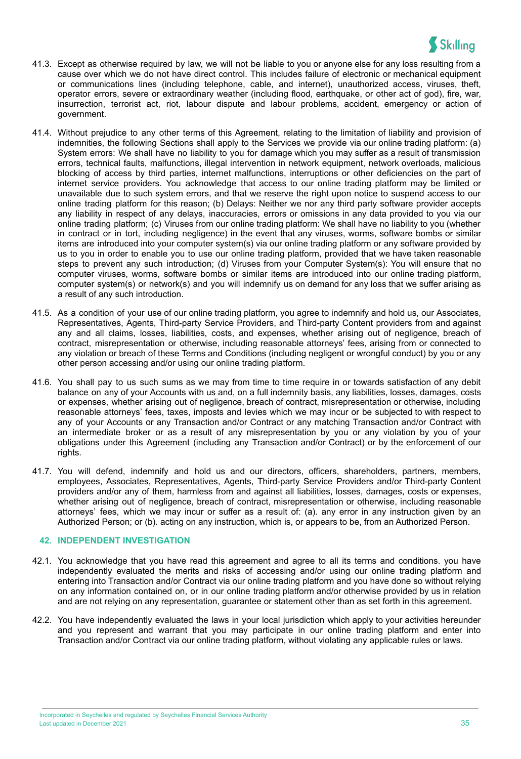41.3. Except as otherwise required by law, we will not be liable to you or anyone else for any loss resulting from a cause over which we do not have direct control. This includes failure of electronic or mechanical equipment or communications lines (including telephone, cable, and internet), unauthorized access, viruses, theft, operator errors, severe or extraordinary weather (including flood, earthquake, or other act of god), fire, war, insurrection, terrorist act, riot, labour dispute and labour problems, accident, emergency or action of government.

41.4. Without prejudice to any other terms of this Agreement, relating to the limitation of liability and provision of indemnities, the following Sections shall apply to the Services we provide via our online trading platform: (a) System errors: We shall have no liability to you for damage which you may suffer as a result of transmission errors, technical faults, malfunctions, illegal intervention in network equipment, network overloads, malicious blocking of access by third parties, internet malfunctions, interruptions or other deficiencies on the part of internet service providers. You acknowledge that access to our online trading platform may be limited or unavailable due to such system errors, and that we reserve the right upon notice to suspend access to our online trading platform for this reason; (b) Delays: Neither we nor any third party software provider accepts any liability in respect of any delays, inaccuracies, errors or omissions in any data provided to you via our online trading platform; (c) Viruses from our online trading platform: We shall have no liability to you (whether in contract or in tort, including negligence) in the event that any viruses, worms, software bombs or similar items are introduced into your computer system(s) via our online trading platform or any software provided by us to you in order to enable you to use our online trading platform, provided that we have taken reasonable steps to prevent any such introduction; (d) Viruses from your Computer System(s): You will ensure that no computer viruses, worms, software bombs or similar items are introduced into our online trading platform, computer system(s) or network(s) and you will indemnify us on demand for any loss that we suffer arising as a result of any such introduction.

41.5. As a condition of your use of our online trading platform, you agree to indemnify and hold us, our Associates, Representatives, Agents, Third-party Service Providers, and Third-party Content providers from and against any and all claims, losses, liabilities, costs, and expenses, whether arising out of negligence, breach of contract, misrepresentation or otherwise, including reasonable attorneys' fees, arising from or connected to any violation or breach of these Terms and Conditions (including negligent or wrongful conduct) by you or any other person accessing and/or using our online trading platform.

41.6. You shall pay to us such sums as we may from time to time require in or towards satisfaction of any debit balance on any of your Accounts with us and, on a full indemnity basis, any liabilities, losses, damages, costs or expenses, whether arising out of negligence, breach of contract, misrepresentation or otherwise, including reasonable attorneys' fees, taxes, imposts and levies which we may incur or be subjected to with respect to any of your Accounts or any Transaction and/or Contract or any matching Transaction and/or Contract with an intermediate broker or as a result of any misrepresentation by you or any violation by you of your obligations under this Agreement (including any Transaction and/or Contract) or by the enforcement of our rights.

41.7. You will defend, indemnify and hold us and our directors, officers, shareholders, partners, members, employees, Associates, Representatives, Agents, Third-party Service Providers and/or Third-party Content providers and/or any of them, harmless from and against all liabilities, losses, damages, costs or expenses, whether arising out of negligence, breach of contract, misrepresentation or otherwise, including reasonable attorneys' fees, which we may incur or suffer as a result of: (a). any error in any instruction given by an Authorized Person; or (b). acting on any instruction, which is, or appears to be, from an Authorized Person.

## 42. INDEPENDENT INVESTIGATION

42.1. You acknowledge that you have read this agreement and agree to all its terms and conditions. you have independently evaluated the merits and risks of accessing and/or using our online trading platform and entering into Transaction and/or Contract via our online trading platform and you have done so without relying on any information contained on, or in our online trading platform and/or otherwise provided by us in relation and are not relying on any representation, guarantee or statement other than as set forth in this agreement.

42.2. You have independently evaluated the laws in your local jurisdiction which apply to your activities hereunder and you represent and warrant that you may participate in our online trading platform and enter into Transaction and/or Contract via our online trading platform, without violating any applicable rules or laws.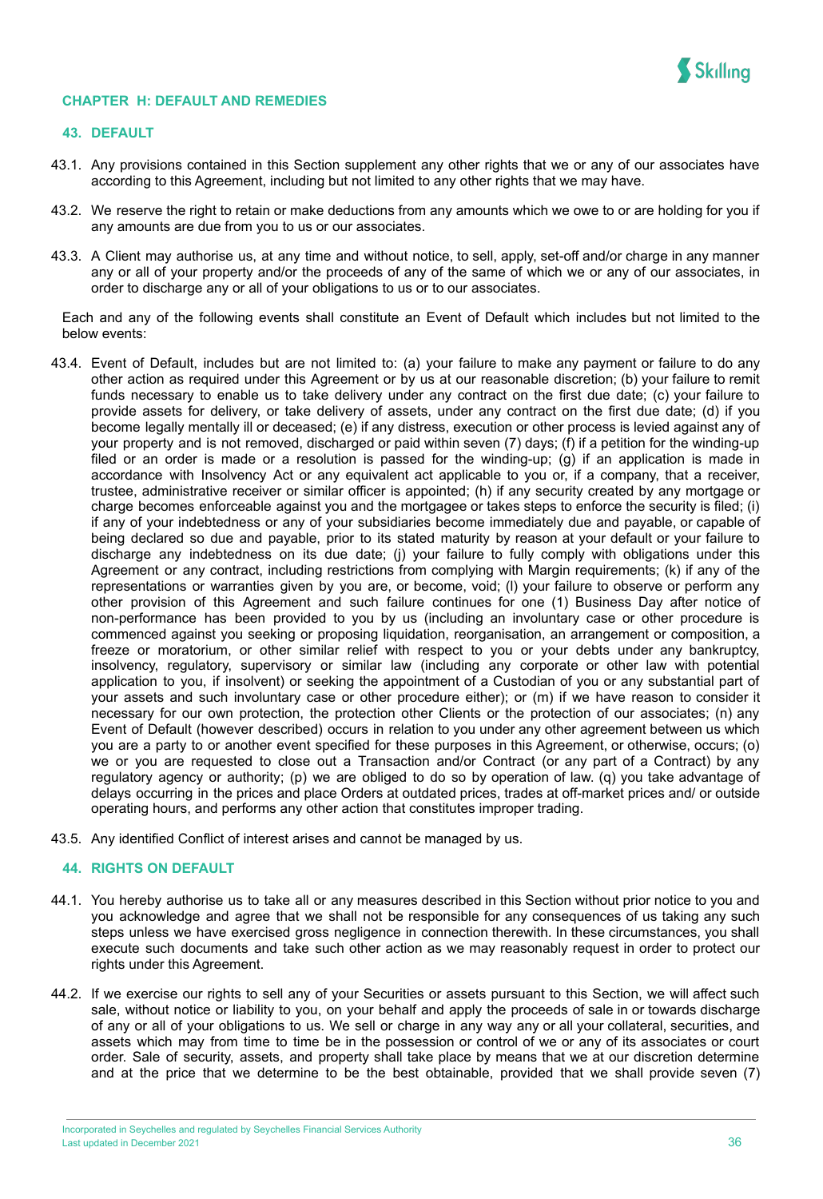## CHAPTER H: DEFAULT AND REMEDIES

### 43. DEFAULT

43.1. Any provisions contained in this Section supplement any other rights that we or any of our associates have according to this Agreement, including but not limited to any other rights that we may have.

43.2. We reserve the right to retain or make deductions from any amounts which we owe to or are holding for you if any amounts are due from you to us or our associates.

43.3. A Client may authorise us, at any time and without notice, to sell, apply, set-off and/or charge in any manner any or all of your property and/or the proceeds of any of the same of which we or any of our associates, in order to discharge any or all of your obligations to us or to our associates.

Each and any of the following events shall constitute an Event of Default which includes but not limited to the below events:

43.4. Event of Default, includes but are not limited to: (a) your failure to make any payment or failure to do any other action as required under this Agreement or by us at our reasonable discretion; (b) your failure to remit funds necessary to enable us to take delivery under any contract on the first due date; (c) your failure to provide assets for delivery, or take delivery of assets, under any contract on the first due date; (d) if you become legally mentally ill or deceased; (e) if any distress, execution or other process is levied against any of your property and is not removed, discharged or paid within seven (7) days; (f) if a petition for the winding-up filed or an order is made or a resolution is passed for the winding-up; (g) if an application is made in accordance with Insolvency Act or any equivalent act applicable to you or, if a company, that a receiver, trustee, administrative receiver or similar officer is appointed; (h) if any security created by any mortgage or charge becomes enforceable against you and the mortgagee or takes steps to enforce the security is filed; (i) if any of your indebtedness or any of your subsidiaries become immediately due and payable, or capable of being declared so due and payable, prior to its stated maturity by reason at your default or your failure to discharge any indebtedness on its due date; (j) your failure to fully comply with obligations under this Agreement or any contract, including restrictions from complying with Margin requirements; (k) if any of the representations or warranties given by you are, or become, void; (l) your failure to observe or perform any other provision of this Agreement and such failure continues for one (1) Business Day after notice of non-performance has been provided to you by us (including an involuntary case or other procedure is commenced against you seeking or proposing liquidation, reorganisation, an arrangement or composition, a freeze or moratorium, or other similar relief with respect to you or your debts under any bankruptcy, insolvency, regulatory, supervisory or similar law (including any corporate or other law with potential application to you, if insolvent) or seeking the appointment of a Custodian of you or any substantial part of your assets and such involuntary case or other procedure either); or (m) if we have reason to consider it necessary for our own protection, the protection other Clients or the protection of our associates; (n) any Event of Default (however described) occurs in relation to you under any other agreement between us which you are a party to or another event specified for these purposes in this Agreement, or otherwise, occurs; (o) we or you are requested to close out a Transaction and/or Contract (or any part of a Contract) by any regulatory agency or authority; (p) we are obliged to do so by operation of law. (q) you take advantage of delays occurring in the prices and place Orders at outdated prices, trades at off-market prices and/ or outside operating hours, and performs any other action that constitutes improper trading.

43.5. Any identified Conflict of interest arises and cannot be managed by us.

### 44. RIGHTS ON DEFAULT

44.1. You hereby authorise us to take all or any measures described in this Section without prior notice to you and you acknowledge and agree that we shall not be responsible for any consequences of us taking any such steps unless we have exercised gross negligence in connection therewith. In these circumstances, you shall execute such documents and take such other action as we may reasonably request in order to protect our rights under this Agreement.

44.2. If we exercise our rights to sell any of your Securities or assets pursuant to this Section, we will affect such sale, without notice or liability to you, on your behalf and apply the proceeds of sale in or towards discharge of any or all of your obligations to us. We sell or charge in any way any or all your collateral, securities, and assets which may from time to time be in the possession or control of we or any of its associates or court order. Sale of security, assets, and property shall take place by means that we at our discretion determine and at the price that we determine to be the best obtainable, provided that we shall provide seven (7)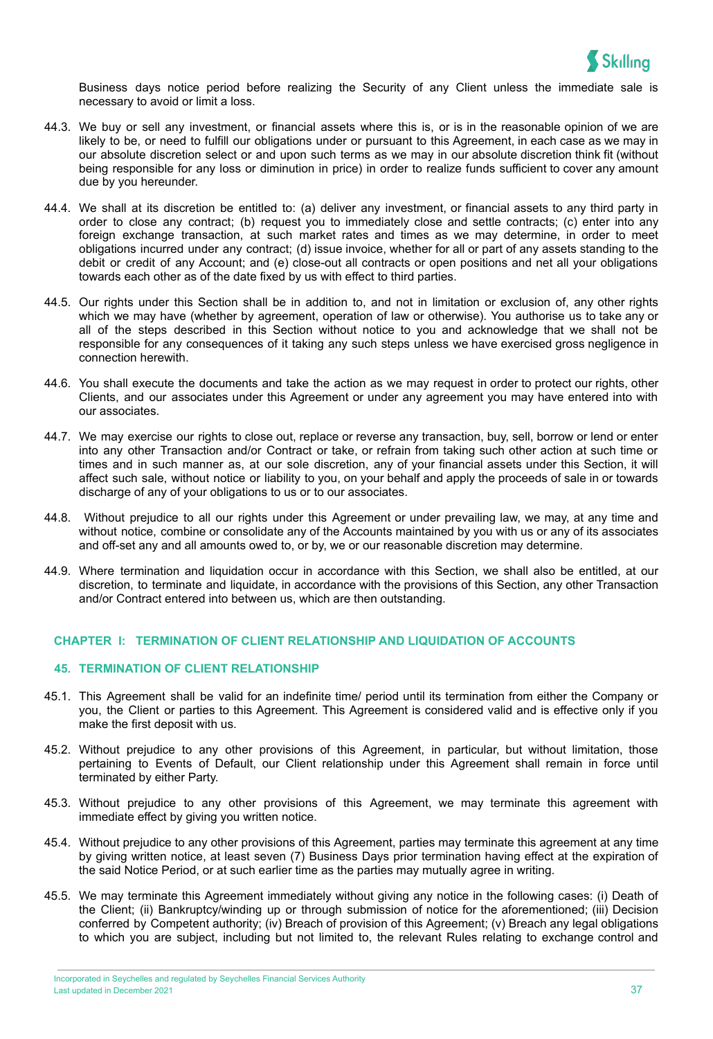Business days notice period before realizing the Security of any Client unless the immediate sale is necessary to avoid or limit a loss.

44.3. We buy or sell any investment, or financial assets where this is, or is in the reasonable opinion of we are likely to be, or need to fulfill our obligations under or pursuant to this Agreement, in each case as we may in our absolute discretion select or and upon such terms as we may in our absolute discretion think fit (without being responsible for any loss or diminution in price) in order to realize funds sufficient to cover any amount due by you hereunder.

44.4. We shall at its discretion be entitled to: (a) deliver any investment, or financial assets to any third party in order to close any contract; (b) request you to immediately close and settle contracts; (c) enter into any foreign exchange transaction, at such market rates and times as we may determine, in order to meet obligations incurred under any contract; (d) issue invoice, whether for all or part of any assets standing to the debit or credit of any Account; and (e) close-out all contracts or open positions and net all your obligations towards each other as of the date fixed by us with effect to third parties.

44.5. Our rights under this Section shall be in addition to, and not in limitation or exclusion of, any other rights which we may have (whether by agreement, operation of law or otherwise). You authorise us to take any or all of the steps described in this Section without notice to you and acknowledge that we shall not be responsible for any consequences of it taking any such steps unless we have exercised gross negligence in connection herewith.

44.6. You shall execute the documents and take the action as we may request in order to protect our rights, other Clients, and our associates under this Agreement or under any agreement you may have entered into with our associates.

44.7. We may exercise our rights to close out, replace or reverse any transaction, buy, sell, borrow or lend or enter into any other Transaction and/or Contract or take, or refrain from taking such other action at such time or times and in such manner as, at our sole discretion, any of your financial assets under this Section, it will affect such sale, without notice or liability to you, on your behalf and apply the proceeds of sale in or towards discharge of any of your obligations to us or to our associates.

44.8. Without prejudice to all our rights under this Agreement or under prevailing law, we may, at any time and without notice, combine or consolidate any of the Accounts maintained by you with us or any of its associates and off-set any and all amounts owed to, or by, we or our reasonable discretion may determine.

44.9. Where termination and liquidation occur in accordance with this Section, we shall also be entitled, at our discretion, to terminate and liquidate, in accordance with the provisions of this Section, any other Transaction and/or Contract entered into between us, which are then outstanding.

## CHAPTER I: TERMINATION OF CLIENT RELATIONSHIP AND LIQUIDATION OF ACCOUNTS

### 45. TERMINATION OF CLIENT RELATIONSHIP

45.1. This Agreement shall be valid for an indefinite time/ period until its termination from either the Company or you, the Client or parties to this Agreement. This Agreement is considered valid and is effective only if you make the first deposit with us.

45.2. Without prejudice to any other provisions of this Agreement, in particular, but without limitation, those pertaining to Events of Default, our Client relationship under this Agreement shall remain in force until terminated by either Party.

45.3. Without prejudice to any other provisions of this Agreement, we may terminate this agreement with immediate effect by giving you written notice.

45.4. Without prejudice to any other provisions of this Agreement, parties may terminate this agreement at any time by giving written notice, at least seven (7) Business Days prior termination having effect at the expiration of the said Notice Period, or at such earlier time as the parties may mutually agree in writing.

45.5. We may terminate this Agreement immediately without giving any notice in the following cases: (i) Death of the Client; (ii) Bankruptcy/winding up or through submission of notice for the aforementioned; (iii) Decision conferred by Competent authority; (iv) Breach of provision of this Agreement; (v) Breach any legal obligations to which you are subject, including but not limited to, the relevant Rules relating to exchange control and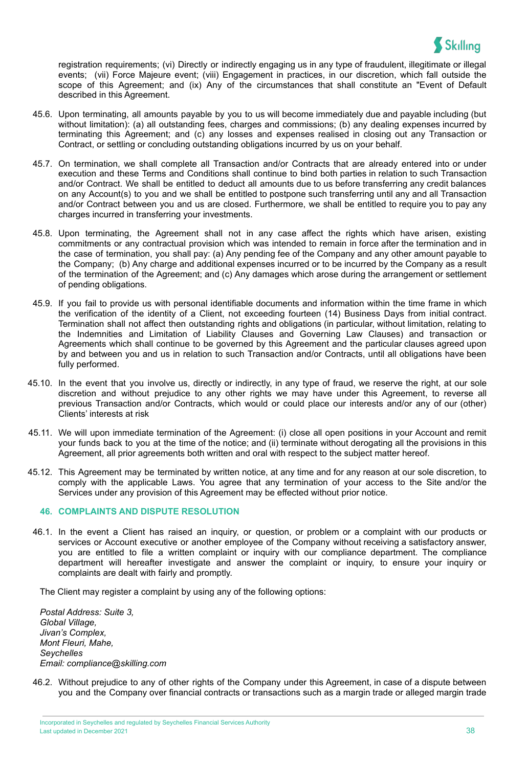registration requirements; (vi) Directly or indirectly engaging us in any type of fraudulent, illegitimate or illegal events; (vii) Force Majeure event; (viii) Engagement in practices, in our discretion, which fall outside the scope of this Agreement; and (ix) Any of the circumstances that shall constitute an "Event of Default described in this Agreement.

45.6. Upon terminating, all amounts payable by you to us will become immediately due and payable including (but without limitation): (a) all outstanding fees, charges and commissions; (b) any dealing expenses incurred by terminating this Agreement; and (c) any losses and expenses realised in closing out any Transaction or Contract, or settling or concluding outstanding obligations incurred by us on your behalf.

45.7. On termination, we shall complete all Transaction and/or Contracts that are already entered into or under execution and these Terms and Conditions shall continue to bind both parties in relation to such Transaction and/or Contract. We shall be entitled to deduct all amounts due to us before transferring any credit balances on any Account(s) to you and we shall be entitled to postpone such transferring until any and all Transaction and/or Contract between you and us are closed. Furthermore, we shall be entitled to require you to pay any charges incurred in transferring your investments.

45.8. Upon terminating, the Agreement shall not in any case affect the rights which have arisen, existing commitments or any contractual provision which was intended to remain in force after the termination and in the case of termination, you shall pay: (a) Any pending fee of the Company and any other amount payable to the Company; (b) Any charge and additional expenses incurred or to be incurred by the Company as a result of the termination of the Agreement; and (c) Any damages which arose during the arrangement or settlement of pending obligations.

45.9. If you fail to provide us with personal identifiable documents and information within the time frame in which the verification of the identity of a Client, not exceeding fourteen (14) Business Days from initial contract. Termination shall not affect then outstanding rights and obligations (in particular, without limitation, relating to the Indemnities and Limitation of Liability Clauses and Governing Law Clauses) and transaction or Agreements which shall continue to be governed by this Agreement and the particular clauses agreed upon by and between you and us in relation to such Transaction and/or Contracts, until all obligations have been fully performed.

45.10. In the event that you involve us, directly or indirectly, in any type of fraud, we reserve the right, at our sole discretion and without prejudice to any other rights we may have under this Agreement, to reverse all previous Transaction and/or Contracts, which would or could place our interests and/or any of our (other) Clients' interests at risk

45.11. We will upon immediate termination of the Agreement: (i) close all open positions in your Account and remit your funds back to you at the time of the notice; and (ii) terminate without derogating all the provisions in this Agreement, all prior agreements both written and oral with respect to the subject matter hereof.

45.12. This Agreement may be terminated by written notice, at any time and for any reason at our sole discretion, to comply with the applicable Laws. You agree that any termination of your access to the Site and/or the Services under any provision of this Agreement may be effected without prior notice.

## 46. COMPLAINTS AND DISPUTE RESOLUTION

46.1. In the event a Client has raised an inquiry, or question, or problem or a complaint with our products or services or Account executive or another employee of the Company without receiving a satisfactory answer, you are entitled to file a written complaint or inquiry with our compliance department. The compliance department will hereafter investigate and answer the complaint or inquiry, to ensure your inquiry or complaints are dealt with fairly and promptly.

The Client may register a complaint by using any of the following options:

*Postal Address: Suite 3,*
*Global Village,*
*Jivan's Complex,*
*Mont Fleuri, Mahe,*
*Seychelles*
*Email: compliance@skilling.com*

46.2. Without prejudice to any of other rights of the Company under this Agreement, in case of a dispute between you and the Company over financial contracts or transactions such as a margin trade or alleged margin trade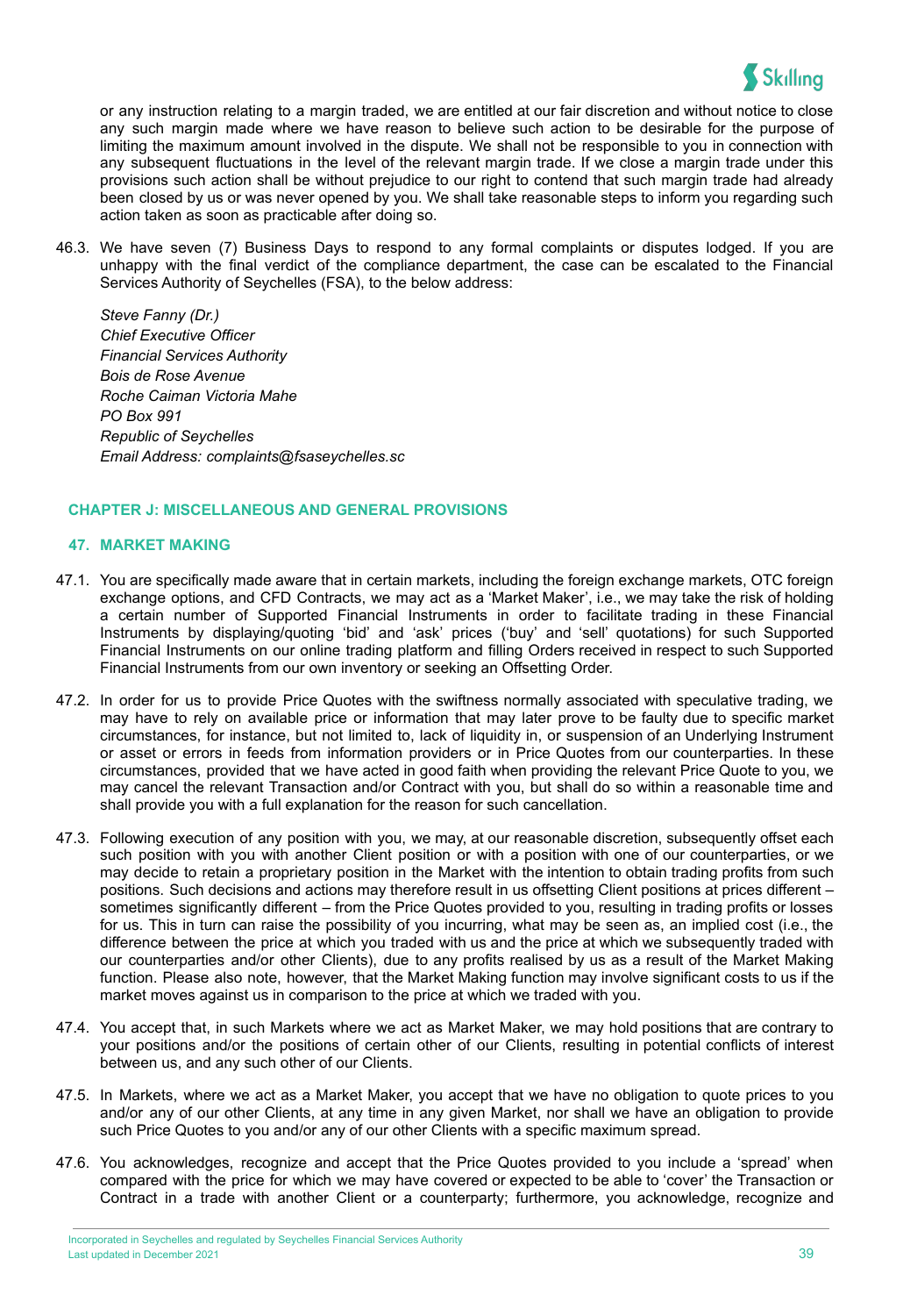or any instruction relating to a margin traded, we are entitled at our fair discretion and without notice to close any such margin made where we have reason to believe such action to be desirable for the purpose of limiting the maximum amount involved in the dispute. We shall not be responsible to you in connection with any subsequent fluctuations in the level of the relevant margin trade. If we close a margin trade under this provisions such action shall be without prejudice to our right to contend that such margin trade had already been closed by us or was never opened by you. We shall take reasonable steps to inform you regarding such action taken as soon as practicable after doing so.

46.3. We have seven (7) Business Days to respond to any formal complaints or disputes lodged. If you are unhappy with the final verdict of the compliance department, the case can be escalated to the Financial Services Authority of Seychelles (FSA), to the below address:

*Steve Fanny (Dr.)*
*Chief Executive Officer*
*Financial Services Authority*
*Bois de Rose Avenue*
*Roche Caiman Victoria Mahe*
*PO Box 991*
*Republic of Seychelles*
*Email Address: complaints@fsaseychelles.sc*

## CHAPTER J: MISCELLANEOUS AND GENERAL PROVISIONS

### 47. MARKET MAKING

47.1. You are specifically made aware that in certain markets, including the foreign exchange markets, OTC foreign exchange options, and CFD Contracts, we may act as a 'Market Maker', i.e., we may take the risk of holding a certain number of Supported Financial Instruments in order to facilitate trading in these Financial Instruments by displaying/quoting 'bid' and 'ask' prices ('buy' and 'sell' quotations) for such Supported Financial Instruments on our online trading platform and filling Orders received in respect to such Supported Financial Instruments from our own inventory or seeking an Offsetting Order.

47.2. In order for us to provide Price Quotes with the swiftness normally associated with speculative trading, we may have to rely on available price or information that may later prove to be faulty due to specific market circumstances, for instance, but not limited to, lack of liquidity in, or suspension of an Underlying Instrument or asset or errors in feeds from information providers or in Price Quotes from our counterparties. In these circumstances, provided that we have acted in good faith when providing the relevant Price Quote to you, we may cancel the relevant Transaction and/or Contract with you, but shall do so within a reasonable time and shall provide you with a full explanation for the reason for such cancellation.

47.3. Following execution of any position with you, we may, at our reasonable discretion, subsequently offset each such position with you with another Client position or with a position with one of our counterparties, or we may decide to retain a proprietary position in the Market with the intention to obtain trading profits from such positions. Such decisions and actions may therefore result in us offsetting Client positions at prices different – sometimes significantly different – from the Price Quotes provided to you, resulting in trading profits or losses for us. This in turn can raise the possibility of you incurring, what may be seen as, an implied cost (i.e., the difference between the price at which you traded with us and the price at which we subsequently traded with our counterparties and/or other Clients), due to any profits realised by us as a result of the Market Making function. Please also note, however, that the Market Making function may involve significant costs to us if the market moves against us in comparison to the price at which we traded with you.

47.4. You accept that, in such Markets where we act as Market Maker, we may hold positions that are contrary to your positions and/or the positions of certain other of our Clients, resulting in potential conflicts of interest between us, and any such other of our Clients.

47.5. In Markets, where we act as a Market Maker, you accept that we have no obligation to quote prices to you and/or any of our other Clients, at any time in any given Market, nor shall we have an obligation to provide such Price Quotes to you and/or any of our other Clients with a specific maximum spread.

47.6. You acknowledges, recognize and accept that the Price Quotes provided to you include a 'spread' when compared with the price for which we may have covered or expected to be able to 'cover' the Transaction or Contract in a trade with another Client or a counterparty; furthermore, you acknowledge, recognize and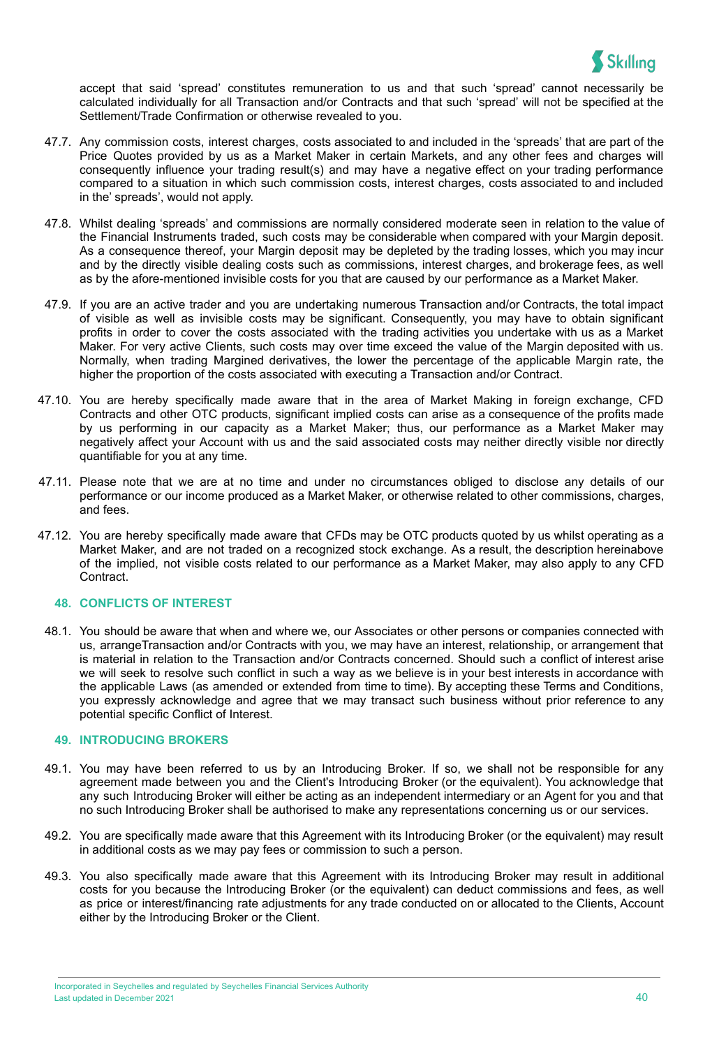accept that said 'spread' constitutes remuneration to us and that such 'spread' cannot necessarily be calculated individually for all Transaction and/or Contracts and that such 'spread' will not be specified at the Settlement/Trade Confirmation or otherwise revealed to you.

47.7. Any commission costs, interest charges, costs associated to and included in the 'spreads' that are part of the Price Quotes provided by us as a Market Maker in certain Markets, and any other fees and charges will consequently influence your trading result(s) and may have a negative effect on your trading performance compared to a situation in which such commission costs, interest charges, costs associated to and included in the' spreads', would not apply.

47.8. Whilst dealing 'spreads' and commissions are normally considered moderate seen in relation to the value of the Financial Instruments traded, such costs may be considerable when compared with your Margin deposit. As a consequence thereof, your Margin deposit may be depleted by the trading losses, which you may incur and by the directly visible dealing costs such as commissions, interest charges, and brokerage fees, as well as by the afore-mentioned invisible costs for you that are caused by our performance as a Market Maker.

47.9. If you are an active trader and you are undertaking numerous Transaction and/or Contracts, the total impact of visible as well as invisible costs may be significant. Consequently, you may have to obtain significant profits in order to cover the costs associated with the trading activities you undertake with us as a Market Maker. For very active Clients, such costs may over time exceed the value of the Margin deposited with us. Normally, when trading Margined derivatives, the lower the percentage of the applicable Margin rate, the higher the proportion of the costs associated with executing a Transaction and/or Contract.

47.10. You are hereby specifically made aware that in the area of Market Making in foreign exchange, CFD Contracts and other OTC products, significant implied costs can arise as a consequence of the profits made by us performing in our capacity as a Market Maker; thus, our performance as a Market Maker may negatively affect your Account with us and the said associated costs may neither directly visible nor directly quantifiable for you at any time.

47.11. Please note that we are at no time and under no circumstances obliged to disclose any details of our performance or our income produced as a Market Maker, or otherwise related to other commissions, charges, and fees.

47.12. You are hereby specifically made aware that CFDs may be OTC products quoted by us whilst operating as a Market Maker, and are not traded on a recognized stock exchange. As a result, the description hereinabove of the implied, not visible costs related to our performance as a Market Maker, may also apply to any CFD Contract.

## 48. CONFLICTS OF INTEREST

48.1. You should be aware that when and where we, our Associates or other persons or companies connected with us, arrangeTransaction and/or Contracts with you, we may have an interest, relationship, or arrangement that is material in relation to the Transaction and/or Contracts concerned. Should such a conflict of interest arise we will seek to resolve such conflict in such a way as we believe is in your best interests in accordance with the applicable Laws (as amended or extended from time to time). By accepting these Terms and Conditions, you expressly acknowledge and agree that we may transact such business without prior reference to any potential specific Conflict of Interest.

## 49. INTRODUCING BROKERS

49.1. You may have been referred to us by an Introducing Broker. If so, we shall not be responsible for any agreement made between you and the Client's Introducing Broker (or the equivalent). You acknowledge that any such Introducing Broker will either be acting as an independent intermediary or an Agent for you and that no such Introducing Broker shall be authorised to make any representations concerning us or our services.

49.2. You are specifically made aware that this Agreement with its Introducing Broker (or the equivalent) may result in additional costs as we may pay fees or commission to such a person.

49.3. You also specifically made aware that this Agreement with its Introducing Broker may result in additional costs for you because the Introducing Broker (or the equivalent) can deduct commissions and fees, as well as price or interest/financing rate adjustments for any trade conducted on or allocated to the Clients, Account either by the Introducing Broker or the Client.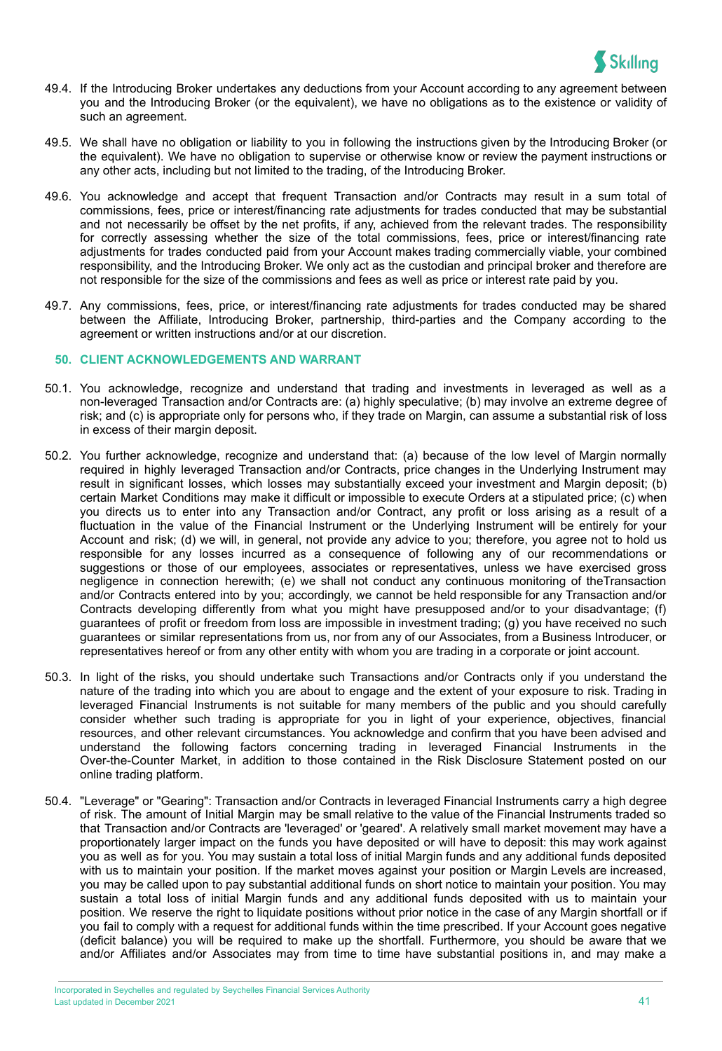49.4. If the Introducing Broker undertakes any deductions from your Account according to any agreement between you and the Introducing Broker (or the equivalent), we have no obligations as to the existence or validity of such an agreement.

49.5. We shall have no obligation or liability to you in following the instructions given by the Introducing Broker (or the equivalent). We have no obligation to supervise or otherwise know or review the payment instructions or any other acts, including but not limited to the trading, of the Introducing Broker.

49.6. You acknowledge and accept that frequent Transaction and/or Contracts may result in a sum total of commissions, fees, price or interest/financing rate adjustments for trades conducted that may be substantial and not necessarily be offset by the net profits, if any, achieved from the relevant trades. The responsibility for correctly assessing whether the size of the total commissions, fees, price or interest/financing rate adjustments for trades conducted paid from your Account makes trading commercially viable, your combined responsibility, and the Introducing Broker. We only act as the custodian and principal broker and therefore are not responsible for the size of the commissions and fees as well as price or interest rate paid by you.

49.7. Any commissions, fees, price, or interest/financing rate adjustments for trades conducted may be shared between the Affiliate, Introducing Broker, partnership, third-parties and the Company according to the agreement or written instructions and/or at our discretion.

## 50. CLIENT ACKNOWLEDGEMENTS AND WARRANT

50.1. You acknowledge, recognize and understand that trading and investments in leveraged as well as a non-leveraged Transaction and/or Contracts are: (a) highly speculative; (b) may involve an extreme degree of risk; and (c) is appropriate only for persons who, if they trade on Margin, can assume a substantial risk of loss in excess of their margin deposit.

50.2. You further acknowledge, recognize and understand that: (a) because of the low level of Margin normally required in highly leveraged Transaction and/or Contracts, price changes in the Underlying Instrument may result in significant losses, which losses may substantially exceed your investment and Margin deposit; (b) certain Market Conditions may make it difficult or impossible to execute Orders at a stipulated price; (c) when you directs us to enter into any Transaction and/or Contract, any profit or loss arising as a result of a fluctuation in the value of the Financial Instrument or the Underlying Instrument will be entirely for your Account and risk; (d) we will, in general, not provide any advice to you; therefore, you agree not to hold us responsible for any losses incurred as a consequence of following any of our recommendations or suggestions or those of our employees, associates or representatives, unless we have exercised gross negligence in connection herewith; (e) we shall not conduct any continuous monitoring of theTransaction and/or Contracts entered into by you; accordingly, we cannot be held responsible for any Transaction and/or Contracts developing differently from what you might have presupposed and/or to your disadvantage; (f) guarantees of profit or freedom from loss are impossible in investment trading; (g) you have received no such guarantees or similar representations from us, nor from any of our Associates, from a Business Introducer, or representatives hereof or from any other entity with whom you are trading in a corporate or joint account.

50.3. In light of the risks, you should undertake such Transactions and/or Contracts only if you understand the nature of the trading into which you are about to engage and the extent of your exposure to risk. Trading in leveraged Financial Instruments is not suitable for many members of the public and you should carefully consider whether such trading is appropriate for you in light of your experience, objectives, financial resources, and other relevant circumstances. You acknowledge and confirm that you have been advised and understand the following factors concerning trading in leveraged Financial Instruments in the Over-the-Counter Market, in addition to those contained in the Risk Disclosure Statement posted on our online trading platform.

50.4. "Leverage" or "Gearing": Transaction and/or Contracts in leveraged Financial Instruments carry a high degree of risk. The amount of Initial Margin may be small relative to the value of the Financial Instruments traded so that Transaction and/or Contracts are 'leveraged' or 'geared'. A relatively small market movement may have a proportionately larger impact on the funds you have deposited or will have to deposit: this may work against you as well as for you. You may sustain a total loss of initial Margin funds and any additional funds deposited with us to maintain your position. If the market moves against your position or Margin Levels are increased, you may be called upon to pay substantial additional funds on short notice to maintain your position. You may sustain a total loss of initial Margin funds and any additional funds deposited with us to maintain your position. We reserve the right to liquidate positions without prior notice in the case of any Margin shortfall or if you fail to comply with a request for additional funds within the time prescribed. If your Account goes negative (deficit balance) you will be required to make up the shortfall. Furthermore, you should be aware that we and/or Affiliates and/or Associates may from time to time have substantial positions in, and may make a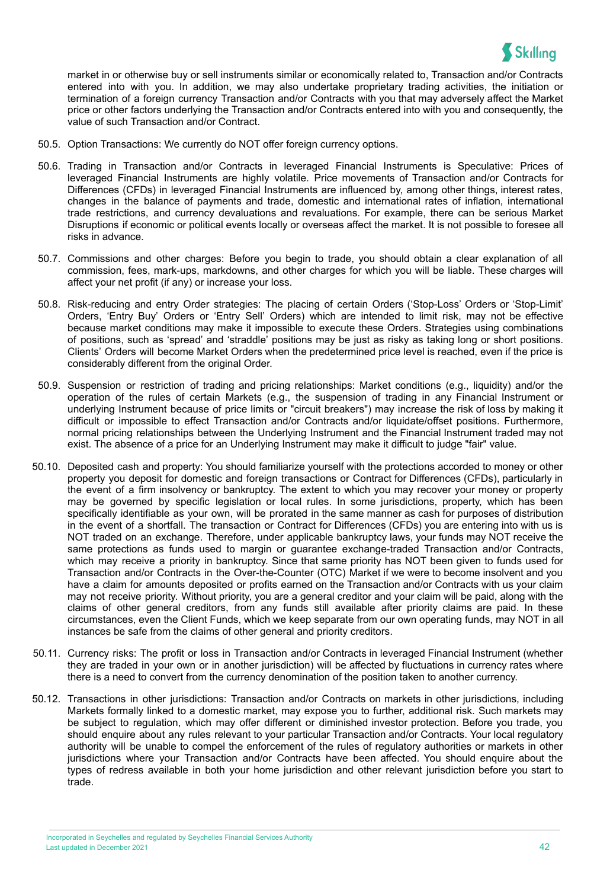market in or otherwise buy or sell instruments similar or economically related to, Transaction and/or Contracts entered into with you. In addition, we may also undertake proprietary trading activities, the initiation or termination of a foreign currency Transaction and/or Contracts with you that may adversely affect the Market price or other factors underlying the Transaction and/or Contracts entered into with you and consequently, the value of such Transaction and/or Contract.

50.5. Option Transactions: We currently do NOT offer foreign currency options.

50.6. Trading in Transaction and/or Contracts in leveraged Financial Instruments is Speculative: Prices of leveraged Financial Instruments are highly volatile. Price movements of Transaction and/or Contracts for Differences (CFDs) in leveraged Financial Instruments are influenced by, among other things, interest rates, changes in the balance of payments and trade, domestic and international rates of inflation, international trade restrictions, and currency devaluations and revaluations. For example, there can be serious Market Disruptions if economic or political events locally or overseas affect the market. It is not possible to foresee all risks in advance.

50.7. Commissions and other charges: Before you begin to trade, you should obtain a clear explanation of all commission, fees, mark-ups, markdowns, and other charges for which you will be liable. These charges will affect your net profit (if any) or increase your loss.

50.8. Risk-reducing and entry Order strategies: The placing of certain Orders ('Stop-Loss' Orders or 'Stop-Limit' Orders, 'Entry Buy' Orders or 'Entry Sell' Orders) which are intended to limit risk, may not be effective because market conditions may make it impossible to execute these Orders. Strategies using combinations of positions, such as 'spread' and 'straddle' positions may be just as risky as taking long or short positions. Clients' Orders will become Market Orders when the predetermined price level is reached, even if the price is considerably different from the original Order.

50.9. Suspension or restriction of trading and pricing relationships: Market conditions (e.g., liquidity) and/or the operation of the rules of certain Markets (e.g., the suspension of trading in any Financial Instrument or underlying Instrument because of price limits or "circuit breakers") may increase the risk of loss by making it difficult or impossible to effect Transaction and/or Contracts and/or liquidate/offset positions. Furthermore, normal pricing relationships between the Underlying Instrument and the Financial Instrument traded may not exist. The absence of a price for an Underlying Instrument may make it difficult to judge "fair" value.

50.10. Deposited cash and property: You should familiarize yourself with the protections accorded to money or other property you deposit for domestic and foreign transactions or Contract for Differences (CFDs), particularly in the event of a firm insolvency or bankruptcy. The extent to which you may recover your money or property may be governed by specific legislation or local rules. In some jurisdictions, property, which has been specifically identifiable as your own, will be prorated in the same manner as cash for purposes of distribution in the event of a shortfall. The transaction or Contract for Differences (CFDs) you are entering into with us is NOT traded on an exchange. Therefore, under applicable bankruptcy laws, your funds may NOT receive the same protections as funds used to margin or guarantee exchange-traded Transaction and/or Contracts, which may receive a priority in bankruptcy. Since that same priority has NOT been given to funds used for Transaction and/or Contracts in the Over-the-Counter (OTC) Market if we were to become insolvent and you have a claim for amounts deposited or profits earned on the Transaction and/or Contracts with us your claim may not receive priority. Without priority, you are a general creditor and your claim will be paid, along with the claims of other general creditors, from any funds still available after priority claims are paid. In these circumstances, even the Client Funds, which we keep separate from our own operating funds, may NOT in all instances be safe from the claims of other general and priority creditors.

50.11. Currency risks: The profit or loss in Transaction and/or Contracts in leveraged Financial Instrument (whether they are traded in your own or in another jurisdiction) will be affected by fluctuations in currency rates where there is a need to convert from the currency denomination of the position taken to another currency.

50.12. Transactions in other jurisdictions: Transaction and/or Contracts on markets in other jurisdictions, including Markets formally linked to a domestic market, may expose you to further, additional risk. Such markets may be subject to regulation, which may offer different or diminished investor protection. Before you trade, you should enquire about any rules relevant to your particular Transaction and/or Contracts. Your local regulatory authority will be unable to compel the enforcement of the rules of regulatory authorities or markets in other jurisdictions where your Transaction and/or Contracts have been affected. You should enquire about the types of redress available in both your home jurisdiction and other relevant jurisdiction before you start to trade.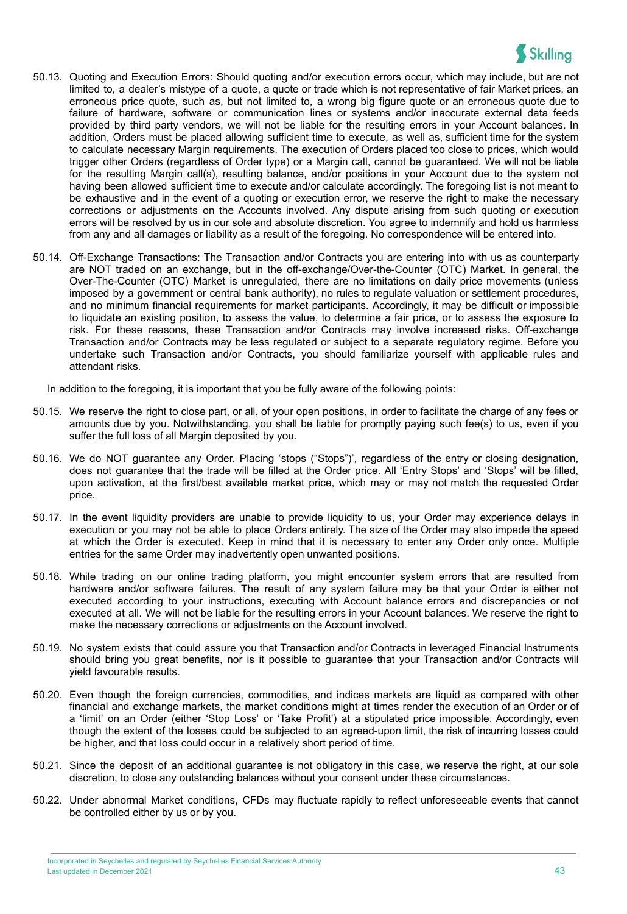50.13. Quoting and Execution Errors: Should quoting and/or execution errors occur, which may include, but are not limited to, a dealer's mistype of a quote, a quote or trade which is not representative of fair Market prices, an erroneous price quote, such as, but not limited to, a wrong big figure quote or an erroneous quote due to failure of hardware, software or communication lines or systems and/or inaccurate external data feeds provided by third party vendors, we will not be liable for the resulting errors in your Account balances. In addition, Orders must be placed allowing sufficient time to execute, as well as, sufficient time for the system to calculate necessary Margin requirements. The execution of Orders placed too close to prices, which would trigger other Orders (regardless of Order type) or a Margin call, cannot be guaranteed. We will not be liable for the resulting Margin call(s), resulting balance, and/or positions in your Account due to the system not having been allowed sufficient time to execute and/or calculate accordingly. The foregoing list is not meant to be exhaustive and in the event of a quoting or execution error, we reserve the right to make the necessary corrections or adjustments on the Accounts involved. Any dispute arising from such quoting or execution errors will be resolved by us in our sole and absolute discretion. You agree to indemnify and hold us harmless from any and all damages or liability as a result of the foregoing. No correspondence will be entered into.

50.14. Off-Exchange Transactions: The Transaction and/or Contracts you are entering into with us as counterparty are NOT traded on an exchange, but in the off-exchange/Over-the-Counter (OTC) Market. In general, the Over-The-Counter (OTC) Market is unregulated, there are no limitations on daily price movements (unless imposed by a government or central bank authority), no rules to regulate valuation or settlement procedures, and no minimum financial requirements for market participants. Accordingly, it may be difficult or impossible to liquidate an existing position, to assess the value, to determine a fair price, or to assess the exposure to risk. For these reasons, these Transaction and/or Contracts may involve increased risks. Off-exchange Transaction and/or Contracts may be less regulated or subject to a separate regulatory regime. Before you undertake such Transaction and/or Contracts, you should familiarize yourself with applicable rules and attendant risks.

In addition to the foregoing, it is important that you be fully aware of the following points:

50.15. We reserve the right to close part, or all, of your open positions, in order to facilitate the charge of any fees or amounts due by you. Notwithstanding, you shall be liable for promptly paying such fee(s) to us, even if you suffer the full loss of all Margin deposited by you.

50.16. We do NOT guarantee any Order. Placing 'stops ("Stops")', regardless of the entry or closing designation, does not guarantee that the trade will be filled at the Order price. All 'Entry Stops' and 'Stops' will be filled, upon activation, at the first/best available market price, which may or may not match the requested Order price.

50.17. In the event liquidity providers are unable to provide liquidity to us, your Order may experience delays in execution or you may not be able to place Orders entirely. The size of the Order may also impede the speed at which the Order is executed. Keep in mind that it is necessary to enter any Order only once. Multiple entries for the same Order may inadvertently open unwanted positions.

50.18. While trading on our online trading platform, you might encounter system errors that are resulted from hardware and/or software failures. The result of any system failure may be that your Order is either not executed according to your instructions, executing with Account balance errors and discrepancies or not executed at all. We will not be liable for the resulting errors in your Account balances. We reserve the right to make the necessary corrections or adjustments on the Account involved.

50.19. No system exists that could assure you that Transaction and/or Contracts in leveraged Financial Instruments should bring you great benefits, nor is it possible to guarantee that your Transaction and/or Contracts will yield favourable results.

50.20. Even though the foreign currencies, commodities, and indices markets are liquid as compared with other financial and exchange markets, the market conditions might at times render the execution of an Order or of a 'limit' on an Order (either 'Stop Loss' or 'Take Profit') at a stipulated price impossible. Accordingly, even though the extent of the losses could be subjected to an agreed-upon limit, the risk of incurring losses could be higher, and that loss could occur in a relatively short period of time.

50.21. Since the deposit of an additional guarantee is not obligatory in this case, we reserve the right, at our sole discretion, to close any outstanding balances without your consent under these circumstances.

50.22. Under abnormal Market conditions, CFDs may fluctuate rapidly to reflect unforeseeable events that cannot be controlled either by us or by you.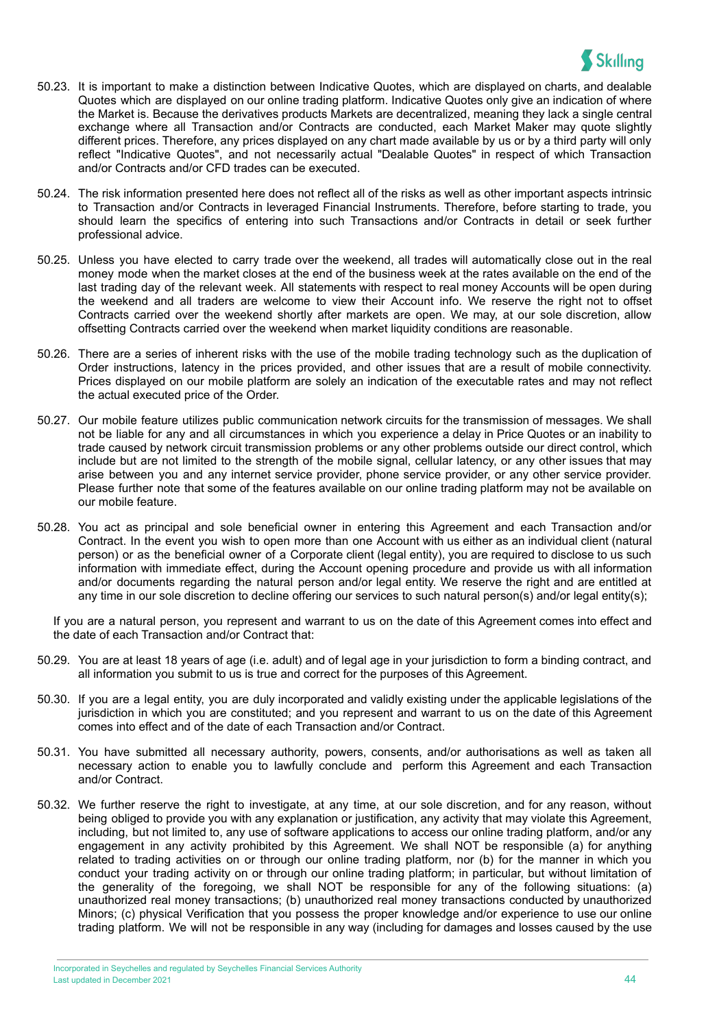50.23. It is important to make a distinction between Indicative Quotes, which are displayed on charts, and dealable Quotes which are displayed on our online trading platform. Indicative Quotes only give an indication of where the Market is. Because the derivatives products Markets are decentralized, meaning they lack a single central exchange where all Transaction and/or Contracts are conducted, each Market Maker may quote slightly different prices. Therefore, any prices displayed on any chart made available by us or by a third party will only reflect "Indicative Quotes", and not necessarily actual "Dealable Quotes" in respect of which Transaction and/or Contracts and/or CFD trades can be executed.

50.24. The risk information presented here does not reflect all of the risks as well as other important aspects intrinsic to Transaction and/or Contracts in leveraged Financial Instruments. Therefore, before starting to trade, you should learn the specifics of entering into such Transactions and/or Contracts in detail or seek further professional advice.

50.25. Unless you have elected to carry trade over the weekend, all trades will automatically close out in the real money mode when the market closes at the end of the business week at the rates available on the end of the last trading day of the relevant week. All statements with respect to real money Accounts will be open during the weekend and all traders are welcome to view their Account info. We reserve the right not to offset Contracts carried over the weekend shortly after markets are open. We may, at our sole discretion, allow offsetting Contracts carried over the weekend when market liquidity conditions are reasonable.

50.26. There are a series of inherent risks with the use of the mobile trading technology such as the duplication of Order instructions, latency in the prices provided, and other issues that are a result of mobile connectivity. Prices displayed on our mobile platform are solely an indication of the executable rates and may not reflect the actual executed price of the Order.

50.27. Our mobile feature utilizes public communication network circuits for the transmission of messages. We shall not be liable for any and all circumstances in which you experience a delay in Price Quotes or an inability to trade caused by network circuit transmission problems or any other problems outside our direct control, which include but are not limited to the strength of the mobile signal, cellular latency, or any other issues that may arise between you and any internet service provider, phone service provider, or any other service provider. Please further note that some of the features available on our online trading platform may not be available on our mobile feature.

50.28. You act as principal and sole beneficial owner in entering this Agreement and each Transaction and/or Contract. In the event you wish to open more than one Account with us either as an individual client (natural person) or as the beneficial owner of a Corporate client (legal entity), you are required to disclose to us such information with immediate effect, during the Account opening procedure and provide us with all information and/or documents regarding the natural person and/or legal entity. We reserve the right and are entitled at any time in our sole discretion to decline offering our services to such natural person(s) and/or legal entity(s);

If you are a natural person, you represent and warrant to us on the date of this Agreement comes into effect and the date of each Transaction and/or Contract that:

50.29. You are at least 18 years of age (i.e. adult) and of legal age in your jurisdiction to form a binding contract, and all information you submit to us is true and correct for the purposes of this Agreement.

50.30. If you are a legal entity, you are duly incorporated and validly existing under the applicable legislations of the jurisdiction in which you are constituted; and you represent and warrant to us on the date of this Agreement comes into effect and of the date of each Transaction and/or Contract.

50.31. You have submitted all necessary authority, powers, consents, and/or authorisations as well as taken all necessary action to enable you to lawfully conclude and perform this Agreement and each Transaction and/or Contract.

50.32. We further reserve the right to investigate, at any time, at our sole discretion, and for any reason, without being obliged to provide you with any explanation or justification, any activity that may violate this Agreement, including, but not limited to, any use of software applications to access our online trading platform, and/or any engagement in any activity prohibited by this Agreement. We shall NOT be responsible (a) for anything related to trading activities on or through our online trading platform, nor (b) for the manner in which you conduct your trading activity on or through our online trading platform; in particular, but without limitation of the generality of the foregoing, we shall NOT be responsible for any of the following situations: (a) unauthorized real money transactions; (b) unauthorized real money transactions conducted by unauthorized Minors; (c) physical Verification that you possess the proper knowledge and/or experience to use our online trading platform. We will not be responsible in any way (including for damages and losses caused by the use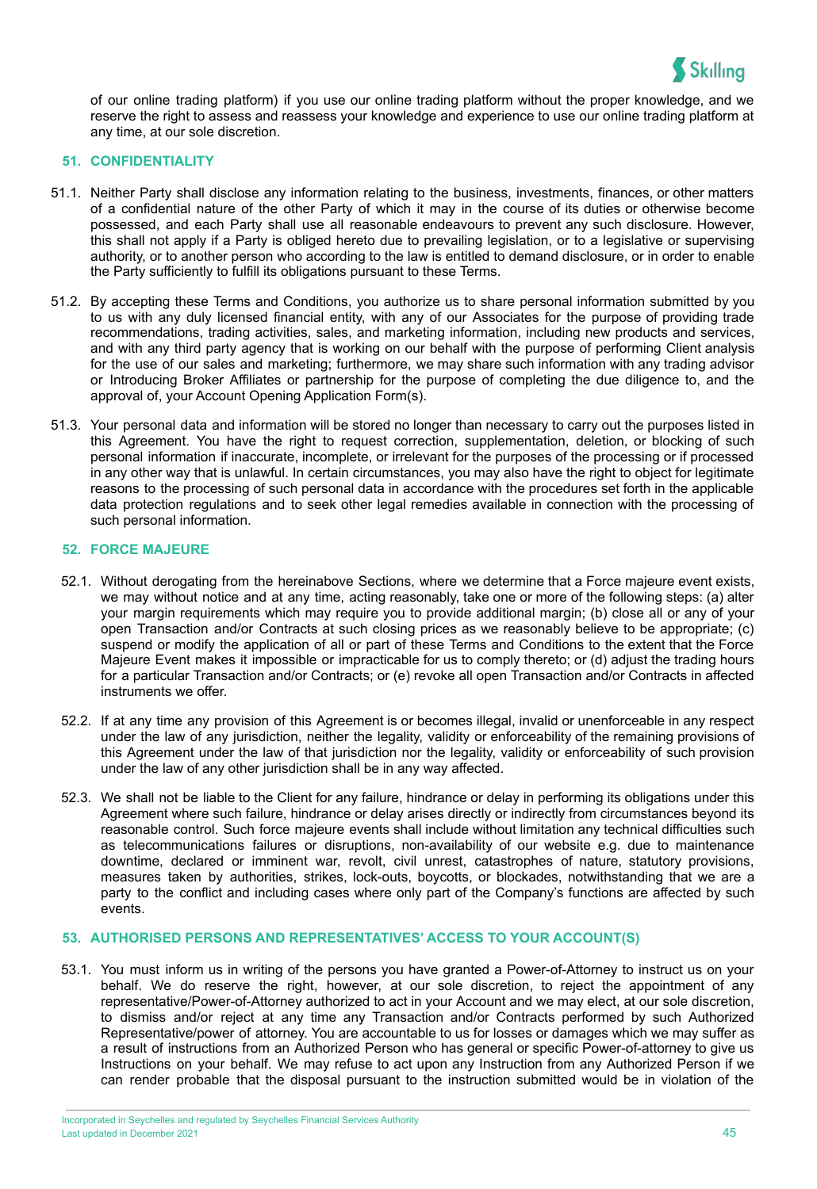of our online trading platform) if you use our online trading platform without the proper knowledge, and we reserve the right to assess and reassess your knowledge and experience to use our online trading platform at any time, at our sole discretion.

## 51. CONFIDENTIALITY

51.1. Neither Party shall disclose any information relating to the business, investments, finances, or other matters of a confidential nature of the other Party of which it may in the course of its duties or otherwise become possessed, and each Party shall use all reasonable endeavours to prevent any such disclosure. However, this shall not apply if a Party is obliged hereto due to prevailing legislation, or to a legislative or supervising authority, or to another person who according to the law is entitled to demand disclosure, or in order to enable the Party sufficiently to fulfill its obligations pursuant to these Terms.

51.2. By accepting these Terms and Conditions, you authorize us to share personal information submitted by you to us with any duly licensed financial entity, with any of our Associates for the purpose of providing trade recommendations, trading activities, sales, and marketing information, including new products and services, and with any third party agency that is working on our behalf with the purpose of performing Client analysis for the use of our sales and marketing; furthermore, we may share such information with any trading advisor or Introducing Broker Affiliates or partnership for the purpose of completing the due diligence to, and the approval of, your Account Opening Application Form(s).

51.3. Your personal data and information will be stored no longer than necessary to carry out the purposes listed in this Agreement. You have the right to request correction, supplementation, deletion, or blocking of such personal information if inaccurate, incomplete, or irrelevant for the purposes of the processing or if processed in any other way that is unlawful. In certain circumstances, you may also have the right to object for legitimate reasons to the processing of such personal data in accordance with the procedures set forth in the applicable data protection regulations and to seek other legal remedies available in connection with the processing of such personal information.

## 52. FORCE MAJEURE

52.1. Without derogating from the hereinabove Sections, where we determine that a Force majeure event exists, we may without notice and at any time, acting reasonably, take one or more of the following steps: (a) alter your margin requirements which may require you to provide additional margin; (b) close all or any of your open Transaction and/or Contracts at such closing prices as we reasonably believe to be appropriate; (c) suspend or modify the application of all or part of these Terms and Conditions to the extent that the Force Majeure Event makes it impossible or impracticable for us to comply thereto; or (d) adjust the trading hours for a particular Transaction and/or Contracts; or (e) revoke all open Transaction and/or Contracts in affected instruments we offer.

52.2. If at any time any provision of this Agreement is or becomes illegal, invalid or unenforceable in any respect under the law of any jurisdiction, neither the legality, validity or enforceability of the remaining provisions of this Agreement under the law of that jurisdiction nor the legality, validity or enforceability of such provision under the law of any other jurisdiction shall be in any way affected.

52.3. We shall not be liable to the Client for any failure, hindrance or delay in performing its obligations under this Agreement where such failure, hindrance or delay arises directly or indirectly from circumstances beyond its reasonable control. Such force majeure events shall include without limitation any technical difficulties such as telecommunications failures or disruptions, non-availability of our website e.g. due to maintenance downtime, declared or imminent war, revolt, civil unrest, catastrophes of nature, statutory provisions, measures taken by authorities, strikes, lock-outs, boycotts, or blockades, notwithstanding that we are a party to the conflict and including cases where only part of the Company's functions are affected by such events.

## 53. AUTHORISED PERSONS AND REPRESENTATIVES' ACCESS TO YOUR ACCOUNT(S)

53.1. You must inform us in writing of the persons you have granted a Power-of-Attorney to instruct us on your behalf. We do reserve the right, however, at our sole discretion, to reject the appointment of any representative/Power-of-Attorney authorized to act in your Account and we may elect, at our sole discretion, to dismiss and/or reject at any time any Transaction and/or Contracts performed by such Authorized Representative/power of attorney. You are accountable to us for losses or damages which we may suffer as a result of instructions from an Authorized Person who has general or specific Power-of-attorney to give us Instructions on your behalf. We may refuse to act upon any Instruction from any Authorized Person if we can render probable that the disposal pursuant to the instruction submitted would be in violation of the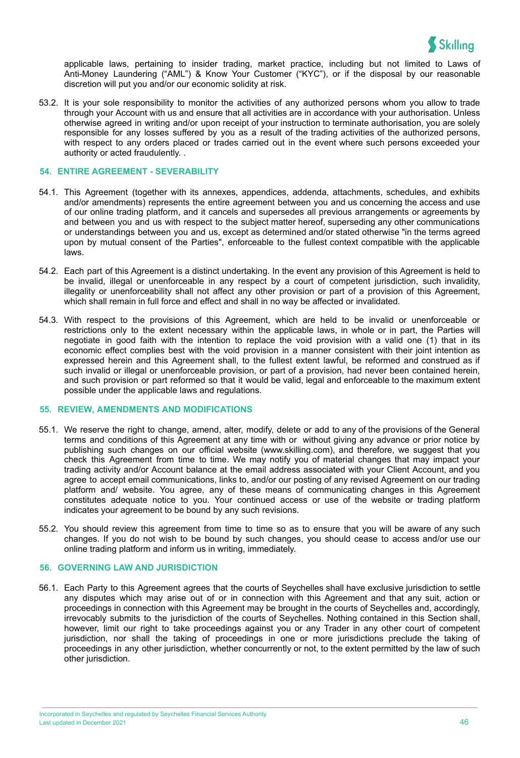applicable laws, pertaining to insider trading, market practice, including but not limited to Laws of Anti-Money Laundering ("AML") & Know Your Customer ("KYC"), or if the disposal by our reasonable discretion will put you and/or our economic solidity at risk.

53.2. It is your sole responsibility to monitor the activities of any authorized persons whom you allow to trade through your Account with us and ensure that all activities are in accordance with your authorisation. Unless otherwise agreed in writing and/or upon receipt of your instruction to terminate authorisation, you are solely responsible for any losses suffered by you as a result of the trading activities of the authorized persons, with respect to any orders placed or trades carried out in the event where such persons exceeded your authority or acted fraudulently. .

## 54. ENTIRE AGREEMENT - SEVERABILITY

54.1. This Agreement (together with its annexes, appendices, addenda, attachments, schedules, and exhibits and/or amendments) represents the entire agreement between you and us concerning the access and use of our online trading platform, and it cancels and supersedes all previous arrangements or agreements by and between you and us with respect to the subject matter hereof, superseding any other communications or understandings between you and us, except as determined and/or stated otherwise "in the terms agreed upon by mutual consent of the Parties", enforceable to the fullest context compatible with the applicable laws.

54.2. Each part of this Agreement is a distinct undertaking. In the event any provision of this Agreement is held to be invalid, illegal or unenforceable in any respect by a court of competent jurisdiction, such invalidity, illegality or unenforceability shall not affect any other provision or part of a provision of this Agreement, which shall remain in full force and effect and shall in no way be affected or invalidated.

54.3. With respect to the provisions of this Agreement, which are held to be invalid or unenforceable or restrictions only to the extent necessary within the applicable laws, in whole or in part, the Parties will negotiate in good faith with the intention to replace the void provision with a valid one (1) that in its economic effect complies best with the void provision in a manner consistent with their joint intention as expressed herein and this Agreement shall, to the fullest extent lawful, be reformed and construed as if such invalid or illegal or unenforceable provision, or part of a provision, had never been contained herein, and such provision or part reformed so that it would be valid, legal and enforceable to the maximum extent possible under the applicable laws and regulations.

## 55. REVIEW, AMENDMENTS AND MODIFICATIONS

55.1. We reserve the right to change, amend, alter, modify, delete or add to any of the provisions of the General terms and conditions of this Agreement at any time with or without giving any advance or prior notice by publishing such changes on our official website (www.skilling.com), and therefore, we suggest that you check this Agreement from time to time. We may notify you of material changes that may impact your trading activity and/or Account balance at the email address associated with your Client Account, and you agree to accept email communications, links to, and/or our posting of any revised Agreement on our trading platform and/ website. You agree, any of these means of communicating changes in this Agreement constitutes adequate notice to you. Your continued access or use of the website or trading platform indicates your agreement to be bound by any such revisions.

55.2. You should review this agreement from time to time so as to ensure that you will be aware of any such changes. If you do not wish to be bound by such changes, you should cease to access and/or use our online trading platform and inform us in writing, immediately.

## 56. GOVERNING LAW AND JURISDICTION

56.1. Each Party to this Agreement agrees that the courts of Seychelles shall have exclusive jurisdiction to settle any disputes which may arise out of or in connection with this Agreement and that any suit, action or proceedings in connection with this Agreement may be brought in the courts of Seychelles and, accordingly, irrevocably submits to the jurisdiction of the courts of Seychelles. Nothing contained in this Section shall, however, limit our right to take proceedings against you or any Trader in any other court of competent jurisdiction, nor shall the taking of proceedings in one or more jurisdictions preclude the taking of proceedings in any other jurisdiction, whether concurrently or not, to the extent permitted by the law of such other jurisdiction.